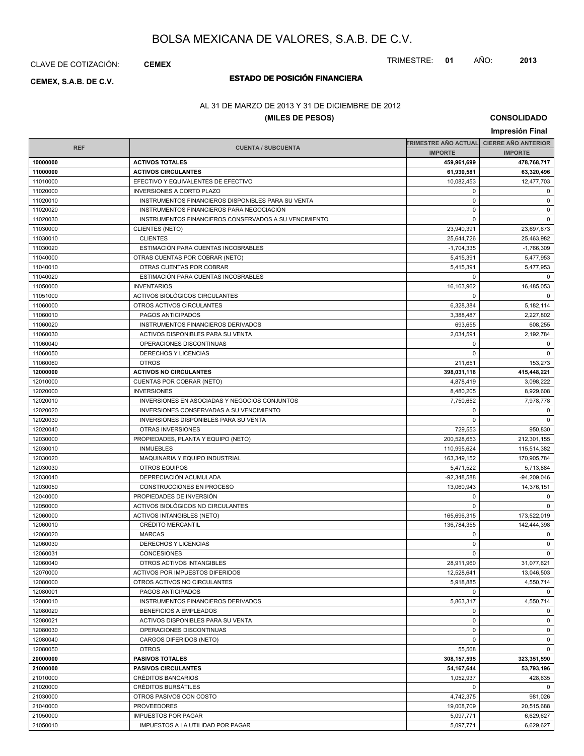# BOLSA MEXICANA DE VALORES, S.A.B. DE C.V.

CLAVE DE COTIZACIÓN: **CEMEX**

TRIMESTRE: **01** AÑO: **2013**

**CEMEX, S.A.B. DE C.V.**

## ESTADO DE POSICIÓN FINANCIERA

AL 31 DE MARZO DE 2013 Y 31 DE DICIEMBRE DE 2012

**(MILES DE PESOS)**

**CONSOLIDADO**

**Impresión Final**

| REF | CUENTA / SUBCUENTA | TRIMESTRE AÑO ACTUAL | CIERRE AÑO ANTERIOR |
|---|---|---|---|
| | | IMPORTE | IMPORTE |
| **10000000** | **ACTIVOS TOTALES** | **459,961,699** | **478,768,717** |
| **11000000** | **ACTIVOS CIRCULANTES** | **61,930,581** | **63,320,496** |
| 11010000 | EFECTIVO Y EQUIVALENTES DE EFECTIVO | 10,082,453 | 12,477,703 |
| 11020000 | INVERSIONES A CORTO PLAZO | 0 | 0 |
| 11020010 | INSTRUMENTOS FINANCIEROS DISPONIBLES PARA SU VENTA | 0 | 0 |
| 11020020 | INSTRUMENTOS FINANCIEROS PARA NEGOCIACIÓN | 0 | 0 |
| 11020030 | INSTRUMENTOS FINANCIEROS CONSERVADOS A SU VENCIMIENTO | 0 | 0 |
| 11030000 | CLIENTES (NETO) | 23,940,391 | 23,697,673 |
| 11030010 | CLIENTES | 25,644,726 | 25,463,982 |
| 11030020 | ESTIMACIÓN PARA CUENTAS INCOBRABLES | -1,704,335 | -1,766,309 |
| 11040000 | OTRAS CUENTAS POR COBRAR (NETO) | 5,415,391 | 5,477,953 |
| 11040010 | OTRAS CUENTAS POR COBRAR | 5,415,391 | 5,477,953 |
| 11040020 | ESTIMACIÓN PARA CUENTAS INCOBRABLES | 0 | 0 |
| 11050000 | INVENTARIOS | 16,163,962 | 16,485,053 |
| 11051000 | ACTIVOS BIOLÓGICOS CIRCULANTES | 0 | 0 |
| 11060000 | OTROS ACTIVOS CIRCULANTES | 6,328,384 | 5,182,114 |
| 11060010 | PAGOS ANTICIPADOS | 3,388,487 | 2,227,802 |
| 11060020 | INSTRUMENTOS FINANCIEROS DERIVADOS | 693,655 | 608,255 |
| 11060030 | ACTIVOS DISPONIBLES PARA SU VENTA | 2,034,591 | 2,192,784 |
| 11060040 | OPERACIONES DISCONTINUAS | 0 | 0 |
| 11060050 | DERECHOS Y LICENCIAS | 0 | 0 |
| 11060060 | OTROS | 211,651 | 153,273 |
| **12000000** | **ACTIVOS NO CIRCULANTES** | **398,031,118** | **415,448,221** |
| 12010000 | CUENTAS POR COBRAR (NETO) | 4,878,419 | 3,098,222 |
| 12020000 | INVERSIONES | 8,480,205 | 8,929,608 |
| 12020010 | INVERSIONES EN ASOCIADAS Y NEGOCIOS CONJUNTOS | 7,750,652 | 7,978,778 |
| 12020020 | INVERSIONES CONSERVADAS A SU VENCIMIENTO | 0 | 0 |
| 12020030 | INVERSIONES DISPONIBLES PARA SU VENTA | 0 | 0 |
| 12020040 | OTRAS INVERSIONES | 729,553 | 950,830 |
| 12030000 | PROPIEDADES, PLANTA Y EQUIPO (NETO) | 200,528,653 | 212,301,155 |
| 12030010 | INMUEBLES | 110,995,624 | 115,514,382 |
| 12030020 | MAQUINARIA Y EQUIPO INDUSTRIAL | 163,349,152 | 170,905,784 |
| 12030030 | OTROS EQUIPOS | 5,471,522 | 5,713,884 |
| 12030040 | DEPRECIACIÓN ACUMULADA | -92,348,588 | -94,209,046 |
| 12030050 | CONSTRUCCIONES EN PROCESO | 13,060,943 | 14,376,151 |
| 12040000 | PROPIEDADES DE INVERSIÓN | 0 | 0 |
| 12050000 | ACTIVOS BIOLÓGICOS NO CIRCULANTES | 0 | 0 |
| 12060000 | ACTIVOS INTANGIBLES (NETO) | 165,696,315 | 173,522,019 |
| 12060010 | CRÉDITO MERCANTIL | 136,784,355 | 142,444,398 |
| 12060020 | MARCAS | 0 | 0 |
| 12060030 | DERECHOS Y LICENCIAS | 0 | 0 |
| 12060031 | CONCESIONES | 0 | 0 |
| 12060040 | OTROS ACTIVOS INTANGIBLES | 28,911,960 | 31,077,621 |
| 12070000 | ACTIVOS POR IMPUESTOS DIFERIDOS | 12,528,641 | 13,046,503 |
| 12080000 | OTROS ACTIVOS NO CIRCULANTES | 5,918,885 | 4,550,714 |
| 12080001 | PAGOS ANTICIPADOS | 0 | 0 |
| 12080010 | INSTRUMENTOS FINANCIEROS DERIVADOS | 5,863,317 | 4,550,714 |
| 12080020 | BENEFICIOS A EMPLEADOS | 0 | 0 |
| 12080021 | ACTIVOS DISPONIBLES PARA SU VENTA | 0 | 0 |
| 12080030 | OPERACIONES DISCONTINUAS | 0 | 0 |
| 12080040 | CARGOS DIFERIDOS (NETO) | 0 | 0 |
| 12080050 | OTROS | 55,568 | 0 |
| **20000000** | **PASIVOS TOTALES** | **308,157,595** | **323,351,590** |
| **21000000** | **PASIVOS CIRCULANTES** | **54,167,644** | **53,793,196** |
| 21010000 | CRÉDITOS BANCARIOS | 1,052,937 | 428,635 |
| 21020000 | CRÉDITOS BURSÁTILES | 0 | 0 |
| 21030000 | OTROS PASIVOS CON COSTO | 4,742,375 | 981,026 |
| 21040000 | PROVEEDORES | 19,008,709 | 20,515,688 |
| 21050000 | IMPUESTOS POR PAGAR | 5,097,771 | 6,629,627 |
| 21050010 | IMPUESTOS A LA UTILIDAD POR PAGAR | 5,097,771 | 6,629,627 |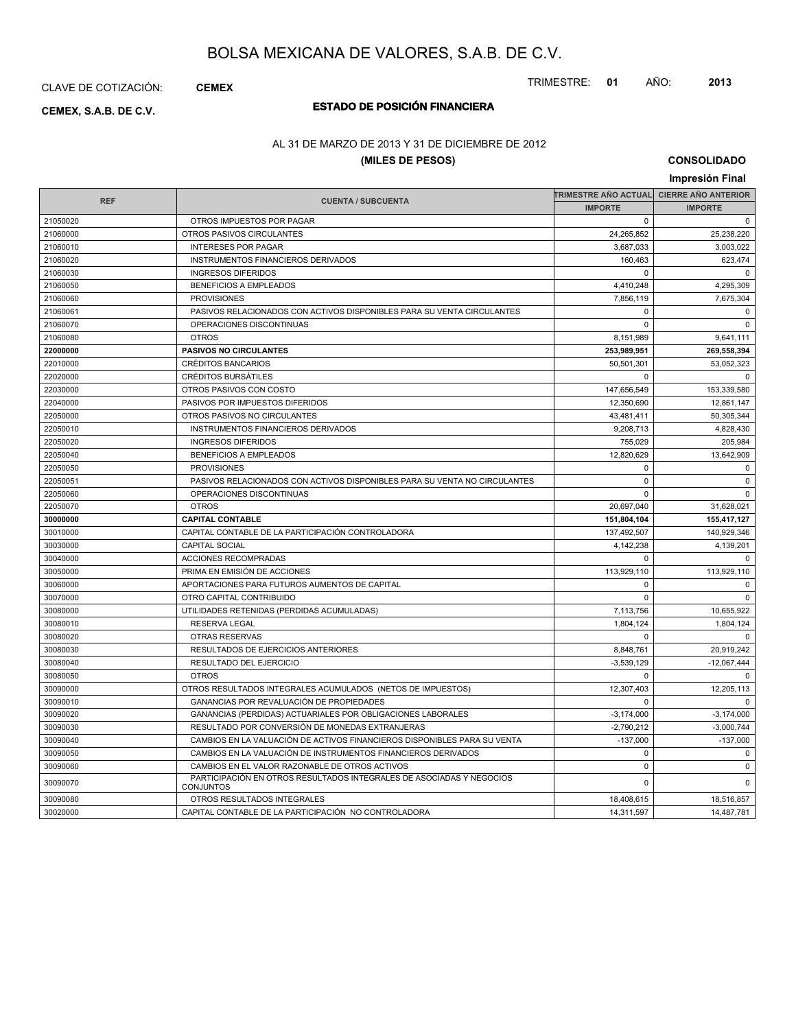# BOLSA MEXICANA DE VALORES, S.A.B. DE C.V.

CLAVE DE COTIZACIÓN: **CEMEX**

TRIMESTRE: **01** AÑO: **2013**

**CEMEX, S.A.B. DE C.V.**

## ESTADO DE POSICIÓN FINANCIERA

AL 31 DE MARZO DE 2013 Y 31 DE DICIEMBRE DE 2012

**(MILES DE PESOS)**

**CONSOLIDADO**

**Impresión Final**

| REF | CUENTA / SUBCUENTA | TRIMESTRE AÑO ACTUAL | CIERRE AÑO ANTERIOR |
|---|---|---|---|
| | | IMPORTE | IMPORTE |
| 21050020 | OTROS IMPUESTOS POR PAGAR | 0 | 0 |
| 21060000 | OTROS PASIVOS CIRCULANTES | 24,265,852 | 25,238,220 |
| 21060010 | INTERESES POR PAGAR | 3,687,033 | 3,003,022 |
| 21060020 | INSTRUMENTOS FINANCIEROS DERIVADOS | 160,463 | 623,474 |
| 21060030 | INGRESOS DIFERIDOS | 0 | 0 |
| 21060050 | BENEFICIOS A EMPLEADOS | 4,410,248 | 4,295,309 |
| 21060060 | PROVISIONES | 7,856,119 | 7,675,304 |
| 21060061 | PASIVOS RELACIONADOS CON ACTIVOS DISPONIBLES PARA SU VENTA CIRCULANTES | 0 | 0 |
| 21060070 | OPERACIONES DISCONTINUAS | 0 | 0 |
| 21060080 | OTROS | 8,151,989 | 9,641,111 |
| **22000000** | **PASIVOS NO CIRCULANTES** | **253,989,951** | **269,558,394** |
| 22010000 | CRÉDITOS BANCARIOS | 50,501,301 | 53,052,323 |
| 22020000 | CRÉDITOS BURSÁTILES | 0 | 0 |
| 22030000 | OTROS PASIVOS CON COSTO | 147,656,549 | 153,339,580 |
| 22040000 | PASIVOS POR IMPUESTOS DIFERIDOS | 12,350,690 | 12,861,147 |
| 22050000 | OTROS PASIVOS NO CIRCULANTES | 43,481,411 | 50,305,344 |
| 22050010 | INSTRUMENTOS FINANCIEROS DERIVADOS | 9,208,713 | 4,828,430 |
| 22050020 | INGRESOS DIFERIDOS | 755,029 | 205,984 |
| 22050040 | BENEFICIOS A EMPLEADOS | 12,820,629 | 13,642,909 |
| 22050050 | PROVISIONES | 0 | 0 |
| 22050051 | PASIVOS RELACIONADOS CON ACTIVOS DISPONIBLES PARA SU VENTA NO CIRCULANTES | 0 | 0 |
| 22050060 | OPERACIONES DISCONTINUAS | 0 | 0 |
| 22050070 | OTROS | 20,697,040 | 31,628,021 |
| **30000000** | **CAPITAL CONTABLE** | **151,804,104** | **155,417,127** |
| 30010000 | CAPITAL CONTABLE DE LA PARTICIPACIÓN CONTROLADORA | 137,492,507 | 140,929,346 |
| 30030000 | CAPITAL SOCIAL | 4,142,238 | 4,139,201 |
| 30040000 | ACCIONES RECOMPRADAS | 0 | 0 |
| 30050000 | PRIMA EN EMISIÓN DE ACCIONES | 113,929,110 | 113,929,110 |
| 30060000 | APORTACIONES PARA FUTUROS AUMENTOS DE CAPITAL | 0 | 0 |
| 30070000 | OTRO CAPITAL CONTRIBUIDO | 0 | 0 |
| 30080000 | UTILIDADES RETENIDAS (PERDIDAS ACUMULADAS) | 7,113,756 | 10,655,922 |
| 30080010 | RESERVA LEGAL | 1,804,124 | 1,804,124 |
| 30080020 | OTRAS RESERVAS | 0 | 0 |
| 30080030 | RESULTADOS DE EJERCICIOS ANTERIORES | 8,848,761 | 20,919,242 |
| 30080040 | RESULTADO DEL EJERCICIO | -3,539,129 | -12,067,444 |
| 30080050 | OTROS | 0 | 0 |
| 30090000 | OTROS RESULTADOS INTEGRALES ACUMULADOS (NETOS DE IMPUESTOS) | 12,307,403 | 12,205,113 |
| 30090010 | GANANCIAS POR REVALUACIÓN DE PROPIEDADES | 0 | 0 |
| 30090020 | GANANCIAS (PERDIDAS) ACTUARIALES POR OBLIGACIONES LABORALES | -3,174,000 | -3,174,000 |
| 30090030 | RESULTADO POR CONVERSIÓN DE MONEDAS EXTRANJERAS | -2,790,212 | -3,000,744 |
| 30090040 | CAMBIOS EN LA VALUACIÓN DE ACTIVOS FINANCIEROS DISPONIBLES PARA SU VENTA | -137,000 | -137,000 |
| 30090050 | CAMBIOS EN LA VALUACIÓN DE INSTRUMENTOS FINANCIEROS DERIVADOS | 0 | 0 |
| 30090060 | CAMBIOS EN EL VALOR RAZONABLE DE OTROS ACTIVOS | 0 | 0 |
| 30090070 | PARTICIPACIÓN EN OTROS RESULTADOS INTEGRALES DE ASOCIADAS Y NEGOCIOS CONJUNTOS | 0 | 0 |
| 30090080 | OTROS RESULTADOS INTEGRALES | 18,408,615 | 18,516,857 |
| 30020000 | CAPITAL CONTABLE DE LA PARTICIPACIÓN NO CONTROLADORA | 14,311,597 | 14,487,781 |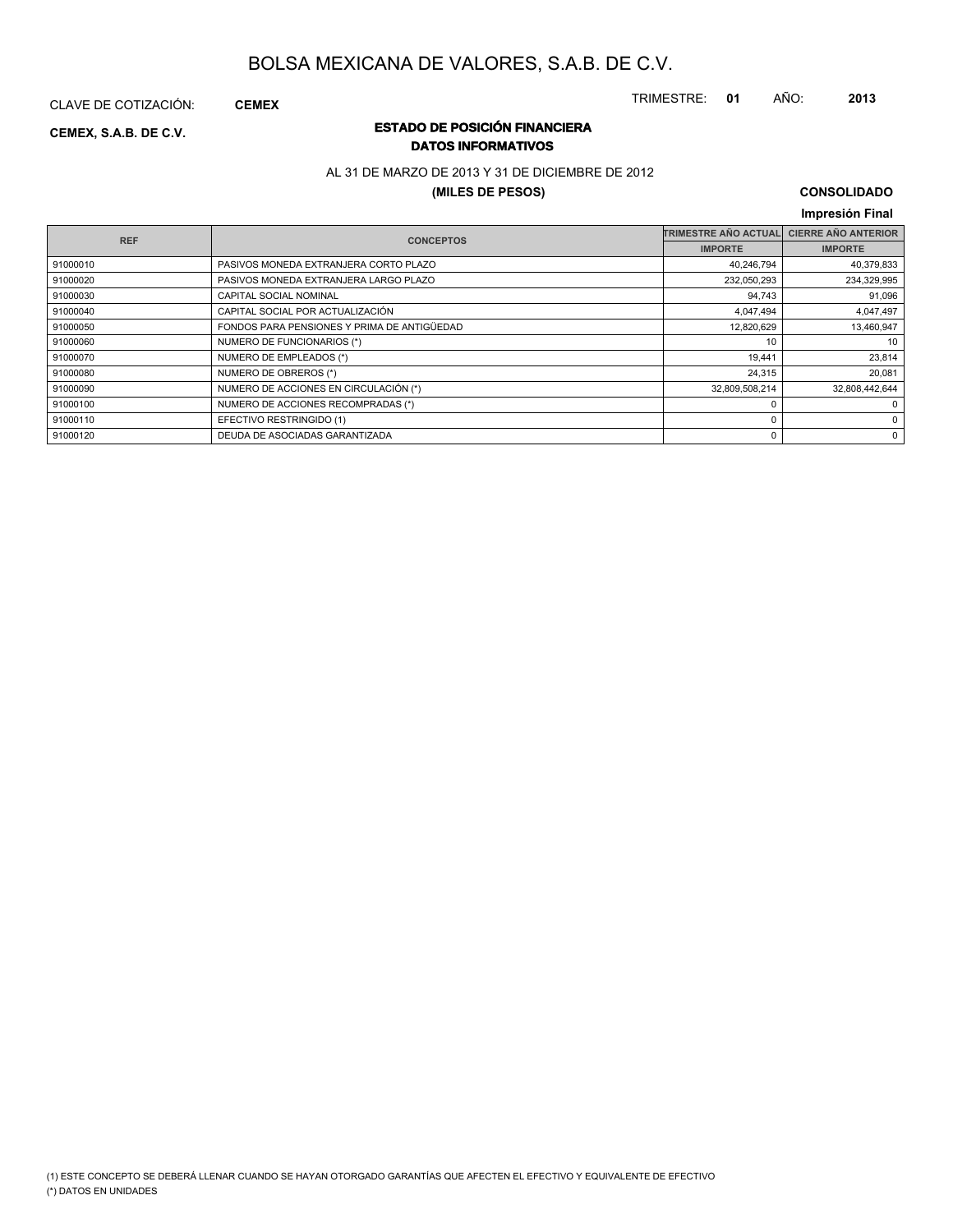# BOLSA MEXICANA DE VALORES, S.A.B. DE C.V.

CLAVE DE COTIZACIÓN: **CEMEX**

TRIMESTRE: **01** AÑO: **2013**

**CEMEX, S.A.B. DE C.V.**

## ESTADO DE POSICIÓN FINANCIERA
### DATOS INFORMATIVOS

AL 31 DE MARZO DE 2013 Y 31 DE DICIEMBRE DE 2012

**(MILES DE PESOS)**

**CONSOLIDADO**

**Impresión Final**

| REF | CONCEPTOS | TRIMESTRE AÑO ACTUAL | CIERRE AÑO ANTERIOR |
|---|---|---|---|
| | | IMPORTE | IMPORTE |
| 91000010 | PASIVOS MONEDA EXTRANJERA CORTO PLAZO | 40,246,794 | 40,379,833 |
| 91000020 | PASIVOS MONEDA EXTRANJERA LARGO PLAZO | 232,050,293 | 234,329,995 |
| 91000030 | CAPITAL SOCIAL NOMINAL | 94,743 | 91,096 |
| 91000040 | CAPITAL SOCIAL POR ACTUALIZACIÓN | 4,047,494 | 4,047,497 |
| 91000050 | FONDOS PARA PENSIONES Y PRIMA DE ANTIGÜEDAD | 12,820,629 | 13,460,947 |
| 91000060 | NUMERO DE FUNCIONARIOS (*) | 10 | 10 |
| 91000070 | NUMERO DE EMPLEADOS (*) | 19,441 | 23,814 |
| 91000080 | NUMERO DE OBREROS (*) | 24,315 | 20,081 |
| 91000090 | NUMERO DE ACCIONES EN CIRCULACIÓN (*) | 32,809,508,214 | 32,808,442,644 |
| 91000100 | NUMERO DE ACCIONES RECOMPRADAS (*) | 0 | 0 |
| 91000110 | EFECTIVO RESTRINGIDO (1) | 0 | 0 |
| 91000120 | DEUDA DE ASOCIADAS GARANTIZADA | 0 | 0 |

(1) ESTE CONCEPTO SE DEBERÁ LLENAR CUANDO SE HAYAN OTORGADO GARANTÍAS QUE AFECTEN EL EFECTIVO Y EQUIVALENTE DE EFECTIVO

(*) DATOS EN UNIDADES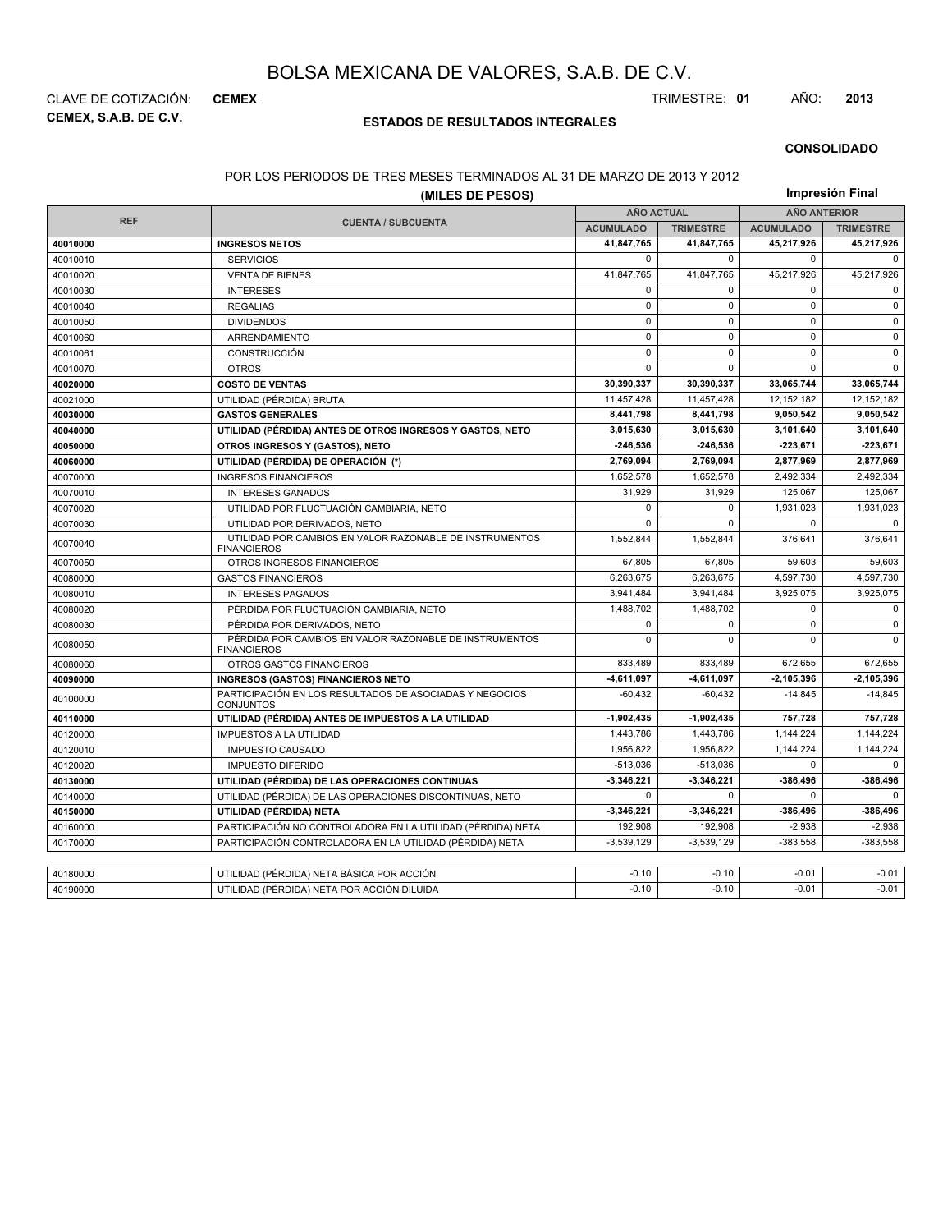# BOLSA MEXICANA DE VALORES, S.A.B. DE C.V.

CLAVE DE COTIZACIÓN: **CEMEX**

**CEMEX, S.A.B. DE C.V.**

TRIMESTRE: **01** AÑO: **2013**

## ESTADOS DE RESULTADOS INTEGRALES

**CONSOLIDADO**

POR LOS PERIODOS DE TRES MESES TERMINADOS AL 31 DE MARZO DE 2013 Y 2012

**(MILES DE PESOS)**

**Impresión Final**

| REF | CUENTA / SUBCUENTA | AÑO ACTUAL | | AÑO ANTERIOR | |
|---|---|---|---|---|---|
| | | ACUMULADO | TRIMESTRE | ACUMULADO | TRIMESTRE |
| **40010000** | **INGRESOS NETOS** | **41,847,765** | **41,847,765** | **45,217,926** | **45,217,926** |
| 40010010 | SERVICIOS | 0 | 0 | 0 | 0 |
| 40010020 | VENTA DE BIENES | 41,847,765 | 41,847,765 | 45,217,926 | 45,217,926 |
| 40010030 | INTERESES | 0 | 0 | 0 | 0 |
| 40010040 | REGALIAS | 0 | 0 | 0 | 0 |
| 40010050 | DIVIDENDOS | 0 | 0 | 0 | 0 |
| 40010060 | ARRENDAMIENTO | 0 | 0 | 0 | 0 |
| 40010061 | CONSTRUCCIÓN | 0 | 0 | 0 | 0 |
| 40010070 | OTROS | 0 | 0 | 0 | 0 |
| **40020000** | **COSTO DE VENTAS** | **30,390,337** | **30,390,337** | **33,065,744** | **33,065,744** |
| 40021000 | UTILIDAD (PÉRDIDA) BRUTA | 11,457,428 | 11,457,428 | 12,152,182 | 12,152,182 |
| **40030000** | **GASTOS GENERALES** | **8,441,798** | **8,441,798** | **9,050,542** | **9,050,542** |
| **40040000** | **UTILIDAD (PÉRDIDA) ANTES DE OTROS INGRESOS Y GASTOS, NETO** | **3,015,630** | **3,015,630** | **3,101,640** | **3,101,640** |
| **40050000** | **OTROS INGRESOS Y (GASTOS), NETO** | **-246,536** | **-246,536** | **-223,671** | **-223,671** |
| **40060000** | **UTILIDAD (PÉRDIDA) DE OPERACIÓN (*)** | **2,769,094** | **2,769,094** | **2,877,969** | **2,877,969** |
| 40070000 | INGRESOS FINANCIEROS | 1,652,578 | 1,652,578 | 2,492,334 | 2,492,334 |
| 40070010 | INTERESES GANADOS | 31,929 | 31,929 | 125,067 | 125,067 |
| 40070020 | UTILIDAD POR FLUCTUACIÓN CAMBIARIA, NETO | 0 | 0 | 1,931,023 | 1,931,023 |
| 40070030 | UTILIDAD POR DERIVADOS, NETO | 0 | 0 | 0 | 0 |
| 40070040 | UTILIDAD POR CAMBIOS EN VALOR RAZONABLE DE INSTRUMENTOS FINANCIEROS | 1,552,844 | 1,552,844 | 376,641 | 376,641 |
| 40070050 | OTROS INGRESOS FINANCIEROS | 67,805 | 67,805 | 59,603 | 59,603 |
| 40080000 | GASTOS FINANCIEROS | 6,263,675 | 6,263,675 | 4,597,730 | 4,597,730 |
| 40080010 | INTERESES PAGADOS | 3,941,484 | 3,941,484 | 3,925,075 | 3,925,075 |
| 40080020 | PÉRDIDA POR FLUCTUACIÓN CAMBIARIA, NETO | 1,488,702 | 1,488,702 | 0 | 0 |
| 40080030 | PÉRDIDA POR DERIVADOS, NETO | 0 | 0 | 0 | 0 |
| 40080050 | PÉRDIDA POR CAMBIOS EN VALOR RAZONABLE DE INSTRUMENTOS FINANCIEROS | 0 | 0 | 0 | 0 |
| 40080060 | OTROS GASTOS FINANCIEROS | 833,489 | 833,489 | 672,655 | 672,655 |
| **40090000** | **INGRESOS (GASTOS) FINANCIEROS NETO** | **-4,611,097** | **-4,611,097** | **-2,105,396** | **-2,105,396** |
| 40100000 | PARTICIPACIÓN EN LOS RESULTADOS DE ASOCIADAS Y NEGOCIOS CONJUNTOS | -60,432 | -60,432 | -14,845 | -14,845 |
| **40110000** | **UTILIDAD (PÉRDIDA) ANTES DE IMPUESTOS A LA UTILIDAD** | **-1,902,435** | **-1,902,435** | **757,728** | **757,728** |
| 40120000 | IMPUESTOS A LA UTILIDAD | 1,443,786 | 1,443,786 | 1,144,224 | 1,144,224 |
| 40120010 | IMPUESTO CAUSADO | 1,956,822 | 1,956,822 | 1,144,224 | 1,144,224 |
| 40120020 | IMPUESTO DIFERIDO | -513,036 | -513,036 | 0 | 0 |
| **40130000** | **UTILIDAD (PÉRDIDA) DE LAS OPERACIONES CONTINUAS** | **-3,346,221** | **-3,346,221** | **-386,496** | **-386,496** |
| 40140000 | UTILIDAD (PÉRDIDA) DE LAS OPERACIONES DISCONTINUAS, NETO | 0 | 0 | 0 | 0 |
| **40150000** | **UTILIDAD (PÉRDIDA) NETA** | **-3,346,221** | **-3,346,221** | **-386,496** | **-386,496** |
| 40160000 | PARTICIPACIÓN NO CONTROLADORA EN LA UTILIDAD (PÉRDIDA) NETA | 192,908 | 192,908 | -2,938 | -2,938 |
| 40170000 | PARTICIPACIÓN CONTROLADORA EN LA UTILIDAD (PÉRDIDA) NETA | -3,539,129 | -3,539,129 | -383,558 | -383,558 |

| REF | CUENTA / SUBCUENTA | ACUMULADO | TRIMESTRE | ACUMULADO | TRIMESTRE |
|---|---|---|---|---|---|
| 40180000 | UTILIDAD (PÉRDIDA) NETA BÁSICA POR ACCIÓN | -0.10 | -0.10 | -0.01 | -0.01 |
| 40190000 | UTILIDAD (PÉRDIDA) NETA POR ACCIÓN DILUIDA | -0.10 | -0.10 | -0.01 | -0.01 |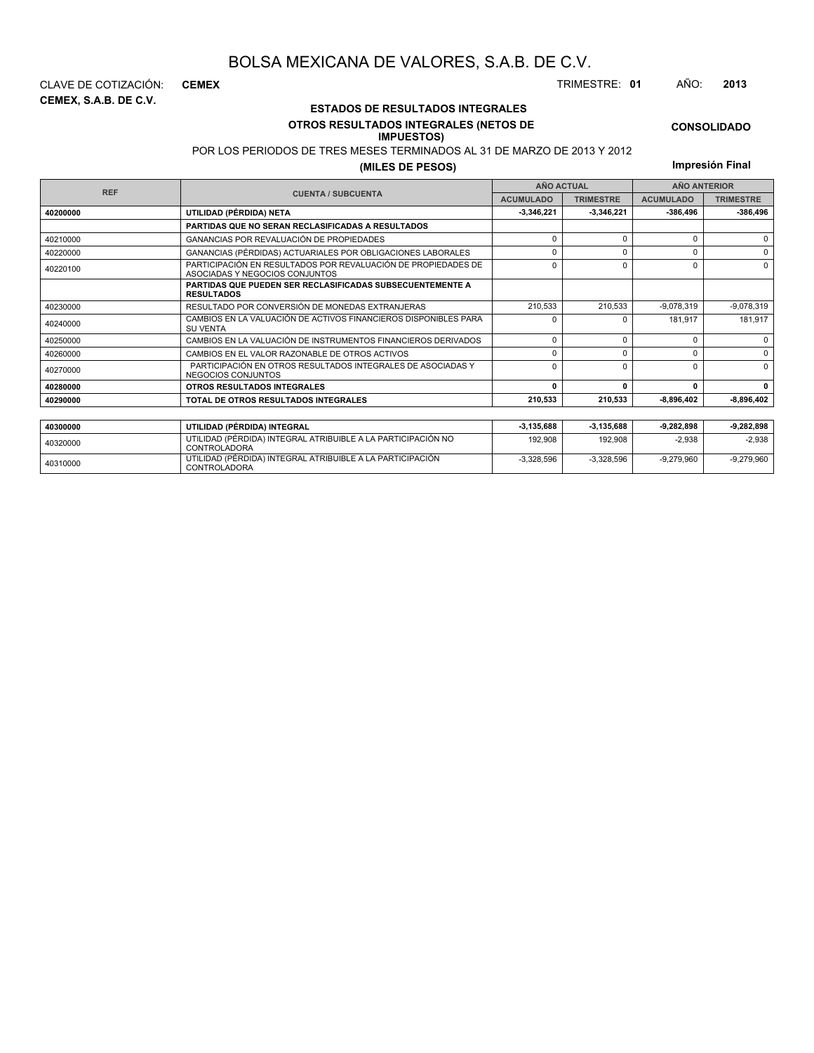# BOLSA MEXICANA DE VALORES, S.A.B. DE C.V.

CLAVE DE COTIZACIÓN: **CEMEX**

TRIMESTRE: **01** AÑO: **2013**

**CEMEX, S.A.B. DE C.V.**

## ESTADOS DE RESULTADOS INTEGRALES

### OTROS RESULTADOS INTEGRALES (NETOS DE IMPUESTOS)

**CONSOLIDADO**

POR LOS PERIODOS DE TRES MESES TERMINADOS AL 31 DE MARZO DE 2013 Y 2012

**(MILES DE PESOS)**

**Impresión Final**

| REF | CUENTA / SUBCUENTA | AÑO ACTUAL | | AÑO ANTERIOR | |
|---|---|---|---|---|---|
| | | ACUMULADO | TRIMESTRE | ACUMULADO | TRIMESTRE |
| **40200000** | **UTILIDAD (PÉRDIDA) NETA** | **-3,346,221** | **-3,346,221** | **-386,496** | **-386,496** |
| | **PARTIDAS QUE NO SERAN RECLASIFICADAS A RESULTADOS** | | | | |
| 40210000 | GANANCIAS POR REVALUACIÓN DE PROPIEDADES | 0 | 0 | 0 | 0 |
| 40220000 | GANANCIAS (PÉRDIDAS) ACTUARIALES POR OBLIGACIONES LABORALES | 0 | 0 | 0 | 0 |
| 40220100 | PARTICIPACIÓN EN RESULTADOS POR REVALUACIÓN DE PROPIEDADES DE ASOCIADAS Y NEGOCIOS CONJUNTOS | 0 | 0 | 0 | 0 |
| | **PARTIDAS QUE PUEDEN SER RECLASIFICADAS SUBSECUENTEMENTE A RESULTADOS** | | | | |
| 40230000 | RESULTADO POR CONVERSIÓN DE MONEDAS EXTRANJERAS | 210,533 | 210,533 | -9,078,319 | -9,078,319 |
| 40240000 | CAMBIOS EN LA VALUACIÓN DE ACTIVOS FINANCIEROS DISPONIBLES PARA SU VENTA | 0 | 0 | 181,917 | 181,917 |
| 40250000 | CAMBIOS EN LA VALUACIÓN DE INSTRUMENTOS FINANCIEROS DERIVADOS | 0 | 0 | 0 | 0 |
| 40260000 | CAMBIOS EN EL VALOR RAZONABLE DE OTROS ACTIVOS | 0 | 0 | 0 | 0 |
| 40270000 | PARTICIPACIÓN EN OTROS RESULTADOS INTEGRALES DE ASOCIADAS Y NEGOCIOS CONJUNTOS | 0 | 0 | 0 | 0 |
| **40280000** | **OTROS RESULTADOS INTEGRALES** | **0** | **0** | **0** | **0** |
| **40290000** | **TOTAL DE OTROS RESULTADOS INTEGRALES** | **210,533** | **210,533** | **-8,896,402** | **-8,896,402** |
| **40300000** | **UTILIDAD (PÉRDIDA) INTEGRAL** | **-3,135,688** | **-3,135,688** | **-9,282,898** | **-9,282,898** |
| 40320000 | UTILIDAD (PÉRDIDA) INTEGRAL ATRIBUIBLE A LA PARTICIPACIÓN NO CONTROLADORA | 192,908 | 192,908 | -2,938 | -2,938 |
| 40310000 | UTILIDAD (PÉRDIDA) INTEGRAL ATRIBUIBLE A LA PARTICIPACIÓN CONTROLADORA | -3,328,596 | -3,328,596 | -9,279,960 | -9,279,960 |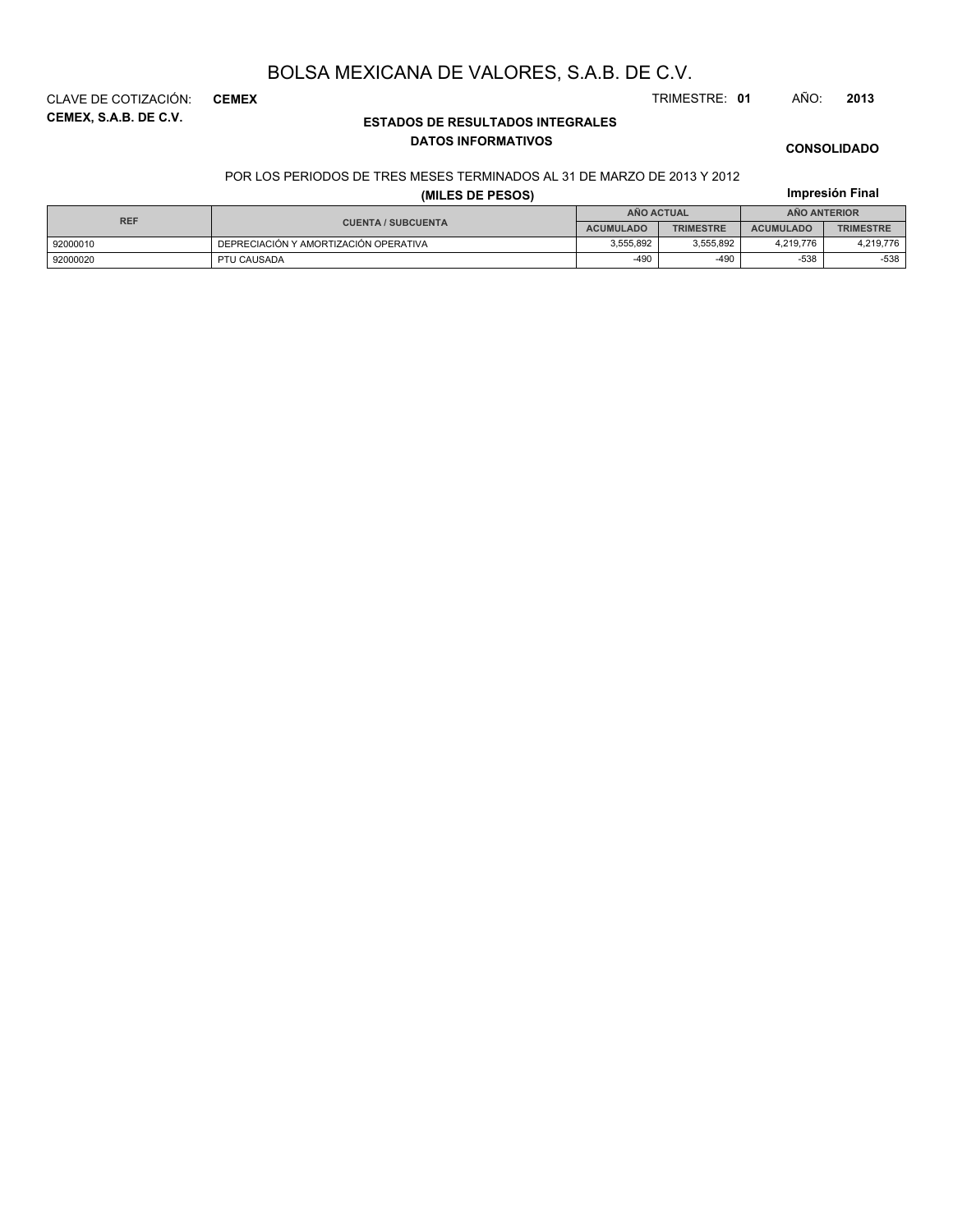# BOLSA MEXICANA DE VALORES, S.A.B. DE C.V.

CLAVE DE COTIZACIÓN: **CEMEX**

TRIMESTRE: **01** AÑO: **2013**

**CEMEX, S.A.B. DE C.V.**

**ESTADOS DE RESULTADOS INTEGRALES**

**DATOS INFORMATIVOS**

**CONSOLIDADO**

POR LOS PERIODOS DE TRES MESES TERMINADOS AL 31 DE MARZO DE 2013 Y 2012

**(MILES DE PESOS)**

**Impresión Final**

| REF | CUENTA / SUBCUENTA | AÑO ACTUAL | | AÑO ANTERIOR | |
|---|---|---|---|---|---|
| | | ACUMULADO | TRIMESTRE | ACUMULADO | TRIMESTRE |
| 92000010 | DEPRECIACIÓN Y AMORTIZACIÓN OPERATIVA | 3,555,892 | 3,555,892 | 4,219,776 | 4,219,776 |
| 92000020 | PTU CAUSADA | -490 | -490 | -538 | -538 |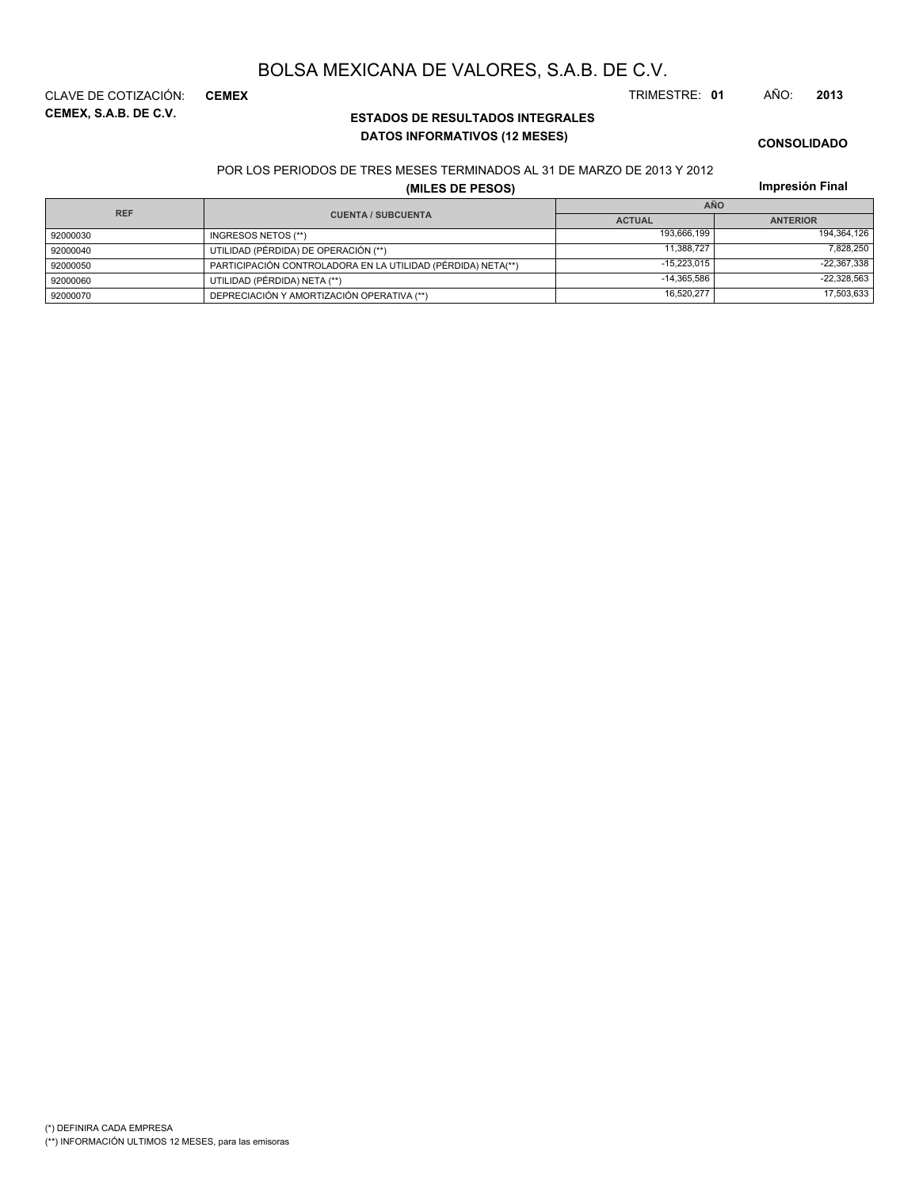# BOLSA MEXICANA DE VALORES, S.A.B. DE C.V.

CLAVE DE COTIZACIÓN: **CEMEX**

TRIMESTRE: **01** AÑO: **2013**

**CEMEX, S.A.B. DE C.V.**

**ESTADOS DE RESULTADOS INTEGRALES**

**DATOS INFORMATIVOS (12 MESES)**

**CONSOLIDADO**

POR LOS PERIODOS DE TRES MESES TERMINADOS AL 31 DE MARZO DE 2013 Y 2012

**(MILES DE PESOS)**

**Impresión Final**

| REF | CUENTA / SUBCUENTA | AÑO | |
|---|---|---|---|
| | | ACTUAL | ANTERIOR |
| 92000030 | INGRESOS NETOS (**) | 193,666,199 | 194,364,126 |
| 92000040 | UTILIDAD (PÉRDIDA) DE OPERACIÓN (**) | 11,388,727 | 7,828,250 |
| 92000050 | PARTICIPACIÓN CONTROLADORA EN LA UTILIDAD (PÉRDIDA) NETA(**) | -15,223,015 | -22,367,338 |
| 92000060 | UTILIDAD (PÉRDIDA) NETA (**) | -14,365,586 | -22,328,563 |
| 92000070 | DEPRECIACIÓN Y AMORTIZACIÓN OPERATIVA (**) | 16,520,277 | 17,503,633 |

(*) DEFINIRA CADA EMPRESA

(**) INFORMACIÓN ULTIMOS 12 MESES, para las emisoras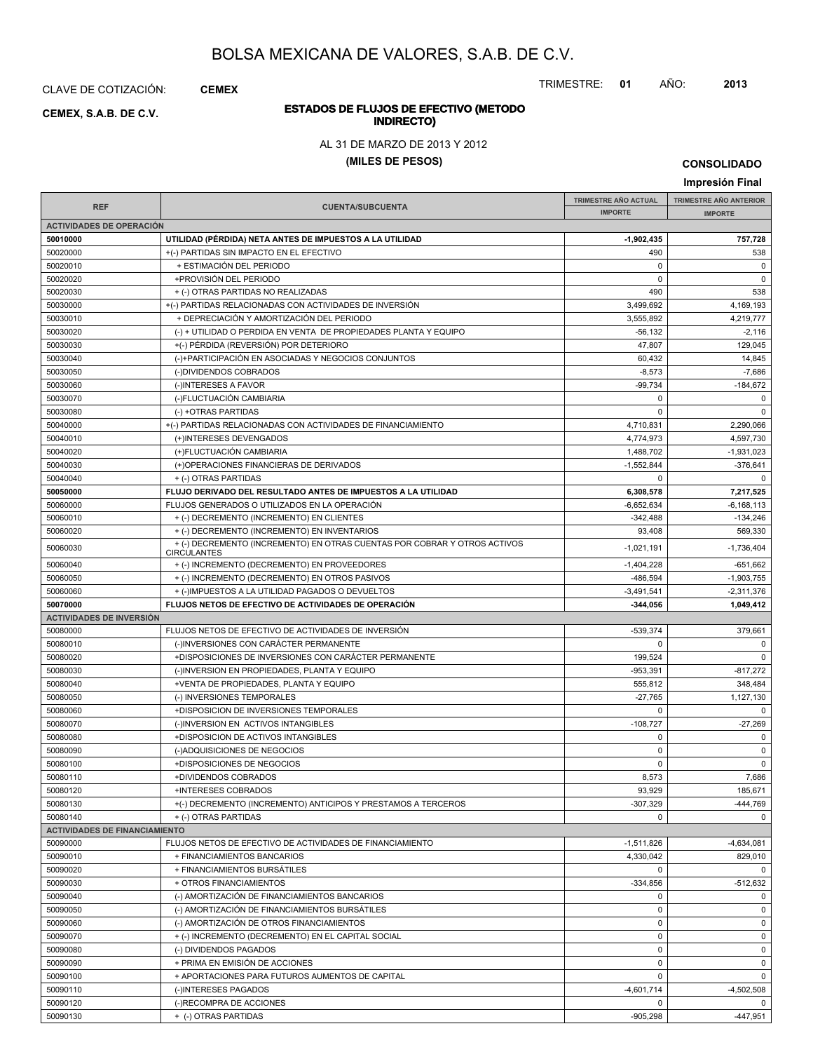# BOLSA MEXICANA DE VALORES, S.A.B. DE C.V.

CLAVE DE COTIZACIÓN: **CEMEX**

TRIMESTRE: **01** AÑO: **2013**

**CEMEX, S.A.B. DE C.V.**

## ESTADOS DE FLUJOS DE EFECTIVO (METODO INDIRECTO)

AL 31 DE MARZO DE 2013 Y 2012

**(MILES DE PESOS)**

**CONSOLIDADO**

**Impresión Final**

| REF | CUENTA/SUBCUENTA | TRIMESTRE AÑO ACTUAL IMPORTE | TRIMESTRE AÑO ANTERIOR IMPORTE |
|---|---|---|---|
| **ACTIVIDADES DE OPERACIÓN** | | | |
| **50010000** | **UTILIDAD (PÉRDIDA) NETA ANTES DE IMPUESTOS A LA UTILIDAD** | **-1,902,435** | **757,728** |
| 50020000 | +(-) PARTIDAS SIN IMPACTO EN EL EFECTIVO | 490 | 538 |
| 50020010 | + ESTIMACIÓN DEL PERIODO | 0 | 0 |
| 50020020 | +PROVISIÓN DEL PERIODO | 0 | 0 |
| 50020030 | + (-) OTRAS PARTIDAS NO REALIZADAS | 490 | 538 |
| 50030000 | +(-) PARTIDAS RELACIONADAS CON ACTIVIDADES DE INVERSIÓN | 3,499,692 | 4,169,193 |
| 50030010 | + DEPRECIACIÓN Y AMORTIZACIÓN DEL PERIODO | 3,555,892 | 4,219,777 |
| 50030020 | (-) + UTILIDAD O PERDIDA EN VENTA DE PROPIEDADES PLANTA Y EQUIPO | -56,132 | -2,116 |
| 50030030 | +(-) PÉRDIDA (REVERSIÓN) POR DETERIORO | 47,807 | 129,045 |
| 50030040 | (-)+PARTICIPACIÓN EN ASOCIADAS Y NEGOCIOS CONJUNTOS | 60,432 | 14,845 |
| 50030050 | (-)DIVIDENDOS COBRADOS | -8,573 | -7,686 |
| 50030060 | (-)INTERESES A FAVOR | -99,734 | -184,672 |
| 50030070 | (-)FLUCTUACIÓN CAMBIARIA | 0 | 0 |
| 50030080 | (-) +OTRAS PARTIDAS | 0 | 0 |
| 50040000 | +(-) PARTIDAS RELACIONADAS CON ACTIVIDADES DE FINANCIAMIENTO | 4,710,831 | 2,290,066 |
| 50040010 | (+)INTERESES DEVENGADOS | 4,774,973 | 4,597,730 |
| 50040020 | (+)FLUCTUACIÓN CAMBIARIA | 1,488,702 | -1,931,023 |
| 50040030 | (+)OPERACIONES FINANCIERAS DE DERIVADOS | -1,552,844 | -376,641 |
| 50040040 | + (-) OTRAS PARTIDAS | 0 | 0 |
| **50050000** | **FLUJO DERIVADO DEL RESULTADO ANTES DE IMPUESTOS A LA UTILIDAD** | **6,308,578** | **7,217,525** |
| 50060000 | FLUJOS GENERADOS O UTILIZADOS EN LA OPERACIÓN | -6,652,634 | -6,168,113 |
| 50060010 | + (-) DECREMENTO (INCREMENTO) EN CLIENTES | -342,488 | -134,246 |
| 50060020 | + (-) DECREMENTO (INCREMENTO) EN INVENTARIOS | 93,408 | 569,330 |
| 50060030 | + (-) DECREMENTO (INCREMENTO) EN OTRAS CUENTAS POR COBRAR Y OTROS ACTIVOS CIRCULANTES | -1,021,191 | -1,736,404 |
| 50060040 | + (-) INCREMENTO (DECREMENTO) EN PROVEEDORES | -1,404,228 | -651,662 |
| 50060050 | + (-) INCREMENTO (DECREMENTO) EN OTROS PASIVOS | -486,594 | -1,903,755 |
| 50060060 | + (-)IMPUESTOS A LA UTILIDAD PAGADOS O DEVUELTOS | -3,491,541 | -2,311,376 |
| **50070000** | **FLUJOS NETOS DE EFECTIVO DE ACTIVIDADES DE OPERACIÓN** | **-344,056** | **1,049,412** |
| **ACTIVIDADES DE INVERSIÓN** | | | |
| 50080000 | FLUJOS NETOS DE EFECTIVO DE ACTIVIDADES DE INVERSIÓN | -539,374 | 379,661 |
| 50080010 | (-)INVERSIONES CON CARÁCTER PERMANENTE | 0 | 0 |
| 50080020 | +DISPOSICIONES DE INVERSIONES CON CARÁCTER PERMANENTE | 199,524 | 0 |
| 50080030 | (-)INVERSION EN PROPIEDADES, PLANTA Y EQUIPO | -953,391 | -817,272 |
| 50080040 | +VENTA DE PROPIEDADES, PLANTA Y EQUIPO | 555,812 | 348,484 |
| 50080050 | (-) INVERSIONES TEMPORALES | -27,765 | 1,127,130 |
| 50080060 | +DISPOSICION DE INVERSIONES TEMPORALES | 0 | 0 |
| 50080070 | (-)INVERSION EN ACTIVOS INTANGIBLES | -108,727 | -27,269 |
| 50080080 | +DISPOSICION DE ACTIVOS INTANGIBLES | 0 | 0 |
| 50080090 | (-)ADQUISICIONES DE NEGOCIOS | 0 | 0 |
| 50080100 | +DISPOSICIONES DE NEGOCIOS | 0 | 0 |
| 50080110 | +DIVIDENDOS COBRADOS | 8,573 | 7,686 |
| 50080120 | +INTERESES COBRADOS | 93,929 | 185,671 |
| 50080130 | +(-) DECREMENTO (INCREMENTO) ANTICIPOS Y PRESTAMOS A TERCEROS | -307,329 | -444,769 |
| 50080140 | + (-) OTRAS PARTIDAS | 0 | 0 |
| **ACTIVIDADES DE FINANCIAMIENTO** | | | |
| 50090000 | FLUJOS NETOS DE EFECTIVO DE ACTIVIDADES DE FINANCIAMIENTO | -1,511,826 | -4,634,081 |
| 50090010 | + FINANCIAMIENTOS BANCARIOS | 4,330,042 | 829,010 |
| 50090020 | + FINANCIAMIENTOS BURSÁTILES | 0 | 0 |
| 50090030 | + OTROS FINANCIAMIENTOS | -334,856 | -512,632 |
| 50090040 | (-) AMORTIZACIÓN DE FINANCIAMIENTOS BANCARIOS | 0 | 0 |
| 50090050 | (-) AMORTIZACIÓN DE FINANCIAMIENTOS BURSÁTILES | 0 | 0 |
| 50090060 | (-) AMORTIZACIÓN DE OTROS FINANCIAMIENTOS | 0 | 0 |
| 50090070 | + (-) INCREMENTO (DECREMENTO) EN EL CAPITAL SOCIAL | 0 | 0 |
| 50090080 | (-) DIVIDENDOS PAGADOS | 0 | 0 |
| 50090090 | + PRIMA EN EMISIÓN DE ACCIONES | 0 | 0 |
| 50090100 | + APORTACIONES PARA FUTUROS AUMENTOS DE CAPITAL | 0 | 0 |
| 50090110 | (-)INTERESES PAGADOS | -4,601,714 | -4,502,508 |
| 50090120 | (-)RECOMPRA DE ACCIONES | 0 | 0 |
| 50090130 | + (-) OTRAS PARTIDAS | -905,298 | -447,951 |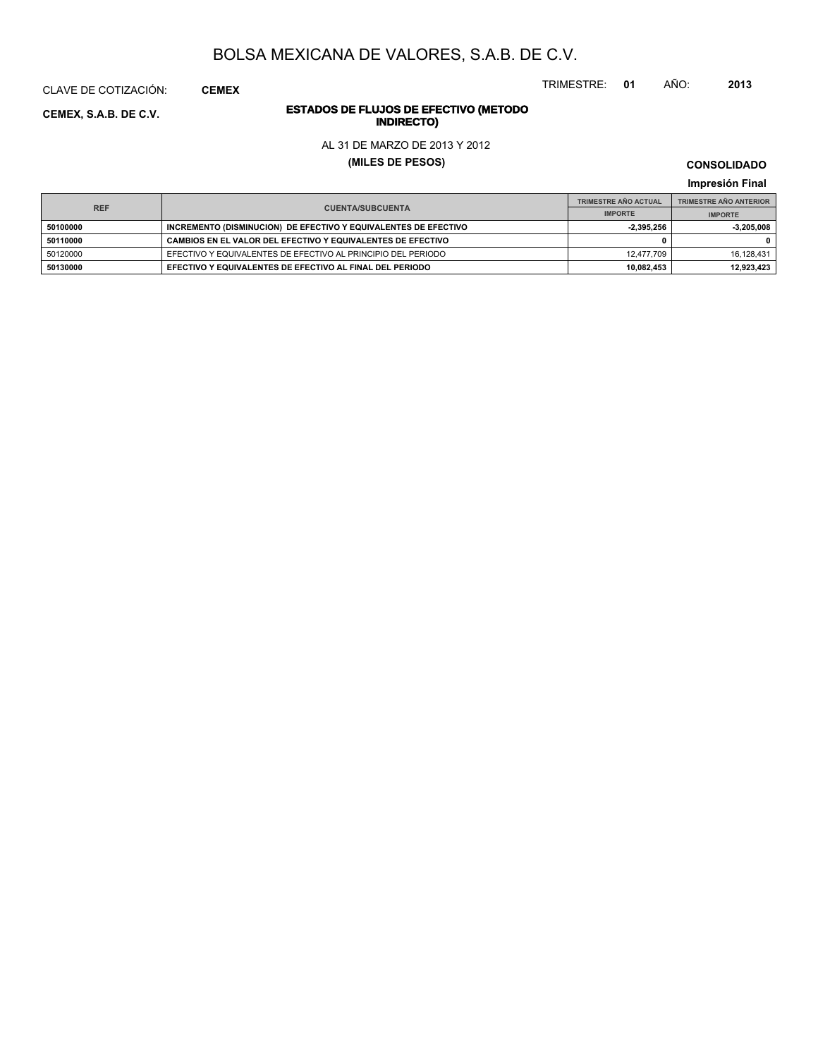# BOLSA MEXICANA DE VALORES, S.A.B. DE C.V.

CLAVE DE COTIZACIÓN: **CEMEX**

TRIMESTRE: **01** AÑO: **2013**

**CEMEX, S.A.B. DE C.V.**

## ESTADOS DE FLUJOS DE EFECTIVO (METODO INDIRECTO)

AL 31 DE MARZO DE 2013 Y 2012

**(MILES DE PESOS)**

**CONSOLIDADO**

**Impresión Final**

| REF | CUENTA/SUBCUENTA | TRIMESTRE AÑO ACTUAL | TRIMESTRE AÑO ANTERIOR |
|---|---|---|---|
| | | IMPORTE | IMPORTE |
| **50100000** | **INCREMENTO (DISMINUCION) DE EFECTIVO Y EQUIVALENTES DE EFECTIVO** | **-2,395,256** | **-3,205,008** |
| **50110000** | **CAMBIOS EN EL VALOR DEL EFECTIVO Y EQUIVALENTES DE EFECTIVO** | **0** | **0** |
| 50120000 | EFECTIVO Y EQUIVALENTES DE EFECTIVO AL PRINCIPIO DEL PERIODO | 12,477,709 | 16,128,431 |
| **50130000** | **EFECTIVO Y EQUIVALENTES DE EFECTIVO AL FINAL DEL PERIODO** | **10,082,453** | **12,923,423** |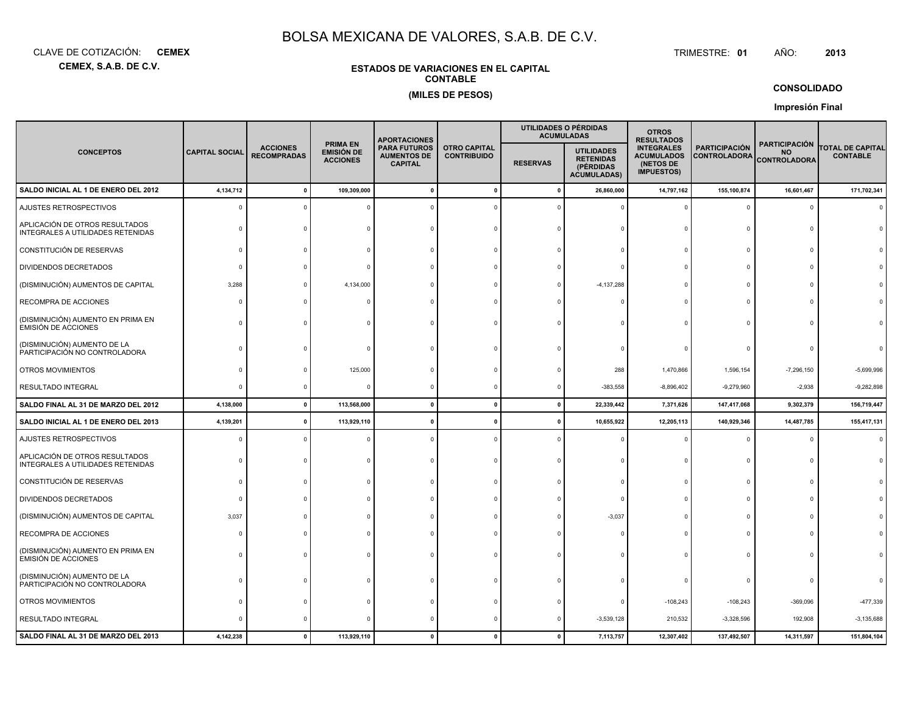# BOLSA MEXICANA DE VALORES, S.A.B. DE C.V.

CLAVE DE COTIZACIÓN: **CEMEX**

**CEMEX, S.A.B. DE C.V.**

TRIMESTRE: **01** AÑO: **2013**

**ESTADOS DE VARIACIONES EN EL CAPITAL CONTABLE**

**(MILES DE PESOS)**

**CONSOLIDADO**

**Impresión Final**

| CONCEPTOS | CAPITAL SOCIAL | ACCIONES RECOMPRADAS | PRIMA EN EMISIÓN DE ACCIONES | APORTACIONES PARA FUTUROS AUMENTOS DE CAPITAL | OTRO CAPITAL CONTRIBUIDO | UTILIDADES O PÉRDIDAS ACUMULADAS | | OTROS RESULTADOS INTEGRALES ACUMULADOS (NETOS DE IMPUESTOS) | PARTICIPACIÓN CONTROLADORA | PARTICIPACIÓN NO CONTROLADORA | TOTAL DE CAPITAL CONTABLE |
|---|---|---|---|---|---|---|---|---|---|---|---|
| | | | | | | RESERVAS | UTILIDADES RETENIDAS (PÉRDIDAS ACUMULADAS) | | | | |
| **SALDO INICIAL AL 1 DE ENERO DEL 2012** | **4,134,712** | **0** | **109,309,000** | **0** | **0** | **0** | **26,860,000** | **14,797,162** | **155,100,874** | **16,601,467** | **171,702,341** |
| AJUSTES RETROSPECTIVOS | 0 | 0 | 0 | 0 | 0 | 0 | 0 | 0 | 0 | 0 | 0 |
| APLICACIÓN DE OTROS RESULTADOS INTEGRALES A UTILIDADES RETENIDAS | 0 | 0 | 0 | 0 | 0 | 0 | 0 | 0 | 0 | 0 | 0 |
| CONSTITUCIÓN DE RESERVAS | 0 | 0 | 0 | 0 | 0 | 0 | 0 | 0 | 0 | 0 | 0 |
| DIVIDENDOS DECRETADOS | 0 | 0 | 0 | 0 | 0 | 0 | 0 | 0 | 0 | 0 | 0 |
| (DISMINUCIÓN) AUMENTOS DE CAPITAL | 3,288 | 0 | 4,134,000 | 0 | 0 | 0 | -4,137,288 | 0 | 0 | 0 | 0 |
| RECOMPRA DE ACCIONES | 0 | 0 | 0 | 0 | 0 | 0 | 0 | 0 | 0 | 0 | 0 |
| (DISMINUCIÓN) AUMENTO EN PRIMA EN EMISIÓN DE ACCIONES | 0 | 0 | 0 | 0 | 0 | 0 | 0 | 0 | 0 | 0 | 0 |
| (DISMINUCIÓN) AUMENTO DE LA PARTICIPACIÓN NO CONTROLADORA | 0 | 0 | 0 | 0 | 0 | 0 | 0 | 0 | 0 | 0 | 0 |
| OTROS MOVIMIENTOS | 0 | 0 | 125,000 | 0 | 0 | 0 | 288 | 1,470,866 | 1,596,154 | -7,296,150 | -5,699,996 |
| RESULTADO INTEGRAL | 0 | 0 | 0 | 0 | 0 | 0 | -383,558 | -8,896,402 | -9,279,960 | -2,938 | -9,282,898 |
| **SALDO FINAL AL 31 DE MARZO DEL 2012** | **4,138,000** | **0** | **113,568,000** | **0** | **0** | **0** | **22,339,442** | **7,371,626** | **147,417,068** | **9,302,379** | **156,719,447** |
| **SALDO INICIAL AL 1 DE ENERO DEL 2013** | **4,139,201** | **0** | **113,929,110** | **0** | **0** | **0** | **10,655,922** | **12,205,113** | **140,929,346** | **14,487,785** | **155,417,131** |
| AJUSTES RETROSPECTIVOS | 0 | 0 | 0 | 0 | 0 | 0 | 0 | 0 | 0 | 0 | 0 |
| APLICACIÓN DE OTROS RESULTADOS INTEGRALES A UTILIDADES RETENIDAS | 0 | 0 | 0 | 0 | 0 | 0 | 0 | 0 | 0 | 0 | 0 |
| CONSTITUCIÓN DE RESERVAS | 0 | 0 | 0 | 0 | 0 | 0 | 0 | 0 | 0 | 0 | 0 |
| DIVIDENDOS DECRETADOS | 0 | 0 | 0 | 0 | 0 | 0 | 0 | 0 | 0 | 0 | 0 |
| (DISMINUCIÓN) AUMENTOS DE CAPITAL | 3,037 | 0 | 0 | 0 | 0 | 0 | -3,037 | 0 | 0 | 0 | 0 |
| RECOMPRA DE ACCIONES | 0 | 0 | 0 | 0 | 0 | 0 | 0 | 0 | 0 | 0 | 0 |
| (DISMINUCIÓN) AUMENTO EN PRIMA EN EMISIÓN DE ACCIONES | 0 | 0 | 0 | 0 | 0 | 0 | 0 | 0 | 0 | 0 | 0 |
| (DISMINUCIÓN) AUMENTO DE LA PARTICIPACIÓN NO CONTROLADORA | 0 | 0 | 0 | 0 | 0 | 0 | 0 | 0 | 0 | 0 | 0 |
| OTROS MOVIMIENTOS | 0 | 0 | 0 | 0 | 0 | 0 | 0 | -108,243 | -108,243 | -369,096 | -477,339 |
| RESULTADO INTEGRAL | 0 | 0 | 0 | 0 | 0 | 0 | -3,539,128 | 210,532 | -3,328,596 | 192,908 | -3,135,688 |
| **SALDO FINAL AL 31 DE MARZO DEL 2013** | **4,142,238** | **0** | **113,929,110** | **0** | **0** | **0** | **7,113,757** | **12,307,402** | **137,492,507** | **14,311,597** | **151,804,104** |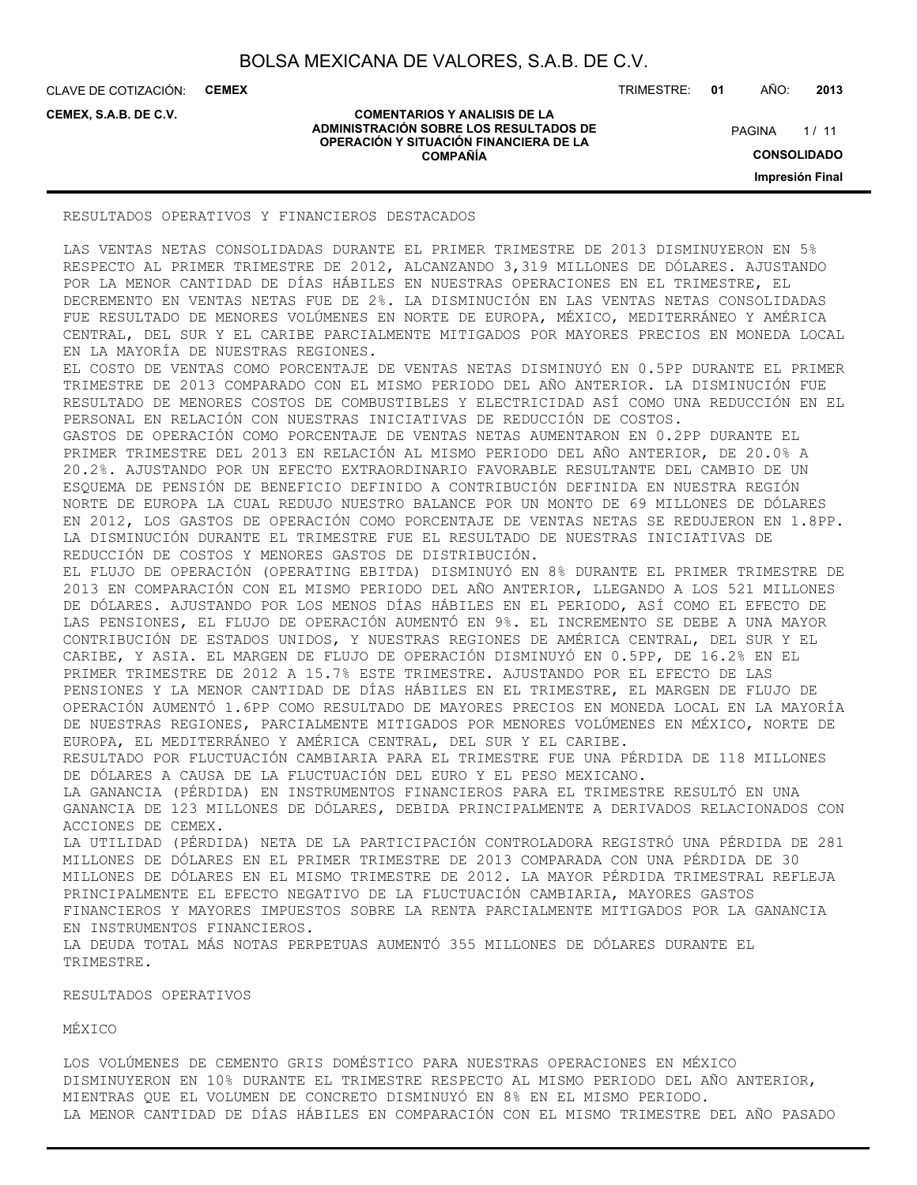RESULTADOS OPERATIVOS Y FINANCIEROS DESTACADOS

LAS VENTAS NETAS CONSOLIDADAS DURANTE EL PRIMER TRIMESTRE DE 2013 DISMINUYERON EN 5% RESPECTO AL PRIMER TRIMESTRE DE 2012, ALCANZANDO 3,319 MILLONES DE DÓLARES. AJUSTANDO POR LA MENOR CANTIDAD DE DÍAS HÁBILES EN NUESTRAS OPERACIONES EN EL TRIMESTRE, EL DECREMENTO EN VENTAS NETAS FUE DE 2%. LA DISMINUCIÓN EN LAS VENTAS NETAS CONSOLIDADAS FUE RESULTADO DE MENORES VOLÚMENES EN NORTE DE EUROPA, MÉXICO, MEDITERRÁNEO Y AMÉRICA CENTRAL, DEL SUR Y EL CARIBE PARCIALMENTE MITIGADOS POR MAYORES PRECIOS EN MONEDA LOCAL EN LA MAYORÍA DE NUESTRAS REGIONES.

EL COSTO DE VENTAS COMO PORCENTAJE DE VENTAS NETAS DISMINUYÓ EN 0.5PP DURANTE EL PRIMER TRIMESTRE DE 2013 COMPARADO CON EL MISMO PERIODO DEL AÑO ANTERIOR. LA DISMINUCIÓN FUE RESULTADO DE MENORES COSTOS DE COMBUSTIBLES Y ELECTRICIDAD ASÍ COMO UNA REDUCCIÓN EN EL PERSONAL EN RELACIÓN CON NUESTRAS INICIATIVAS DE REDUCCIÓN DE COSTOS.

GASTOS DE OPERACIÓN COMO PORCENTAJE DE VENTAS NETAS AUMENTARON EN 0.2PP DURANTE EL PRIMER TRIMESTRE DEL 2013 EN RELACIÓN AL MISMO PERIODO DEL AÑO ANTERIOR, DE 20.0% A 20.2%. AJUSTANDO POR UN EFECTO EXTRAORDINARIO FAVORABLE RESULTANTE DEL CAMBIO DE UN ESQUEMA DE PENSIÓN DE BENEFICIO DEFINIDO A CONTRIBUCIÓN DEFINIDA EN NUESTRA REGIÓN NORTE DE EUROPA LA CUAL REDUJO NUESTRO BALANCE POR UN MONTO DE 69 MILLONES DE DÓLARES EN 2012, LOS GASTOS DE OPERACIÓN COMO PORCENTAJE DE VENTAS NETAS SE REDUJERON EN 1.8PP. LA DISMINUCIÓN DURANTE EL TRIMESTRE FUE EL RESULTADO DE NUESTRAS INICIATIVAS DE REDUCCIÓN DE COSTOS Y MENORES GASTOS DE DISTRIBUCIÓN.

EL FLUJO DE OPERACIÓN (OPERATING EBITDA) DISMINUYÓ EN 8% DURANTE EL PRIMER TRIMESTRE DE 2013 EN COMPARACIÓN CON EL MISMO PERIODO DEL AÑO ANTERIOR, LLEGANDO A LOS 521 MILLONES DE DÓLARES. AJUSTANDO POR LOS MENOS DÍAS HÁBILES EN EL PERIODO, ASÍ COMO EL EFECTO DE LAS PENSIONES, EL FLUJO DE OPERACIÓN AUMENTÓ EN 9%. EL INCREMENTO SE DEBE A UNA MAYOR CONTRIBUCIÓN DE ESTADOS UNIDOS, Y NUESTRAS REGIONES DE AMÉRICA CENTRAL, DEL SUR Y EL CARIBE, Y ASIA. EL MARGEN DE FLUJO DE OPERACIÓN DISMINUYÓ EN 0.5PP, DE 16.2% EN EL PRIMER TRIMESTRE DE 2012 A 15.7% ESTE TRIMESTRE. AJUSTANDO POR EL EFECTO DE LAS PENSIONES Y LA MENOR CANTIDAD DE DÍAS HÁBILES EN EL TRIMESTRE, EL MARGEN DE FLUJO DE OPERACIÓN AUMENTÓ 1.6PP COMO RESULTADO DE MAYORES PRECIOS EN MONEDA LOCAL EN LA MAYORÍA DE NUESTRAS REGIONES, PARCIALMENTE MITIGADOS POR MENORES VOLÚMENES EN MÉXICO, NORTE DE EUROPA, EL MEDITERRÁNEO Y AMÉRICA CENTRAL, DEL SUR Y EL CARIBE.

RESULTADO POR FLUCTUACIÓN CAMBIARIA PARA EL TRIMESTRE FUE UNA PÉRDIDA DE 118 MILLONES DE DÓLARES A CAUSA DE LA FLUCTUACIÓN DEL EURO Y EL PESO MEXICANO.

LA GANANCIA (PÉRDIDA) EN INSTRUMENTOS FINANCIEROS PARA EL TRIMESTRE RESULTÓ EN UNA GANANCIA DE 123 MILLONES DE DÓLARES, DEBIDA PRINCIPALMENTE A DERIVADOS RELACIONADOS CON ACCIONES DE CEMEX.

LA UTILIDAD (PÉRDIDA) NETA DE LA PARTICIPACIÓN CONTROLADORA REGISTRÓ UNA PÉRDIDA DE 281 MILLONES DE DÓLARES EN EL PRIMER TRIMESTRE DE 2013 COMPARADA CON UNA PÉRDIDA DE 30 MILLONES DE DÓLARES EN EL MISMO TRIMESTRE DE 2012. LA MAYOR PÉRDIDA TRIMESTRAL REFLEJA PRINCIPALMENTE EL EFECTO NEGATIVO DE LA FLUCTUACIÓN CAMBIARIA, MAYORES GASTOS FINANCIEROS Y MAYORES IMPUESTOS SOBRE LA RENTA PARCIALMENTE MITIGADOS POR LA GANANCIA EN INSTRUMENTOS FINANCIEROS.

LA DEUDA TOTAL MÁS NOTAS PERPETUAS AUMENTÓ 355 MILLONES DE DÓLARES DURANTE EL TRIMESTRE.

RESULTADOS OPERATIVOS

MÉXICO

LOS VOLÚMENES DE CEMENTO GRIS DOMÉSTICO PARA NUESTRAS OPERACIONES EN MÉXICO DISMINUYERON EN 10% DURANTE EL TRIMESTRE RESPECTO AL MISMO PERIODO DEL AÑO ANTERIOR, MIENTRAS QUE EL VOLUMEN DE CONCRETO DISMINUYÓ EN 8% EN EL MISMO PERIODO.

LA MENOR CANTIDAD DE DÍAS HÁBILES EN COMPARACIÓN CON EL MISMO TRIMESTRE DEL AÑO PASADO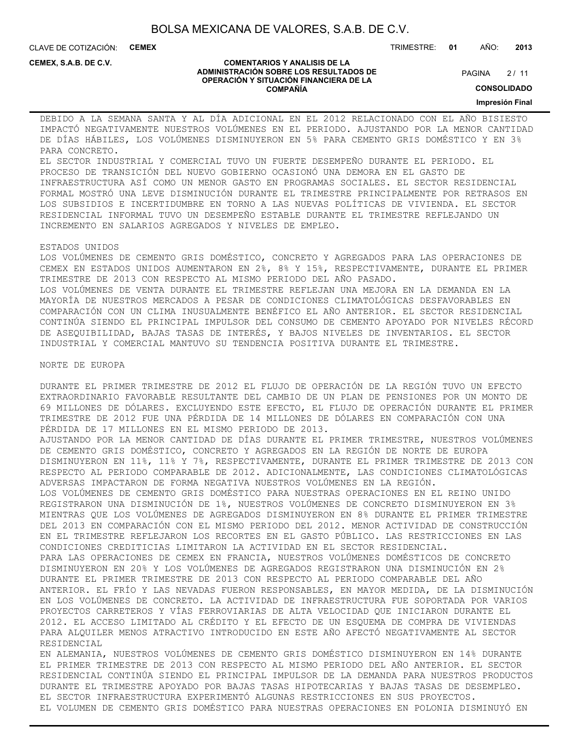DEBIDO A LA SEMANA SANTA Y AL DÍA ADICIONAL EN EL 2012 RELACIONADO CON EL AÑO BISIESTO IMPACTÓ NEGATIVAMENTE NUESTROS VOLÚMENES EN EL PERIODO. AJUSTANDO POR LA MENOR CANTIDAD DE DÍAS HÁBILES, LOS VOLÚMENES DISMINUYERON EN 5% PARA CEMENTO GRIS DOMÉSTICO Y EN 3% PARA CONCRETO.

EL SECTOR INDUSTRIAL Y COMERCIAL TUVO UN FUERTE DESEMPEÑO DURANTE EL PERIODO. EL PROCESO DE TRANSICIÓN DEL NUEVO GOBIERNO OCASIONÓ UNA DEMORA EN EL GASTO DE INFRAESTRUCTURA ASÍ COMO UN MENOR GASTO EN PROGRAMAS SOCIALES. EL SECTOR RESIDENCIAL FORMAL MOSTRÓ UNA LEVE DISMINUCIÓN DURANTE EL TRIMESTRE PRINCIPALMENTE POR RETRASOS EN LOS SUBSIDIOS E INCERTIDUMBRE EN TORNO A LAS NUEVAS POLÍTICAS DE VIVIENDA. EL SECTOR RESIDENCIAL INFORMAL TUVO UN DESEMPEÑO ESTABLE DURANTE EL TRIMESTRE REFLEJANDO UN INCREMENTO EN SALARIOS AGREGADOS Y NIVELES DE EMPLEO.

ESTADOS UNIDOS

LOS VOLÚMENES DE CEMENTO GRIS DOMÉSTICO, CONCRETO Y AGREGADOS PARA LAS OPERACIONES DE CEMEX EN ESTADOS UNIDOS AUMENTARON EN 2%, 8% Y 15%, RESPECTIVAMENTE, DURANTE EL PRIMER TRIMESTRE DE 2013 CON RESPECTO AL MISMO PERIODO DEL AÑO PASADO.

LOS VOLÚMENES DE VENTA DURANTE EL TRIMESTRE REFLEJAN UNA MEJORA EN LA DEMANDA EN LA MAYORÍA DE NUESTROS MERCADOS A PESAR DE CONDICIONES CLIMATOLÓGICAS DESFAVORABLES EN COMPARACIÓN CON UN CLIMA INUSUALMENTE BENÉFICO EL AÑO ANTERIOR. EL SECTOR RESIDENCIAL CONTINÚA SIENDO EL PRINCIPAL IMPULSOR DEL CONSUMO DE CEMENTO APOYADO POR NIVELES RÉCORD DE ASEQUIBILIDAD, BAJAS TASAS DE INTERÉS, Y BAJOS NIVELES DE INVENTARIOS. EL SECTOR INDUSTRIAL Y COMERCIAL MANTUVO SU TENDENCIA POSITIVA DURANTE EL TRIMESTRE.

NORTE DE EUROPA

DURANTE EL PRIMER TRIMESTRE DE 2012 EL FLUJO DE OPERACIÓN DE LA REGIÓN TUVO UN EFECTO EXTRAORDINARIO FAVORABLE RESULTANTE DEL CAMBIO DE UN PLAN DE PENSIONES POR UN MONTO DE 69 MILLONES DE DÓLARES. EXCLUYENDO ESTE EFECTO, EL FLUJO DE OPERACIÓN DURANTE EL PRIMER TRIMESTRE DE 2012 FUE UNA PÉRDIDA DE 14 MILLONES DE DÓLARES EN COMPARACIÓN CON UNA PÉRDIDA DE 17 MILLONES EN EL MISMO PERIODO DE 2013.

AJUSTANDO POR LA MENOR CANTIDAD DE DÍAS DURANTE EL PRIMER TRIMESTRE, NUESTROS VOLÚMENES DE CEMENTO GRIS DOMÉSTICO, CONCRETO Y AGREGADOS EN LA REGIÓN DE NORTE DE EUROPA DISMINUYERON EN 11%, 11% Y 7%, RESPECTIVAMENTE, DURANTE EL PRIMER TRIMESTRE DE 2013 CON RESPECTO AL PERIODO COMPARABLE DE 2012. ADICIONALMENTE, LAS CONDICIONES CLIMATOLÓGICAS ADVERSAS IMPACTARON DE FORMA NEGATIVA NUESTROS VOLÚMENES EN LA REGIÓN.

LOS VOLÚMENES DE CEMENTO GRIS DOMÉSTICO PARA NUESTRAS OPERACIONES EN EL REINO UNIDO REGISTRARON UNA DISMINUCIÓN DE 1%, NUESTROS VOLÚMENES DE CONCRETO DISMINUYERON EN 3% MIENTRAS QUE LOS VOLÚMENES DE AGREGADOS DISMINUYERON EN 8% DURANTE EL PRIMER TRIMESTRE DEL 2013 EN COMPARACIÓN CON EL MISMO PERIODO DEL 2012. MENOR ACTIVIDAD DE CONSTRUCCIÓN EN EL TRIMESTRE REFLEJARON LOS RECORTES EN EL GASTO PÚBLICO. LAS RESTRICCIONES EN LAS CONDICIONES CREDITICIAS LIMITARON LA ACTIVIDAD EN EL SECTOR RESIDENCIAL.

PARA LAS OPERACIONES DE CEMEX EN FRANCIA, NUESTROS VOLÚMENES DOMÉSTICOS DE CONCRETO DISMINUYERON EN 20% Y LOS VOLÚMENES DE AGREGADOS REGISTRARON UNA DISMINUCIÓN EN 2% DURANTE EL PRIMER TRIMESTRE DE 2013 CON RESPECTO AL PERIODO COMPARABLE DEL AÑO ANTERIOR. EL FRÍO Y LAS NEVADAS FUERON RESPONSABLES, EN MAYOR MEDIDA, DE LA DISMINUCIÓN EN LOS VOLÚMENES DE CONCRETO. LA ACTIVIDAD DE INFRAESTRUCTURA FUE SOPORTADA POR VARIOS PROYECTOS CARRETEROS Y VÍAS FERROVIARIAS DE ALTA VELOCIDAD QUE INICIARON DURANTE EL 2012. EL ACCESO LIMITADO AL CRÉDITO Y EL EFECTO DE UN ESQUEMA DE COMPRA DE VIVIENDAS PARA ALQUILER MENOS ATRACTIVO INTRODUCIDO EN ESTE AÑO AFECTÓ NEGATIVAMENTE AL SECTOR RESIDENCIAL

EN ALEMANIA, NUESTROS VOLÚMENES DE CEMENTO GRIS DOMÉSTICO DISMINUYERON EN 14% DURANTE EL PRIMER TRIMESTRE DE 2013 CON RESPECTO AL MISMO PERIODO DEL AÑO ANTERIOR. EL SECTOR RESIDENCIAL CONTINÚA SIENDO EL PRINCIPAL IMPULSOR DE LA DEMANDA PARA NUESTROS PRODUCTOS DURANTE EL TRIMESTRE APOYADO POR BAJAS TASAS HIPOTECARIAS Y BAJAS TASAS DE DESEMPLEO. EL SECTOR INFRAESTRUCTURA EXPERIMENTÓ ALGUNAS RESTRICCIONES EN SUS PROYECTOS.

EL VOLUMEN DE CEMENTO GRIS DOMÉSTICO PARA NUESTRAS OPERACIONES EN POLONIA DISMINUYÓ EN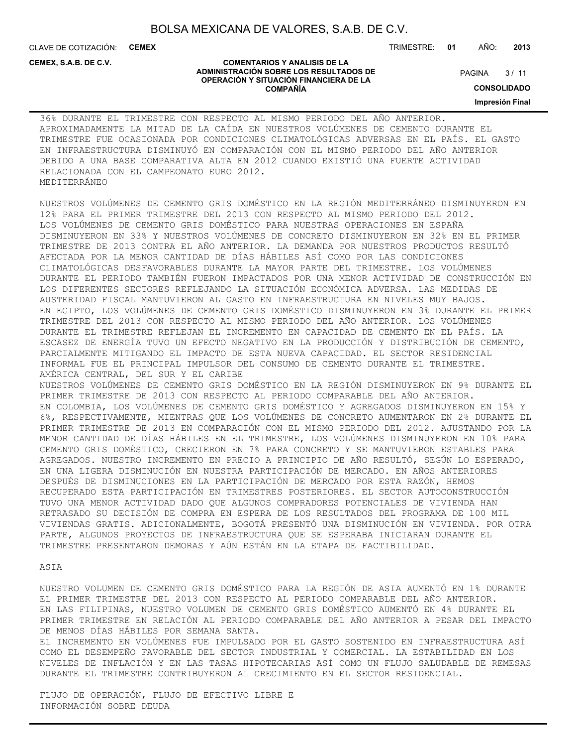36% DURANTE EL TRIMESTRE CON RESPECTO AL MISMO PERIODO DEL AÑO ANTERIOR. APROXIMADAMENTE LA MITAD DE LA CAÍDA EN NUESTROS VOLÚMENES DE CEMENTO DURANTE EL TRIMESTRE FUE OCASIONADA POR CONDICIONES CLIMATOLÓGICAS ADVERSAS EN EL PAÍS. EL GASTO EN INFRAESTRUCTURA DISMINUYÓ EN COMPARACIÓN CON EL MISMO PERIODO DEL AÑO ANTERIOR DEBIDO A UNA BASE COMPARATIVA ALTA EN 2012 CUANDO EXISTIÓ UNA FUERTE ACTIVIDAD RELACIONADA CON EL CAMPEONATO EURO 2012.

MEDITERRÁNEO

NUESTROS VOLÚMENES DE CEMENTO GRIS DOMÉSTICO EN LA REGIÓN MEDITERRÁNEO DISMINUYERON EN 12% PARA EL PRIMER TRIMESTRE DEL 2013 CON RESPECTO AL MISMO PERIODO DEL 2012.

LOS VOLÚMENES DE CEMENTO GRIS DOMÉSTICO PARA NUESTRAS OPERACIONES EN ESPAÑA DISMINUYERON EN 33% Y NUESTROS VOLÚMENES DE CONCRETO DISMINUYERON EN 32% EN EL PRIMER TRIMESTRE DE 2013 CONTRA EL AÑO ANTERIOR. LA DEMANDA POR NUESTROS PRODUCTOS RESULTÓ AFECTADA POR LA MENOR CANTIDAD DE DÍAS HÁBILES ASÍ COMO POR LAS CONDICIONES CLIMATOLÓGICAS DESFAVORABLES DURANTE LA MAYOR PARTE DEL TRIMESTRE. LOS VOLÚMENES DURANTE EL PERIODO TAMBIÉN FUERON IMPACTADOS POR UNA MENOR ACTIVIDAD DE CONSTRUCCIÓN EN LOS DIFERENTES SECTORES REFLEJANDO LA SITUACIÓN ECONÓMICA ADVERSA. LAS MEDIDAS DE AUSTERIDAD FISCAL MANTUVIERON AL GASTO EN INFRAESTRUCTURA EN NIVELES MUY BAJOS.

EN EGIPTO, LOS VOLÚMENES DE CEMENTO GRIS DOMÉSTICO DISMINUYERON EN 3% DURANTE EL PRIMER TRIMESTRE DEL 2013 CON RESPECTO AL MISMO PERIODO DEL AÑO ANTERIOR. LOS VOLÚMENES DURANTE EL TRIMESTRE REFLEJAN EL INCREMENTO EN CAPACIDAD DE CEMENTO EN EL PAÍS. LA ESCASEZ DE ENERGÍA TUVO UN EFECTO NEGATIVO EN LA PRODUCCIÓN Y DISTRIBUCIÓN DE CEMENTO, PARCIALMENTE MITIGANDO EL IMPACTO DE ESTA NUEVA CAPACIDAD. EL SECTOR RESIDENCIAL INFORMAL FUE EL PRINCIPAL IMPULSOR DEL CONSUMO DE CEMENTO DURANTE EL TRIMESTRE.

AMÉRICA CENTRAL, DEL SUR Y EL CARIBE

NUESTROS VOLÚMENES DE CEMENTO GRIS DOMÉSTICO EN LA REGIÓN DISMINUYERON EN 9% DURANTE EL PRIMER TRIMESTRE DE 2013 CON RESPECTO AL PERIODO COMPARABLE DEL AÑO ANTERIOR.

EN COLOMBIA, LOS VOLÚMENES DE CEMENTO GRIS DOMÉSTICO Y AGREGADOS DISMINUYERON EN 15% Y 6%, RESPECTIVAMENTE, MIENTRAS QUE LOS VOLÚMENES DE CONCRETO AUMENTARON EN 2% DURANTE EL PRIMER TRIMESTRE DE 2013 EN COMPARACIÓN CON EL MISMO PERIODO DEL 2012. AJUSTANDO POR LA MENOR CANTIDAD DE DÍAS HÁBILES EN EL TRIMESTRE, LOS VOLÚMENES DISMINUYERON EN 10% PARA CEMENTO GRIS DOMÉSTICO, CRECIERON EN 7% PARA CONCRETO Y SE MANTUVIERON ESTABLES PARA AGREGADOS. NUESTRO INCREMENTO EN PRECIO A PRINCIPIO DE AÑO RESULTÓ, SEGÚN LO ESPERADO, EN UNA LIGERA DISMINUCIÓN EN NUESTRA PARTICIPACIÓN DE MERCADO. EN AÑOS ANTERIORES DESPUÉS DE DISMINUCIONES EN LA PARTICIPACIÓN DE MERCADO POR ESTA RAZÓN, HEMOS RECUPERADO ESTA PARTICIPACIÓN EN TRIMESTRES POSTERIORES. EL SECTOR AUTOCONSTRUCCIÓN TUVO UNA MENOR ACTIVIDAD DADO QUE ALGUNOS COMPRADORES POTENCIALES DE VIVIENDA HAN RETRASADO SU DECISIÓN DE COMPRA EN ESPERA DE LOS RESULTADOS DEL PROGRAMA DE 100 MIL VIVIENDAS GRATIS. ADICIONALMENTE, BOGOTÁ PRESENTÓ UNA DISMINUCIÓN EN VIVIENDA. POR OTRA PARTE, ALGUNOS PROYECTOS DE INFRAESTRUCTURA QUE SE ESPERABA INICIARAN DURANTE EL TRIMESTRE PRESENTARON DEMORAS Y AÚN ESTÁN EN LA ETAPA DE FACTIBILIDAD.

ASIA

NUESTRO VOLUMEN DE CEMENTO GRIS DOMÉSTICO PARA LA REGIÓN DE ASIA AUMENTÓ EN 1% DURANTE EL PRIMER TRIMESTRE DEL 2013 CON RESPECTO AL PERIODO COMPARABLE DEL AÑO ANTERIOR.

EN LAS FILIPINAS, NUESTRO VOLUMEN DE CEMENTO GRIS DOMÉSTICO AUMENTÓ EN 4% DURANTE EL PRIMER TRIMESTRE EN RELACIÓN AL PERIODO COMPARABLE DEL AÑO ANTERIOR A PESAR DEL IMPACTO DE MENOS DÍAS HÁBILES POR SEMANA SANTA.

EL INCREMENTO EN VOLÚMENES FUE IMPULSADO POR EL GASTO SOSTENIDO EN INFRAESTRUCTURA ASÍ COMO EL DESEMPEÑO FAVORABLE DEL SECTOR INDUSTRIAL Y COMERCIAL. LA ESTABILIDAD EN LOS NIVELES DE INFLACIÓN Y EN LAS TASAS HIPOTECARIAS ASÍ COMO UN FLUJO SALUDABLE DE REMESAS DURANTE EL TRIMESTRE CONTRIBUYERON AL CRECIMIENTO EN EL SECTOR RESIDENCIAL.

FLUJO DE OPERACIÓN, FLUJO DE EFECTIVO LIBRE E INFORMACIÓN SOBRE DEUDA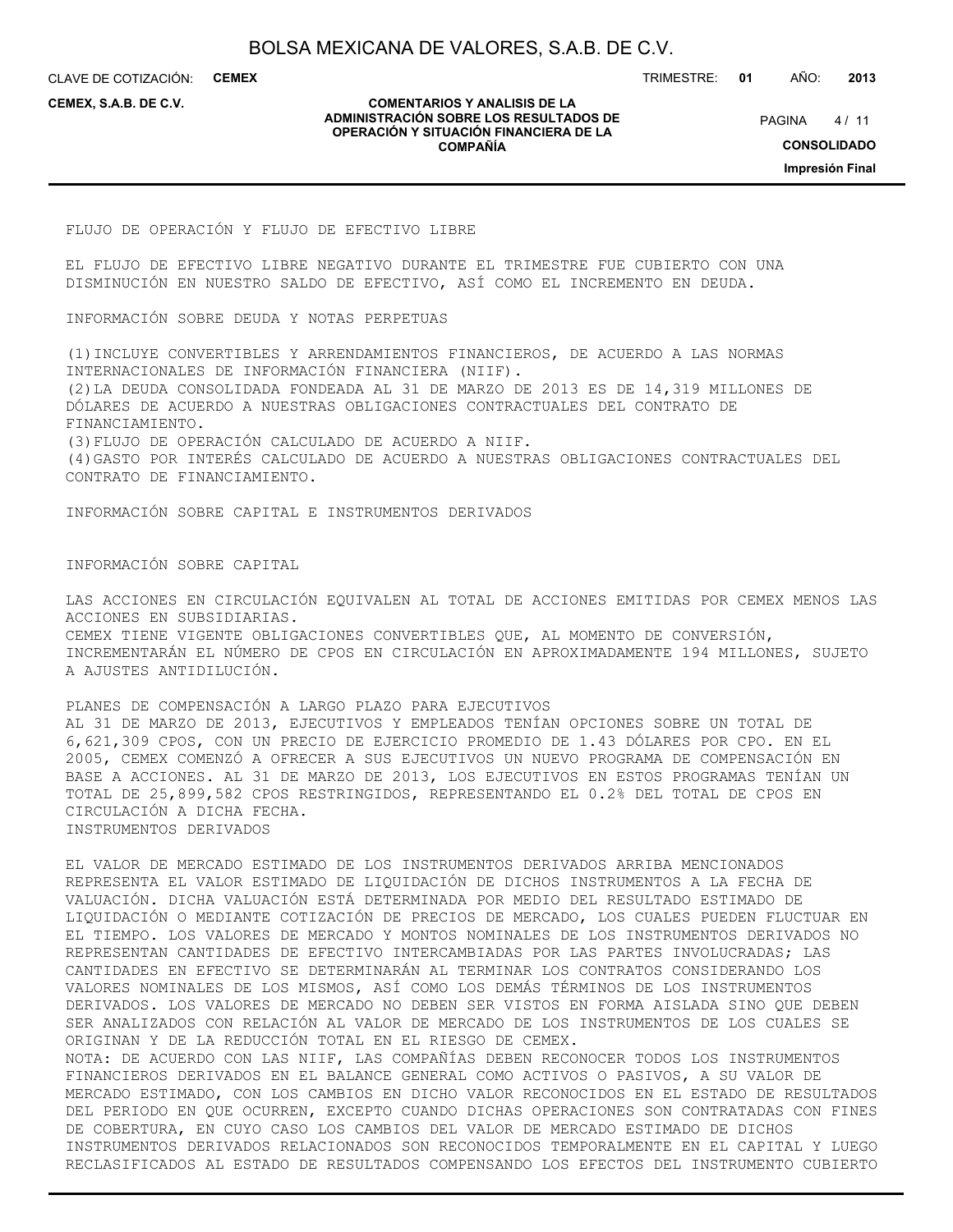FLUJO DE OPERACIÓN Y FLUJO DE EFECTIVO LIBRE

EL FLUJO DE EFECTIVO LIBRE NEGATIVO DURANTE EL TRIMESTRE FUE CUBIERTO CON UNA DISMINUCIÓN EN NUESTRO SALDO DE EFECTIVO, ASÍ COMO EL INCREMENTO EN DEUDA.

INFORMACIÓN SOBRE DEUDA Y NOTAS PERPETUAS

(1)INCLUYE CONVERTIBLES Y ARRENDAMIENTOS FINANCIEROS, DE ACUERDO A LAS NORMAS INTERNACIONALES DE INFORMACIÓN FINANCIERA (NIIF).
(2)LA DEUDA CONSOLIDADA FONDEADA AL 31 DE MARZO DE 2013 ES DE 14,319 MILLONES DE DÓLARES DE ACUERDO A NUESTRAS OBLIGACIONES CONTRACTUALES DEL CONTRATO DE FINANCIAMIENTO.
(3)FLUJO DE OPERACIÓN CALCULADO DE ACUERDO A NIIF.
(4)GASTO POR INTERÉS CALCULADO DE ACUERDO A NUESTRAS OBLIGACIONES CONTRACTUALES DEL CONTRATO DE FINANCIAMIENTO.

INFORMACIÓN SOBRE CAPITAL E INSTRUMENTOS DERIVADOS

INFORMACIÓN SOBRE CAPITAL

LAS ACCIONES EN CIRCULACIÓN EQUIVALEN AL TOTAL DE ACCIONES EMITIDAS POR CEMEX MENOS LAS ACCIONES EN SUBSIDIARIAS.
CEMEX TIENE VIGENTE OBLIGACIONES CONVERTIBLES QUE, AL MOMENTO DE CONVERSIÓN, INCREMENTARÁN EL NÚMERO DE CPOS EN CIRCULACIÓN EN APROXIMADAMENTE 194 MILLONES, SUJETO A AJUSTES ANTIDILUCIÓN.

PLANES DE COMPENSACIÓN A LARGO PLAZO PARA EJECUTIVOS
AL 31 DE MARZO DE 2013, EJECUTIVOS Y EMPLEADOS TENÍAN OPCIONES SOBRE UN TOTAL DE 6,621,309 CPOS, CON UN PRECIO DE EJERCICIO PROMEDIO DE 1.43 DÓLARES POR CPO. EN EL 2005, CEMEX COMENZÓ A OFRECER A SUS EJECUTIVOS UN NUEVO PROGRAMA DE COMPENSACIÓN EN BASE A ACCIONES. AL 31 DE MARZO DE 2013, LOS EJECUTIVOS EN ESTOS PROGRAMAS TENÍAN UN TOTAL DE 25,899,582 CPOS RESTRINGIDOS, REPRESENTANDO EL 0.2% DEL TOTAL DE CPOS EN CIRCULACIÓN A DICHA FECHA.
INSTRUMENTOS DERIVADOS

EL VALOR DE MERCADO ESTIMADO DE LOS INSTRUMENTOS DERIVADOS ARRIBA MENCIONADOS REPRESENTA EL VALOR ESTIMADO DE LIQUIDACIÓN DE DICHOS INSTRUMENTOS A LA FECHA DE VALUACIÓN. DICHA VALUACIÓN ESTÁ DETERMINADA POR MEDIO DEL RESULTADO ESTIMADO DE LIQUIDACIÓN O MEDIANTE COTIZACIÓN DE PRECIOS DE MERCADO, LOS CUALES PUEDEN FLUCTUAR EN EL TIEMPO. LOS VALORES DE MERCADO Y MONTOS NOMINALES DE LOS INSTRUMENTOS DERIVADOS NO REPRESENTAN CANTIDADES DE EFECTIVO INTERCAMBIADAS POR LAS PARTES INVOLUCRADAS; LAS CANTIDADES EN EFECTIVO SE DETERMINARÁN AL TERMINAR LOS CONTRATOS CONSIDERANDO LOS VALORES NOMINALES DE LOS MISMOS, ASÍ COMO LOS DEMÁS TÉRMINOS DE LOS INSTRUMENTOS DERIVADOS. LOS VALORES DE MERCADO NO DEBEN SER VISTOS EN FORMA AISLADA SINO QUE DEBEN SER ANALIZADOS CON RELACIÓN AL VALOR DE MERCADO DE LOS INSTRUMENTOS DE LOS CUALES SE ORIGINAN Y DE LA REDUCCIÓN TOTAL EN EL RIESGO DE CEMEX.
NOTA: DE ACUERDO CON LAS NIIF, LAS COMPAÑÍAS DEBEN RECONOCER TODOS LOS INSTRUMENTOS FINANCIEROS DERIVADOS EN EL BALANCE GENERAL COMO ACTIVOS O PASIVOS, A SU VALOR DE MERCADO ESTIMADO, CON LOS CAMBIOS EN DICHO VALOR RECONOCIDOS EN EL ESTADO DE RESULTADOS DEL PERIODO EN QUE OCURREN, EXCEPTO CUANDO DICHAS OPERACIONES SON CONTRATADAS CON FINES DE COBERTURA, EN CUYO CASO LOS CAMBIOS DEL VALOR DE MERCADO ESTIMADO DE DICHOS INSTRUMENTOS DERIVADOS RELACIONADOS SON RECONOCIDOS TEMPORALMENTE EN EL CAPITAL Y LUEGO RECLASIFICADOS AL ESTADO DE RESULTADOS COMPENSANDO LOS EFECTOS DEL INSTRUMENTO CUBIERTO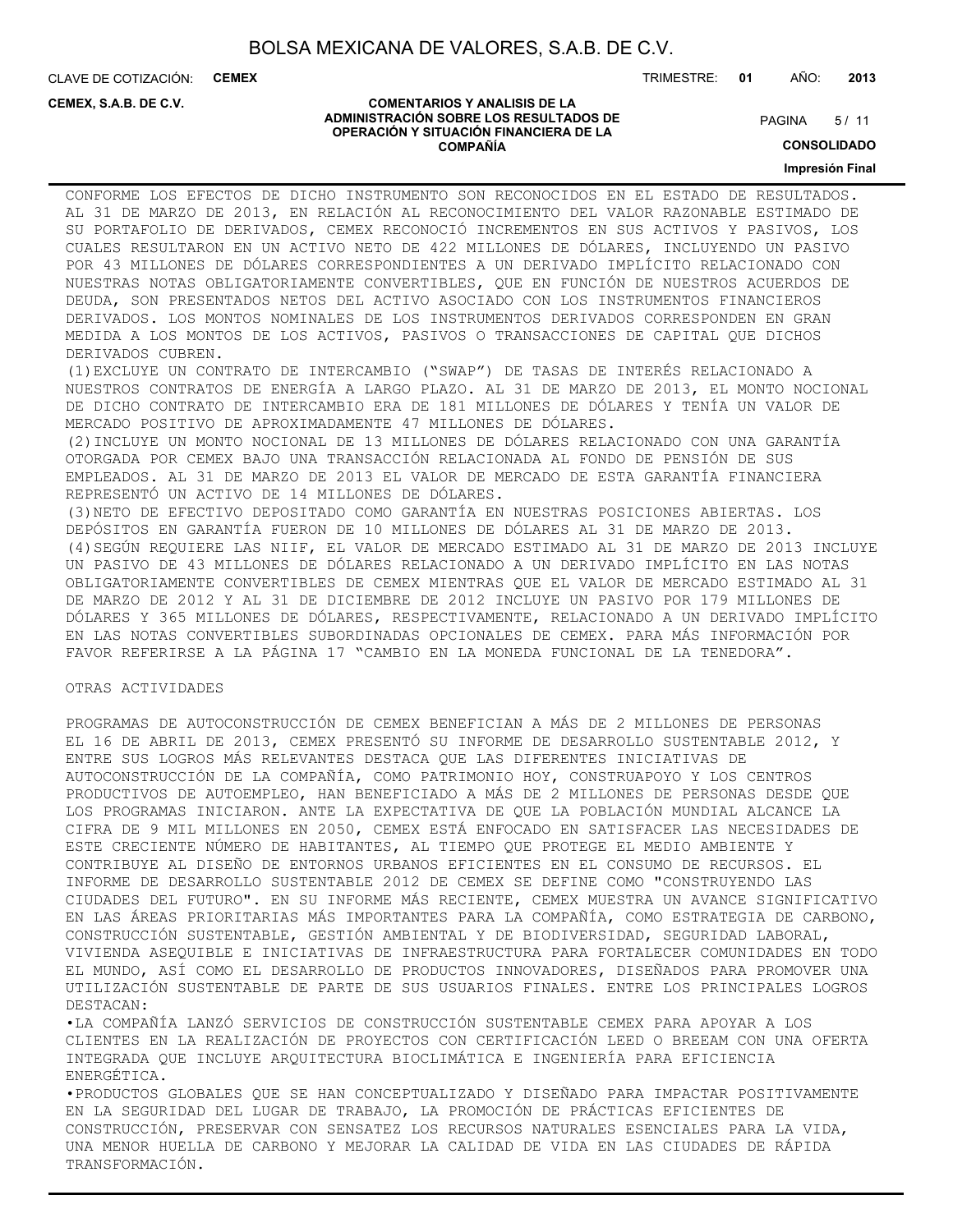CONFORME LOS EFECTOS DE DICHO INSTRUMENTO SON RECONOCIDOS EN EL ESTADO DE RESULTADOS. AL 31 DE MARZO DE 2013, EN RELACIÓN AL RECONOCIMIENTO DEL VALOR RAZONABLE ESTIMADO DE SU PORTAFOLIO DE DERIVADOS, CEMEX RECONOCIÓ INCREMENTOS EN SUS ACTIVOS Y PASIVOS, LOS CUALES RESULTARON EN UN ACTIVO NETO DE 422 MILLONES DE DÓLARES, INCLUYENDO UN PASIVO POR 43 MILLONES DE DÓLARES CORRESPONDIENTES A UN DERIVADO IMPLÍCITO RELACIONADO CON NUESTRAS NOTAS OBLIGATORIAMENTE CONVERTIBLES, QUE EN FUNCIÓN DE NUESTROS ACUERDOS DE DEUDA, SON PRESENTADOS NETOS DEL ACTIVO ASOCIADO CON LOS INSTRUMENTOS FINANCIEROS DERIVADOS. LOS MONTOS NOMINALES DE LOS INSTRUMENTOS DERIVADOS CORRESPONDEN EN GRAN MEDIDA A LOS MONTOS DE LOS ACTIVOS, PASIVOS O TRANSACCIONES DE CAPITAL QUE DICHOS DERIVADOS CUBREN.

(1) EXCLUYE UN CONTRATO DE INTERCAMBIO ("SWAP") DE TASAS DE INTERÉS RELACIONADO A NUESTROS CONTRATOS DE ENERGÍA A LARGO PLAZO. AL 31 DE MARZO DE 2013, EL MONTO NOCIONAL DE DICHO CONTRATO DE INTERCAMBIO ERA DE 181 MILLONES DE DÓLARES Y TENÍA UN VALOR DE MERCADO POSITIVO DE APROXIMADAMENTE 47 MILLONES DE DÓLARES.

(2) INCLUYE UN MONTO NOCIONAL DE 13 MILLONES DE DÓLARES RELACIONADO CON UNA GARANTÍA OTORGADA POR CEMEX BAJO UNA TRANSACCIÓN RELACIONADA AL FONDO DE PENSIÓN DE SUS EMPLEADOS. AL 31 DE MARZO DE 2013 EL VALOR DE MERCADO DE ESTA GARANTÍA FINANCIERA REPRESENTÓ UN ACTIVO DE 14 MILLONES DE DÓLARES.

(3) NETO DE EFECTIVO DEPOSITADO COMO GARANTÍA EN NUESTRAS POSICIONES ABIERTAS. LOS DEPÓSITOS EN GARANTÍA FUERON DE 10 MILLONES DE DÓLARES AL 31 DE MARZO DE 2013.

(4) SEGÚN REQUIERE LAS NIIF, EL VALOR DE MERCADO ESTIMADO AL 31 DE MARZO DE 2013 INCLUYE UN PASIVO DE 43 MILLONES DE DÓLARES RELACIONADO A UN DERIVADO IMPLÍCITO EN LAS NOTAS OBLIGATORIAMENTE CONVERTIBLES DE CEMEX MIENTRAS QUE EL VALOR DE MERCADO ESTIMADO AL 31 DE MARZO DE 2012 Y AL 31 DE DICIEMBRE DE 2012 INCLUYE UN PASIVO POR 179 MILLONES DE DÓLARES Y 365 MILLONES DE DÓLARES, RESPECTIVAMENTE, RELACIONADO A UN DERIVADO IMPLÍCITO EN LAS NOTAS CONVERTIBLES SUBORDINADAS OPCIONALES DE CEMEX. PARA MÁS INFORMACIÓN POR FAVOR REFERIRSE A LA PÁGINA 17 "CAMBIO EN LA MONEDA FUNCIONAL DE LA TENEDORA".

OTRAS ACTIVIDADES

PROGRAMAS DE AUTOCONSTRUCCIÓN DE CEMEX BENEFICIAN A MÁS DE 2 MILLONES DE PERSONAS
EL 16 DE ABRIL DE 2013, CEMEX PRESENTÓ SU INFORME DE DESARROLLO SUSTENTABLE 2012, Y ENTRE SUS LOGROS MÁS RELEVANTES DESTACA QUE LAS DIFERENTES INICIATIVAS DE AUTOCONSTRUCCIÓN DE LA COMPAÑÍA, COMO PATRIMONIO HOY, CONSTRUAPOYO Y LOS CENTROS PRODUCTIVOS DE AUTOEMPLEO, HAN BENEFICIADO A MÁS DE 2 MILLONES DE PERSONAS DESDE QUE LOS PROGRAMAS INICIARON. ANTE LA EXPECTATIVA DE QUE LA POBLACIÓN MUNDIAL ALCANCE LA CIFRA DE 9 MIL MILLONES EN 2050, CEMEX ESTÁ ENFOCADO EN SATISFACER LAS NECESIDADES DE ESTE CRECIENTE NÚMERO DE HABITANTES, AL TIEMPO QUE PROTEGE EL MEDIO AMBIENTE Y CONTRIBUYE AL DISEÑO DE ENTORNOS URBANOS EFICIENTES EN EL CONSUMO DE RECURSOS. EL INFORME DE DESARROLLO SUSTENTABLE 2012 DE CEMEX SE DEFINE COMO "CONSTRUYENDO LAS CIUDADES DEL FUTURO". EN SU INFORME MÁS RECIENTE, CEMEX MUESTRA UN AVANCE SIGNIFICATIVO EN LAS ÁREAS PRIORITARIAS MÁS IMPORTANTES PARA LA COMPAÑÍA, COMO ESTRATEGIA DE CARBONO, CONSTRUCCIÓN SUSTENTABLE, GESTIÓN AMBIENTAL Y DE BIODIVERSIDAD, SEGURIDAD LABORAL, VIVIENDA ASEQUIBLE E INICIATIVAS DE INFRAESTRUCTURA PARA FORTALECER COMUNIDADES EN TODO EL MUNDO, ASÍ COMO EL DESARROLLO DE PRODUCTOS INNOVADORES, DISEÑADOS PARA PROMOVER UNA UTILIZACIÓN SUSTENTABLE DE PARTE DE SUS USUARIOS FINALES. ENTRE LOS PRINCIPALES LOGROS DESTACAN:

- LA COMPAÑÍA LANZÓ SERVICIOS DE CONSTRUCCIÓN SUSTENTABLE CEMEX PARA APOYAR A LOS CLIENTES EN LA REALIZACIÓN DE PROYECTOS CON CERTIFICACIÓN LEED O BREEAM CON UNA OFERTA INTEGRADA QUE INCLUYE ARQUITECTURA BIOCLIMÁTICA E INGENIERÍA PARA EFICIENCIA ENERGÉTICA.
- PRODUCTOS GLOBALES QUE SE HAN CONCEPTUALIZADO Y DISEÑADO PARA IMPACTAR POSITIVAMENTE EN LA SEGURIDAD DEL LUGAR DE TRABAJO, LA PROMOCIÓN DE PRÁCTICAS EFICIENTES DE CONSTRUCCIÓN, PRESERVAR CON SENSATEZ LOS RECURSOS NATURALES ESENCIALES PARA LA VIDA, UNA MENOR HUELLA DE CARBONO Y MEJORAR LA CALIDAD DE VIDA EN LAS CIUDADES DE RÁPIDA TRANSFORMACIÓN.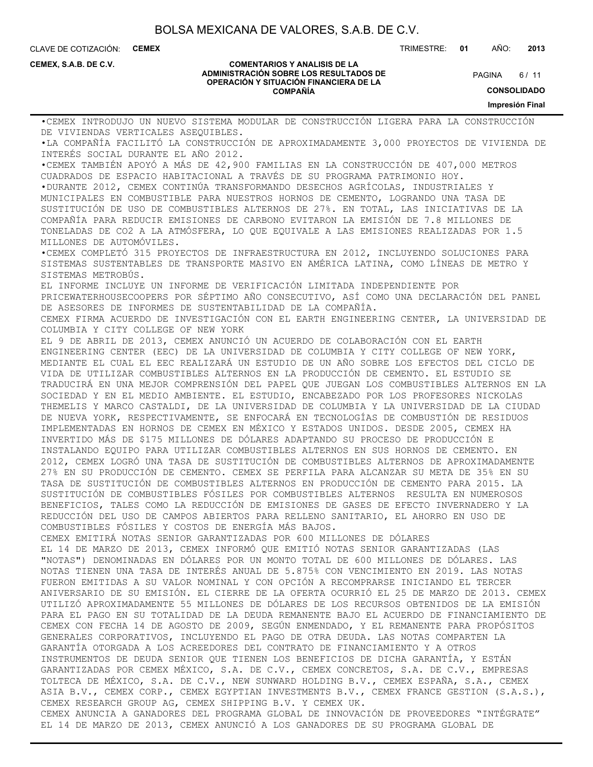•CEMEX INTRODUJO UN NUEVO SISTEMA MODULAR DE CONSTRUCCIÓN LIGERA PARA LA CONSTRUCCIÓN DE VIVIENDAS VERTICALES ASEQUIBLES.

•LA COMPAÑÍA FACILITÓ LA CONSTRUCCIÓN DE APROXIMADAMENTE 3,000 PROYECTOS DE VIVIENDA DE INTERÉS SOCIAL DURANTE EL AÑO 2012.

•CEMEX TAMBIÉN APOYÓ A MÁS DE 42,900 FAMILIAS EN LA CONSTRUCCIÓN DE 407,000 METROS CUADRADOS DE ESPACIO HABITACIONAL A TRAVÉS DE SU PROGRAMA PATRIMONIO HOY.

•DURANTE 2012, CEMEX CONTINÚA TRANSFORMANDO DESECHOS AGRÍCOLAS, INDUSTRIALES Y MUNICIPALES EN COMBUSTIBLE PARA NUESTROS HORNOS DE CEMENTO, LOGRANDO UNA TASA DE SUSTITUCIÓN DE USO DE COMBUSTIBLES ALTERNOS DE 27%. EN TOTAL, LAS INICIATIVAS DE LA COMPAÑÍA PARA REDUCIR EMISIONES DE CARBONO EVITARON LA EMISIÓN DE 7.8 MILLONES DE TONELADAS DE $CO_2$ A LA ATMÓSFERA, LO QUE EQUIVALE A LAS EMISIONES REALIZADAS POR 1.5 MILLONES DE AUTOMÓVILES.

•CEMEX COMPLETÓ 315 PROYECTOS DE INFRAESTRUCTURA EN 2012, INCLUYENDO SOLUCIONES PARA SISTEMAS SUSTENTABLES DE TRANSPORTE MASIVO EN AMÉRICA LATINA, COMO LÍNEAS DE METRO Y SISTEMAS METROBÚS.

EL INFORME INCLUYE UN INFORME DE VERIFICACIÓN LIMITADA INDEPENDIENTE POR PRICEWATERHOUSECOOPERS POR SÉPTIMO AÑO CONSECUTIVO, ASÍ COMO UNA DECLARACIÓN DEL PANEL DE ASESORES DE INFORMES DE SUSTENTABILIDAD DE LA COMPAÑÍA.

CEMEX FIRMA ACUERDO DE INVESTIGACIÓN CON EL EARTH ENGINEERING CENTER, LA UNIVERSIDAD DE COLUMBIA Y CITY COLLEGE OF NEW YORK

EL 9 DE ABRIL DE 2013, CEMEX ANUNCIÓ UN ACUERDO DE COLABORACIÓN CON EL EARTH ENGINEERING CENTER (EEC) DE LA UNIVERSIDAD DE COLUMBIA Y CITY COLLEGE OF NEW YORK, MEDIANTE EL CUAL EL EEC REALIZARÁ UN ESTUDIO DE UN AÑO SOBRE LOS EFECTOS DEL CICLO DE VIDA DE UTILIZAR COMBUSTIBLES ALTERNOS EN LA PRODUCCIÓN DE CEMENTO. EL ESTUDIO SE TRADUCIRÁ EN UNA MEJOR COMPRENSIÓN DEL PAPEL QUE JUEGAN LOS COMBUSTIBLES ALTERNOS EN LA SOCIEDAD Y EN EL MEDIO AMBIENTE. EL ESTUDIO, ENCABEZADO POR LOS PROFESORES NICKOLAS THEMELIS Y MARCO CASTALDI, DE LA UNIVERSIDAD DE COLUMBIA Y LA UNIVERSIDAD DE LA CIUDAD DE NUEVA YORK, RESPECTIVAMENTE, SE ENFOCARÁ EN TECNOLOGÍAS DE COMBUSTIÓN DE RESIDUOS IMPLEMENTADAS EN HORNOS DE CEMEX EN MÉXICO Y ESTADOS UNIDOS. DESDE 2005, CEMEX HA INVERTIDO MÁS DE $175 MILLONES DE DÓLARES ADAPTANDO SU PROCESO DE PRODUCCIÓN E INSTALANDO EQUIPO PARA UTILIZAR COMBUSTIBLES ALTERNOS EN SUS HORNOS DE CEMENTO. EN 2012, CEMEX LOGRÓ UNA TASA DE SUSTITUCIÓN DE COMBUSTIBLES ALTERNOS DE APROXIMADAMENTE 27% EN SU PRODUCCIÓN DE CEMENTO. CEMEX SE PERFILA PARA ALCANZAR SU META DE 35% EN SU TASA DE SUSTITUCIÓN DE COMBUSTIBLES ALTERNOS EN PRODUCCIÓN DE CEMENTO PARA 2015. LA SUSTITUCIÓN DE COMBUSTIBLES FÓSILES POR COMBUSTIBLES ALTERNOS RESULTA EN NUMEROSOS BENEFICIOS, TALES COMO LA REDUCCIÓN DE EMISIONES DE GASES DE EFECTO INVERNADERO Y LA REDUCCIÓN DEL USO DE CAMPOS ABIERTOS PARA RELLENO SANITARIO, EL AHORRO EN USO DE COMBUSTIBLES FÓSILES Y COSTOS DE ENERGÍA MÁS BAJOS.

CEMEX EMITIRÁ NOTAS SENIOR GARANTIZADAS POR 600 MILLONES DE DÓLARES

EL 14 DE MARZO DE 2013, CEMEX INFORMÓ QUE EMITIÓ NOTAS SENIOR GARANTIZADAS (LAS "NOTAS") DENOMINADAS EN DÓLARES POR UN MONTO TOTAL DE 600 MILLONES DE DÓLARES. LAS NOTAS TIENEN UNA TASA DE INTERÉS ANUAL DE 5.875% CON VENCIMIENTO EN 2019. LAS NOTAS FUERON EMITIDAS A SU VALOR NOMINAL Y CON OPCIÓN A RECOMPRARSE INICIANDO EL TERCER ANIVERSARIO DE SU EMISIÓN. EL CIERRE DE LA OFERTA OCURRIÓ EL 25 DE MARZO DE 2013. CEMEX UTILIZÓ APROXIMADAMENTE 55 MILLONES DE DÓLARES DE LOS RECURSOS OBTENIDOS DE LA EMISIÓN PARA EL PAGO EN SU TOTALIDAD DE LA DEUDA REMANENTE BAJO EL ACUERDO DE FINANCIAMIENTO DE CEMEX CON FECHA 14 DE AGOSTO DE 2009, SEGÚN ENMENDADO, Y EL REMANENTE PARA PROPÓSITOS GENERALES CORPORATIVOS, INCLUYENDO EL PAGO DE OTRA DEUDA. LAS NOTAS COMPARTEN LA GARANTÍA OTORGADA A LOS ACREEDORES DEL CONTRATO DE FINANCIAMIENTO Y A OTROS INSTRUMENTOS DE DEUDA SENIOR QUE TIENEN LOS BENEFICIOS DE DICHA GARANTÍA, Y ESTÁN GARANTIZADAS POR CEMEX MÉXICO, S.A. DE C.V., CEMEX CONCRETOS, S.A. DE C.V., EMPRESAS TOLTECA DE MÉXICO, S.A. DE C.V., NEW SUNWARD HOLDING B.V., CEMEX ESPAÑA, S.A., CEMEX ASIA B.V., CEMEX CORP., CEMEX EGYPTIAN INVESTMENTS B.V., CEMEX FRANCE GESTION (S.A.S.), CEMEX RESEARCH GROUP AG, CEMEX SHIPPING B.V. Y CEMEX UK.

CEMEX ANUNCIA A GANADORES DEL PROGRAMA GLOBAL DE INNOVACIÓN DE PROVEEDORES "INTÉGRATE"

EL 14 DE MARZO DE 2013, CEMEX ANUNCIÓ A LOS GANADORES DE SU PROGRAMA GLOBAL DE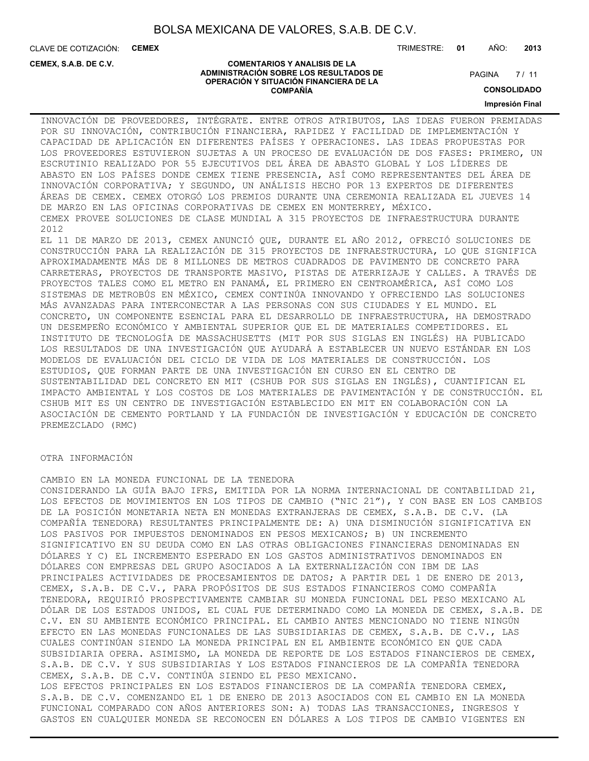INNOVACIÓN DE PROVEEDORES, INTÉGRATE. ENTRE OTROS ATRIBUTOS, LAS IDEAS FUERON PREMIADAS POR SU INNOVACIÓN, CONTRIBUCIÓN FINANCIERA, RAPIDEZ Y FACILIDAD DE IMPLEMENTACIÓN Y CAPACIDAD DE APLICACIÓN EN DIFERENTES PAÍSES Y OPERACIONES. LAS IDEAS PROPUESTAS POR LOS PROVEEDORES ESTUVIERON SUJETAS A UN PROCESO DE EVALUACIÓN DE DOS FASES: PRIMERO, UN ESCRUTINIO REALIZADO POR 55 EJECUTIVOS DEL ÁREA DE ABASTO GLOBAL Y LOS LÍDERES DE ABASTO EN LOS PAÍSES DONDE CEMEX TIENE PRESENCIA, ASÍ COMO REPRESENTANTES DEL ÁREA DE INNOVACIÓN CORPORATIVA; Y SEGUNDO, UN ANÁLISIS HECHO POR 13 EXPERTOS DE DIFERENTES ÁREAS DE CEMEX. CEMEX OTORGÓ LOS PREMIOS DURANTE UNA CEREMONIA REALIZADA EL JUEVES 14 DE MARZO EN LAS OFICINAS CORPORATIVAS DE CEMEX EN MONTERREY, MÉXICO.

CEMEX PROVEE SOLUCIONES DE CLASE MUNDIAL A 315 PROYECTOS DE INFRAESTRUCTURA DURANTE 2012

EL 11 DE MARZO DE 2013, CEMEX ANUNCIÓ QUE, DURANTE EL AÑO 2012, OFRECIÓ SOLUCIONES DE CONSTRUCCIÓN PARA LA REALIZACIÓN DE 315 PROYECTOS DE INFRAESTRUCTURA, LO QUE SIGNIFICA APROXIMADAMENTE MÁS DE 8 MILLONES DE METROS CUADRADOS DE PAVIMENTO DE CONCRETO PARA CARRETERAS, PROYECTOS DE TRANSPORTE MASIVO, PISTAS DE ATERRIZAJE Y CALLES. A TRAVÉS DE PROYECTOS TALES COMO EL METRO EN PANAMÁ, EL PRIMERO EN CENTROAMÉRICA, ASÍ COMO LOS SISTEMAS DE METROBÚS EN MÉXICO, CEMEX CONTINÚA INNOVANDO Y OFRECIENDO LAS SOLUCIONES MÁS AVANZADAS PARA INTERCONECTAR A LAS PERSONAS CON SUS CIUDADES Y EL MUNDO. EL CONCRETO, UN COMPONENTE ESENCIAL PARA EL DESARROLLO DE INFRAESTRUCTURA, HA DEMOSTRADO UN DESEMPEÑO ECONÓMICO Y AMBIENTAL SUPERIOR QUE EL DE MATERIALES COMPETIDORES. EL INSTITUTO DE TECNOLOGÍA DE MASSACHUSETTS (MIT POR SUS SIGLAS EN INGLÉS) HA PUBLICADO LOS RESULTADOS DE UNA INVESTIGACIÓN QUE AYUDARÁ A ESTABLECER UN NUEVO ESTÁNDAR EN LOS MODELOS DE EVALUACIÓN DEL CICLO DE VIDA DE LOS MATERIALES DE CONSTRUCCIÓN. LOS ESTUDIOS, QUE FORMAN PARTE DE UNA INVESTIGACIÓN EN CURSO EN EL CENTRO DE SUSTENTABILIDAD DEL CONCRETO EN MIT (CSHUB POR SUS SIGLAS EN INGLÉS), CUANTIFICAN EL IMPACTO AMBIENTAL Y LOS COSTOS DE LOS MATERIALES DE PAVIMENTACIÓN Y DE CONSTRUCCIÓN. EL CSHUB MIT ES UN CENTRO DE INVESTIGACIÓN ESTABLECIDO EN MIT EN COLABORACIÓN CON LA ASOCIACIÓN DE CEMENTO PORTLAND Y LA FUNDACIÓN DE INVESTIGACIÓN Y EDUCACIÓN DE CONCRETO PREMEZCLADO (RMC)

OTRA INFORMACIÓN

CAMBIO EN LA MONEDA FUNCIONAL DE LA TENEDORA

CONSIDERANDO LA GUÍA BAJO IFRS, EMITIDA POR LA NORMA INTERNACIONAL DE CONTABILIDAD 21, LOS EFECTOS DE MOVIMIENTOS EN LOS TIPOS DE CAMBIO ("NIC 21"), Y CON BASE EN LOS CAMBIOS DE LA POSICIÓN MONETARIA NETA EN MONEDAS EXTRANJERAS DE CEMEX, S.A.B. DE C.V. (LA COMPAÑÍA TENEDORA) RESULTANTES PRINCIPALMENTE DE: A) UNA DISMINUCIÓN SIGNIFICATIVA EN LOS PASIVOS POR IMPUESTOS DENOMINADOS EN PESOS MEXICANOS; B) UN INCREMENTO SIGNIFICATIVO EN SU DEUDA COMO EN LAS OTRAS OBLIGACIONES FINANCIERAS DENOMINADAS EN DÓLARES Y C) EL INCREMENTO ESPERADO EN LOS GASTOS ADMINISTRATIVOS DENOMINADOS EN DÓLARES CON EMPRESAS DEL GRUPO ASOCIADOS A LA EXTERNALIZACIÓN CON IBM DE LAS PRINCIPALES ACTIVIDADES DE PROCESAMIENTOS DE DATOS; A PARTIR DEL 1 DE ENERO DE 2013, CEMEX, S.A.B. DE C.V., PARA PROPÓSITOS DE SUS ESTADOS FINANCIEROS COMO COMPAÑÍA TENEDORA, REQUIRIÓ PROSPECTIVAMENTE CAMBIAR SU MONEDA FUNCIONAL DEL PESO MEXICANO AL DÓLAR DE LOS ESTADOS UNIDOS, EL CUAL FUE DETERMINADO COMO LA MONEDA DE CEMEX, S.A.B. DE C.V. EN SU AMBIENTE ECONÓMICO PRINCIPAL. EL CAMBIO ANTES MENCIONADO NO TIENE NINGÚN EFECTO EN LAS MONEDAS FUNCIONALES DE LAS SUBSIDIARIAS DE CEMEX, S.A.B. DE C.V., LAS CUALES CONTINÚAN SIENDO LA MONEDA PRINCIPAL EN EL AMBIENTE ECONÓMICO EN QUE CADA SUBSIDIARIA OPERA. ASIMISMO, LA MONEDA DE REPORTE DE LOS ESTADOS FINANCIEROS DE CEMEX, S.A.B. DE C.V. Y SUS SUBSIDIARIAS Y LOS ESTADOS FINANCIEROS DE LA COMPAÑÍA TENEDORA CEMEX, S.A.B. DE C.V. CONTINÚA SIENDO EL PESO MEXICANO.

LOS EFECTOS PRINCIPALES EN LOS ESTADOS FINANCIEROS DE LA COMPAÑÍA TENEDORA CEMEX, S.A.B. DE C.V. COMENZANDO EL 1 DE ENERO DE 2013 ASOCIADOS CON EL CAMBIO EN LA MONEDA FUNCIONAL COMPARADO CON AÑOS ANTERIORES SON: A) TODAS LAS TRANSACCIONES, INGRESOS Y GASTOS EN CUALQUIER MONEDA SE RECONOCEN EN DÓLARES A LOS TIPOS DE CAMBIO VIGENTES EN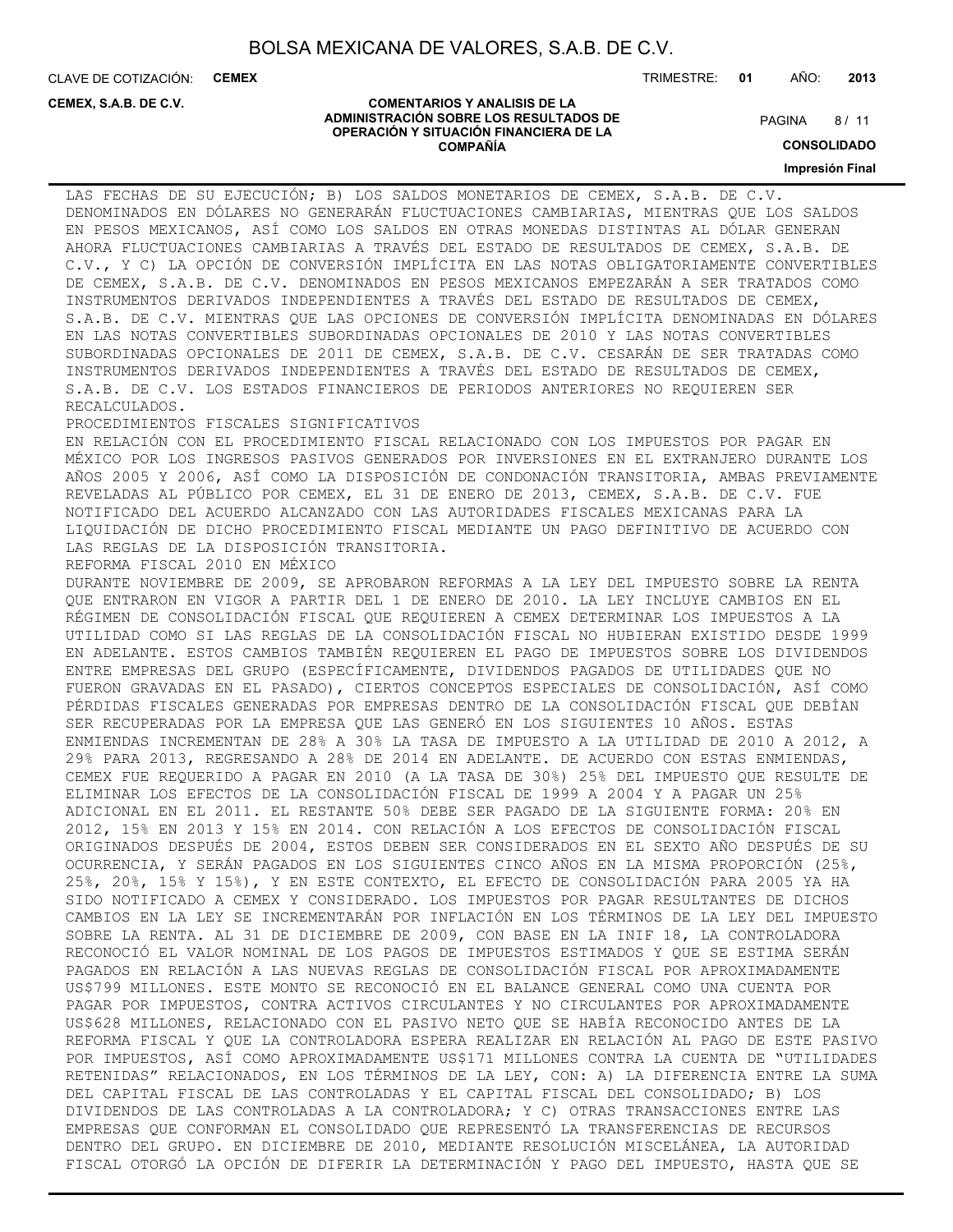LAS FECHAS DE SU EJECUCIÓN; B) LOS SALDOS MONETARIOS DE CEMEX, S.A.B. DE C.V. DENOMINADOS EN DÓLARES NO GENERARÁN FLUCTUACIONES CAMBIARIAS, MIENTRAS QUE LOS SALDOS EN PESOS MEXICANOS, ASÍ COMO LOS SALDOS EN OTRAS MONEDAS DISTINTAS AL DÓLAR GENERAN AHORA FLUCTUACIONES CAMBIARIAS A TRAVÉS DEL ESTADO DE RESULTADOS DE CEMEX, S.A.B. DE C.V., Y C) LA OPCIÓN DE CONVERSIÓN IMPLÍCITA EN LAS NOTAS OBLIGATORIAMENTE CONVERTIBLES DE CEMEX, S.A.B. DE C.V. DENOMINADOS EN PESOS MEXICANOS EMPEZARÁN A SER TRATADOS COMO INSTRUMENTOS DERIVADOS INDEPENDIENTES A TRAVÉS DEL ESTADO DE RESULTADOS DE CEMEX, S.A.B. DE C.V. MIENTRAS QUE LAS OPCIONES DE CONVERSIÓN IMPLÍCITA DENOMINADAS EN DÓLARES EN LAS NOTAS CONVERTIBLES SUBORDINADAS OPCIONALES DE 2010 Y LAS NOTAS CONVERTIBLES SUBORDINADAS OPCIONALES DE 2011 DE CEMEX, S.A.B. DE C.V. CESARÁN DE SER TRATADAS COMO INSTRUMENTOS DERIVADOS INDEPENDIENTES A TRAVÉS DEL ESTADO DE RESULTADOS DE CEMEX, S.A.B. DE C.V. LOS ESTADOS FINANCIEROS DE PERIODOS ANTERIORES NO REQUIEREN SER RECALCULADOS.

PROCEDIMIENTOS FISCALES SIGNIFICATIVOS

EN RELACIÓN CON EL PROCEDIMIENTO FISCAL RELACIONADO CON LOS IMPUESTOS POR PAGAR EN MÉXICO POR LOS INGRESOS PASIVOS GENERADOS POR INVERSIONES EN EL EXTRANJERO DURANTE LOS AÑOS 2005 Y 2006, ASÍ COMO LA DISPOSICIÓN DE CONDONACIÓN TRANSITORIA, AMBAS PREVIAMENTE REVELADAS AL PÚBLICO POR CEMEX, EL 31 DE ENERO DE 2013, CEMEX, S.A.B. DE C.V. FUE NOTIFICADO DEL ACUERDO ALCANZADO CON LAS AUTORIDADES FISCALES MEXICANAS PARA LA LIQUIDACIÓN DE DICHO PROCEDIMIENTO FISCAL MEDIANTE UN PAGO DEFINITIVO DE ACUERDO CON LAS REGLAS DE LA DISPOSICIÓN TRANSITORIA.

REFORMA FISCAL 2010 EN MÉXICO

DURANTE NOVIEMBRE DE 2009, SE APROBARON REFORMAS A LA LEY DEL IMPUESTO SOBRE LA RENTA QUE ENTRARON EN VIGOR A PARTIR DEL 1 DE ENERO DE 2010. LA LEY INCLUYE CAMBIOS EN EL RÉGIMEN DE CONSOLIDACIÓN FISCAL QUE REQUIEREN A CEMEX DETERMINAR LOS IMPUESTOS A LA UTILIDAD COMO SI LAS REGLAS DE LA CONSOLIDACIÓN FISCAL NO HUBIERAN EXISTIDO DESDE 1999 EN ADELANTE. ESTOS CAMBIOS TAMBIÉN REQUIEREN EL PAGO DE IMPUESTOS SOBRE LOS DIVIDENDOS ENTRE EMPRESAS DEL GRUPO (ESPECÍFICAMENTE, DIVIDENDOS PAGADOS DE UTILIDADES QUE NO FUERON GRAVADAS EN EL PASADO), CIERTOS CONCEPTOS ESPECIALES DE CONSOLIDACIÓN, ASÍ COMO PÉRDIDAS FISCALES GENERADAS POR EMPRESAS DENTRO DE LA CONSOLIDACIÓN FISCAL QUE DEBÍAN SER RECUPERADAS POR LA EMPRESA QUE LAS GENERÓ EN LOS SIGUIENTES 10 AÑOS. ESTAS ENMIENDAS INCREMENTAN DE 28% A 30% LA TASA DE IMPUESTO A LA UTILIDAD DE 2010 A 2012, A 29% PARA 2013, REGRESANDO A 28% DE 2014 EN ADELANTE. DE ACUERDO CON ESTAS ENMIENDAS, CEMEX FUE REQUERIDO A PAGAR EN 2010 (A LA TASA DE 30%) 25% DEL IMPUESTO QUE RESULTE DE ELIMINAR LOS EFECTOS DE LA CONSOLIDACIÓN FISCAL DE 1999 A 2004 Y A PAGAR UN 25% ADICIONAL EN EL 2011. EL RESTANTE 50% DEBE SER PAGADO DE LA SIGUIENTE FORMA: 20% EN 2012, 15% EN 2013 Y 15% EN 2014. CON RELACIÓN A LOS EFECTOS DE CONSOLIDACIÓN FISCAL ORIGINADOS DESPUÉS DE 2004, ESTOS DEBEN SER CONSIDERADOS EN EL SEXTO AÑO DESPUÉS DE SU OCURRENCIA, Y SERÁN PAGADOS EN LOS SIGUIENTES CINCO AÑOS EN LA MISMA PROPORCIÓN (25%, 25%, 20%, 15% Y 15%), Y EN ESTE CONTEXTO, EL EFECTO DE CONSOLIDACIÓN PARA 2005 YA HA SIDO NOTIFICADO A CEMEX Y CONSIDERADO. LOS IMPUESTOS POR PAGAR RESULTANTES DE DICHOS CAMBIOS EN LA LEY SE INCREMENTARÁN POR INFLACIÓN EN LOS TÉRMINOS DE LA LEY DEL IMPUESTO SOBRE LA RENTA. AL 31 DE DICIEMBRE DE 2009, CON BASE EN LA INIF 18, LA CONTROLADORA RECONOCIÓ EL VALOR NOMINAL DE LOS PAGOS DE IMPUESTOS ESTIMADOS Y QUE SE ESTIMA SERÁN PAGADOS EN RELACIÓN A LAS NUEVAS REGLAS DE CONSOLIDACIÓN FISCAL POR APROXIMADAMENTE US$799 MILLONES. ESTE MONTO SE RECONOCIÓ EN EL BALANCE GENERAL COMO UNA CUENTA POR PAGAR POR IMPUESTOS, CONTRA ACTIVOS CIRCULANTES Y NO CIRCULANTES POR APROXIMADAMENTE US$628 MILLONES, RELACIONADO CON EL PASIVO NETO QUE SE HABÍA RECONOCIDO ANTES DE LA REFORMA FISCAL Y QUE LA CONTROLADORA ESPERA REALIZAR EN RELACIÓN AL PAGO DE ESTE PASIVO POR IMPUESTOS, ASÍ COMO APROXIMADAMENTE US$171 MILLONES CONTRA LA CUENTA DE "UTILIDADES RETENIDAS" RELACIONADOS, EN LOS TÉRMINOS DE LA LEY, CON: A) LA DIFERENCIA ENTRE LA SUMA DEL CAPITAL FISCAL DE LAS CONTROLADAS Y EL CAPITAL FISCAL DEL CONSOLIDADO; B) LOS DIVIDENDOS DE LAS CONTROLADAS A LA CONTROLADORA; Y C) OTRAS TRANSACCIONES ENTRE LAS EMPRESAS QUE CONFORMAN EL CONSOLIDADO QUE REPRESENTÓ LA TRANSFERENCIAS DE RECURSOS DENTRO DEL GRUPO. EN DICIEMBRE DE 2010, MEDIANTE RESOLUCIÓN MISCELÁNEA, LA AUTORIDAD FISCAL OTORGÓ LA OPCIÓN DE DIFERIR LA DETERMINACIÓN Y PAGO DEL IMPUESTO, HASTA QUE SE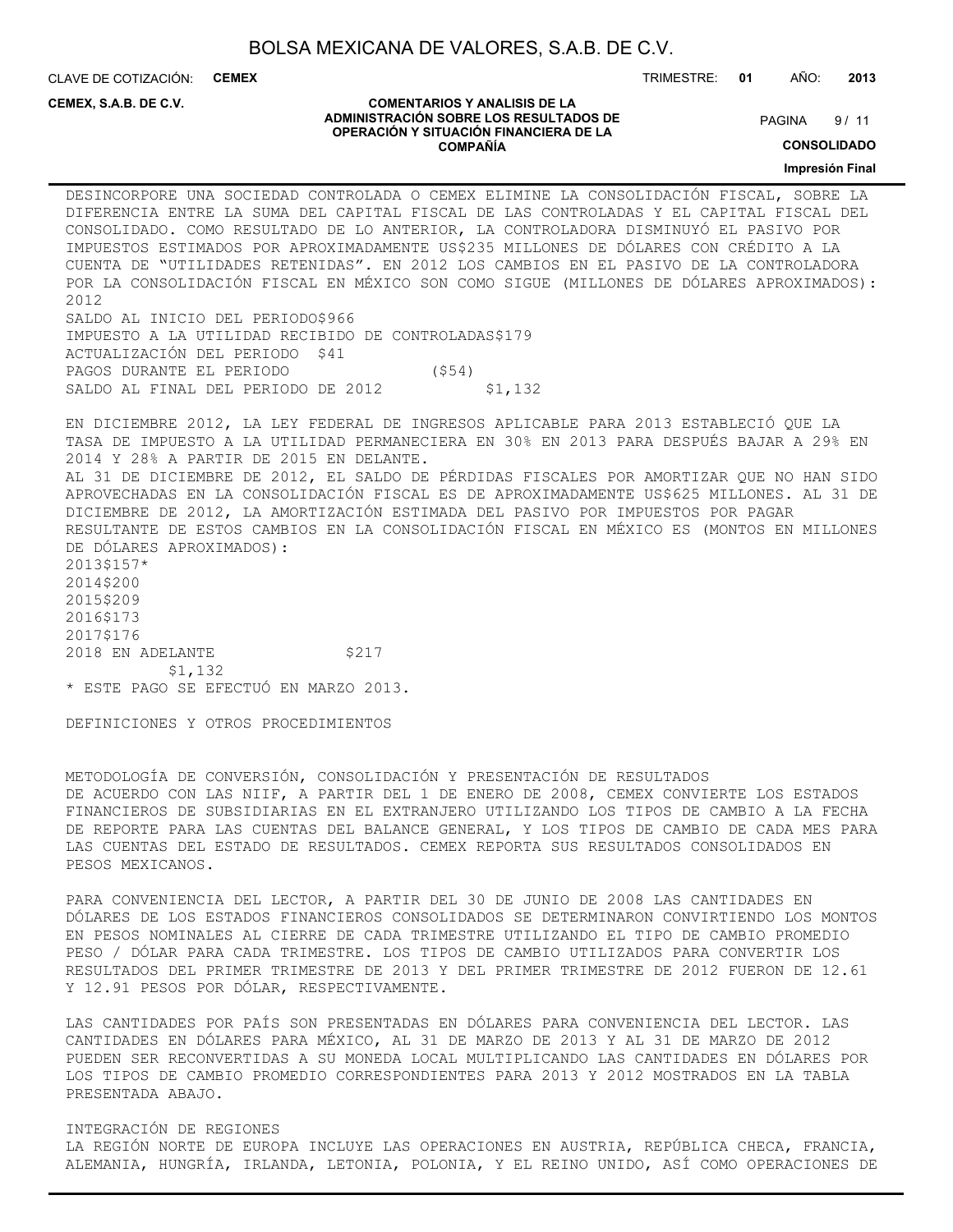DESINCORPORE UNA SOCIEDAD CONTROLADA O CEMEX ELIMINE LA CONSOLIDACIÓN FISCAL, SOBRE LA DIFERENCIA ENTRE LA SUMA DEL CAPITAL FISCAL DE LAS CONTROLADAS Y EL CAPITAL FISCAL DEL CONSOLIDADO. COMO RESULTADO DE LO ANTERIOR, LA CONTROLADORA DISMINUYÓ EL PASIVO POR IMPUESTOS ESTIMADOS POR APROXIMADAMENTE US$235 MILLONES DE DÓLARES CON CRÉDITO A LA CUENTA DE "UTILIDADES RETENIDAS". EN 2012 LOS CAMBIOS EN EL PASIVO DE LA CONTROLADORA POR LA CONSOLIDACIÓN FISCAL EN MÉXICO SON COMO SIGUE (MILLONES DE DÓLARES APROXIMADOS):

| | 2012 |
|---|---|
| SALDO AL INICIO DEL PERIODO | $966 |
| IMPUESTO A LA UTILIDAD RECIBIDO DE CONTROLADAS | $179 |
| ACTUALIZACIÓN DEL PERIODO | $41 |
| PAGOS DURANTE EL PERIODO | ($54) |
| SALDO AL FINAL DEL PERIODO DE 2012 | $1,132 |

EN DICIEMBRE 2012, LA LEY FEDERAL DE INGRESOS APLICABLE PARA 2013 ESTABLECIÓ QUE LA TASA DE IMPUESTO A LA UTILIDAD PERMANECIERA EN 30% EN 2013 PARA DESPUÉS BAJAR A 29% EN 2014 Y 28% A PARTIR DE 2015 EN DELANTE.

AL 31 DE DICIEMBRE DE 2012, EL SALDO DE PÉRDIDAS FISCALES POR AMORTIZAR QUE NO HAN SIDO APROVECHADAS EN LA CONSOLIDACIÓN FISCAL ES DE APROXIMADAMENTE US$625 MILLONES. AL 31 DE DICIEMBRE DE 2012, LA AMORTIZACIÓN ESTIMADA DEL PASIVO POR IMPUESTOS POR PAGAR RESULTANTE DE ESTOS CAMBIOS EN LA CONSOLIDACIÓN FISCAL EN MÉXICO ES (MONTOS EN MILLONES DE DÓLARES APROXIMADOS):

| | |
|---|---|
| 2013 | $157* |
| 2014 | $200 |
| 2015 | $209 |
| 2016 | $173 |
| 2017 | $176 |
| 2018 EN ADELANTE | $217 |
| | $1,132 |

* ESTE PAGO SE EFECTUÓ EN MARZO 2013.

DEFINICIONES Y OTROS PROCEDIMIENTOS

METODOLOGÍA DE CONVERSIÓN, CONSOLIDACIÓN Y PRESENTACIÓN DE RESULTADOS

DE ACUERDO CON LAS NIIF, A PARTIR DEL 1 DE ENERO DE 2008, CEMEX CONVIERTE LOS ESTADOS FINANCIEROS DE SUBSIDIARIAS EN EL EXTRANJERO UTILIZANDO LOS TIPOS DE CAMBIO A LA FECHA DE REPORTE PARA LAS CUENTAS DEL BALANCE GENERAL, Y LOS TIPOS DE CAMBIO DE CADA MES PARA LAS CUENTAS DEL ESTADO DE RESULTADOS. CEMEX REPORTA SUS RESULTADOS CONSOLIDADOS EN PESOS MEXICANOS.

PARA CONVENIENCIA DEL LECTOR, A PARTIR DEL 30 DE JUNIO DE 2008 LAS CANTIDADES EN DÓLARES DE LOS ESTADOS FINANCIEROS CONSOLIDADOS SE DETERMINARON CONVIRTIENDO LOS MONTOS EN PESOS NOMINALES AL CIERRE DE CADA TRIMESTRE UTILIZANDO EL TIPO DE CAMBIO PROMEDIO PESO / DÓLAR PARA CADA TRIMESTRE. LOS TIPOS DE CAMBIO UTILIZADOS PARA CONVERTIR LOS RESULTADOS DEL PRIMER TRIMESTRE DE 2013 Y DEL PRIMER TRIMESTRE DE 2012 FUERON DE 12.61 Y 12.91 PESOS POR DÓLAR, RESPECTIVAMENTE.

LAS CANTIDADES POR PAÍS SON PRESENTADAS EN DÓLARES PARA CONVENIENCIA DEL LECTOR. LAS CANTIDADES EN DÓLARES PARA MÉXICO, AL 31 DE MARZO DE 2013 Y AL 31 DE MARZO DE 2012 PUEDEN SER RECONVERTIDAS A SU MONEDA LOCAL MULTIPLICANDO LAS CANTIDADES EN DÓLARES POR LOS TIPOS DE CAMBIO PROMEDIO CORRESPONDIENTES PARA 2013 Y 2012 MOSTRADOS EN LA TABLA PRESENTADA ABAJO.

INTEGRACIÓN DE REGIONES

LA REGIÓN NORTE DE EUROPA INCLUYE LAS OPERACIONES EN AUSTRIA, REPÚBLICA CHECA, FRANCIA, ALEMANIA, HUNGRÍA, IRLANDA, LETONIA, POLONIA, Y EL REINO UNIDO, ASÍ COMO OPERACIONES DE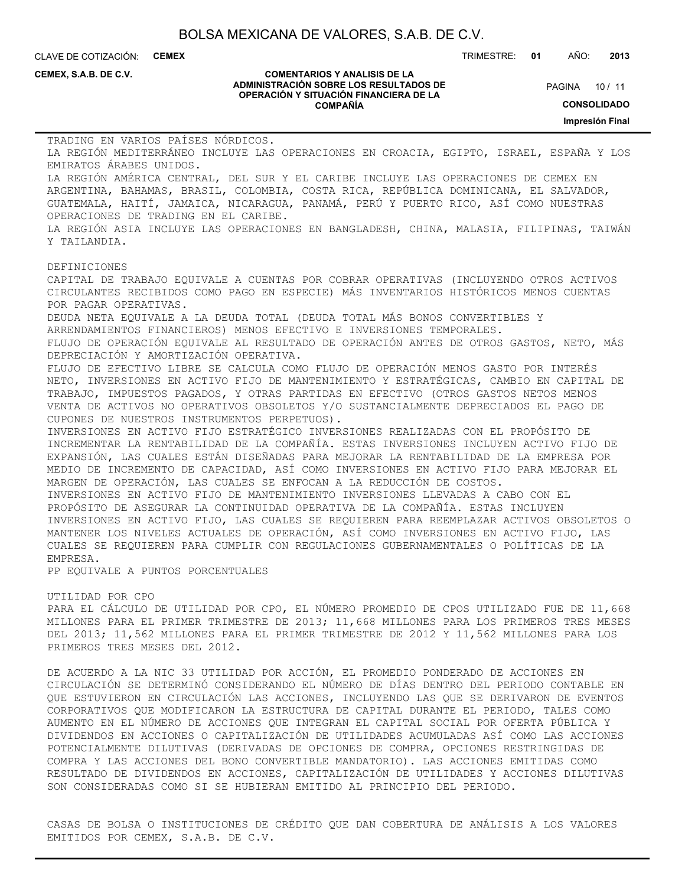TRADING EN VARIOS PAÍSES NÓRDICOS.
LA REGIÓN MEDITERRÁNEO INCLUYE LAS OPERACIONES EN CROACIA, EGIPTO, ISRAEL, ESPAÑA Y LOS EMIRATOS ÁRABES UNIDOS.
LA REGIÓN AMÉRICA CENTRAL, DEL SUR Y EL CARIBE INCLUYE LAS OPERACIONES DE CEMEX EN ARGENTINA, BAHAMAS, BRASIL, COLOMBIA, COSTA RICA, REPÚBLICA DOMINICANA, EL SALVADOR, GUATEMALA, HAITÍ, JAMAICA, NICARAGUA, PANAMÁ, PERÚ Y PUERTO RICO, ASÍ COMO NUESTRAS OPERACIONES DE TRADING EN EL CARIBE.
LA REGIÓN ASIA INCLUYE LAS OPERACIONES EN BANGLADESH, CHINA, MALASIA, FILIPINAS, TAIWÁN Y TAILANDIA.

DEFINICIONES
CAPITAL DE TRABAJO EQUIVALE A CUENTAS POR COBRAR OPERATIVAS (INCLUYENDO OTROS ACTIVOS CIRCULANTES RECIBIDOS COMO PAGO EN ESPECIE) MÁS INVENTARIOS HISTÓRICOS MENOS CUENTAS POR PAGAR OPERATIVAS.
DEUDA NETA EQUIVALE A LA DEUDA TOTAL (DEUDA TOTAL MÁS BONOS CONVERTIBLES Y ARRENDAMIENTOS FINANCIEROS) MENOS EFECTIVO E INVERSIONES TEMPORALES.
FLUJO DE OPERACIÓN EQUIVALE AL RESULTADO DE OPERACIÓN ANTES DE OTROS GASTOS, NETO, MÁS DEPRECIACIÓN Y AMORTIZACIÓN OPERATIVA.
FLUJO DE EFECTIVO LIBRE SE CALCULA COMO FLUJO DE OPERACIÓN MENOS GASTO POR INTERÉS NETO, INVERSIONES EN ACTIVO FIJO DE MANTENIMIENTO Y ESTRATÉGICAS, CAMBIO EN CAPITAL DE TRABAJO, IMPUESTOS PAGADOS, Y OTRAS PARTIDAS EN EFECTIVO (OTROS GASTOS NETOS MENOS VENTA DE ACTIVOS NO OPERATIVOS OBSOLETOS Y/O SUSTANCIALMENTE DEPRECIADOS EL PAGO DE CUPONES DE NUESTROS INSTRUMENTOS PERPETUOS).
INVERSIONES EN ACTIVO FIJO ESTRATÉGICO INVERSIONES REALIZADAS CON EL PROPÓSITO DE INCREMENTAR LA RENTABILIDAD DE LA COMPAÑÍA. ESTAS INVERSIONES INCLUYEN ACTIVO FIJO DE EXPANSIÓN, LAS CUALES ESTÁN DISEÑADAS PARA MEJORAR LA RENTABILIDAD DE LA EMPRESA POR MEDIO DE INCREMENTO DE CAPACIDAD, ASÍ COMO INVERSIONES EN ACTIVO FIJO PARA MEJORAR EL MARGEN DE OPERACIÓN, LAS CUALES SE ENFOCAN A LA REDUCCIÓN DE COSTOS.
INVERSIONES EN ACTIVO FIJO DE MANTENIMIENTO INVERSIONES LLEVADAS A CABO CON EL PROPÓSITO DE ASEGURAR LA CONTINUIDAD OPERATIVA DE LA COMPAÑÍA. ESTAS INCLUYEN INVERSIONES EN ACTIVO FIJO, LAS CUALES SE REQUIEREN PARA REEMPLAZAR ACTIVOS OBSOLETOS O MANTENER LOS NIVELES ACTUALES DE OPERACIÓN, ASÍ COMO INVERSIONES EN ACTIVO FIJO, LAS CUALES SE REQUIEREN PARA CUMPLIR CON REGULACIONES GUBERNAMENTALES O POLÍTICAS DE LA EMPRESA.
PP EQUIVALE A PUNTOS PORCENTUALES

UTILIDAD POR CPO
PARA EL CÁLCULO DE UTILIDAD POR CPO, EL NÚMERO PROMEDIO DE CPOS UTILIZADO FUE DE 11,668 MILLONES PARA EL PRIMER TRIMESTRE DE 2013; 11,668 MILLONES PARA LOS PRIMEROS TRES MESES DEL 2013; 11,562 MILLONES PARA EL PRIMER TRIMESTRE DE 2012 Y 11,562 MILLONES PARA LOS PRIMEROS TRES MESES DEL 2012.

DE ACUERDO A LA NIC 33 UTILIDAD POR ACCIÓN, EL PROMEDIO PONDERADO DE ACCIONES EN CIRCULACIÓN SE DETERMINÓ CONSIDERANDO EL NÚMERO DE DÍAS DENTRO DEL PERIODO CONTABLE EN QUE ESTUVIERON EN CIRCULACIÓN LAS ACCIONES, INCLUYENDO LAS QUE SE DERIVARON DE EVENTOS CORPORATIVOS QUE MODIFICARON LA ESTRUCTURA DE CAPITAL DURANTE EL PERIODO, TALES COMO AUMENTO EN EL NÚMERO DE ACCIONES QUE INTEGRAN EL CAPITAL SOCIAL POR OFERTA PÚBLICA Y DIVIDENDOS EN ACCIONES O CAPITALIZACIÓN DE UTILIDADES ACUMULADAS ASÍ COMO LAS ACCIONES POTENCIALMENTE DILUTIVAS (DERIVADAS DE OPCIONES DE COMPRA, OPCIONES RESTRINGIDAS DE COMPRA Y LAS ACCIONES DEL BONO CONVERTIBLE MANDATORIO). LAS ACCIONES EMITIDAS COMO RESULTADO DE DIVIDENDOS EN ACCIONES, CAPITALIZACIÓN DE UTILIDADES Y ACCIONES DILUTIVAS SON CONSIDERADAS COMO SI SE HUBIERAN EMITIDO AL PRINCIPIO DEL PERIODO.

CASAS DE BOLSA O INSTITUCIONES DE CRÉDITO QUE DAN COBERTURA DE ANÁLISIS A LOS VALORES EMITIDOS POR CEMEX, S.A.B. DE C.V.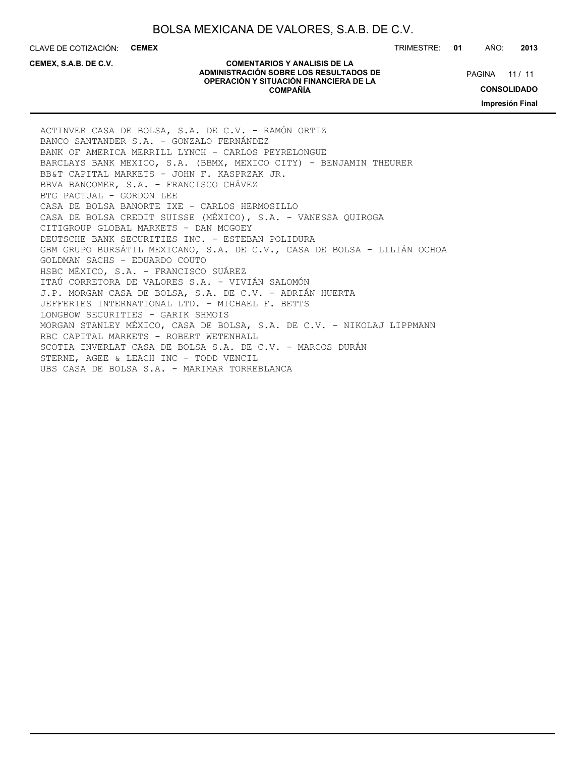ACTINVER CASA DE BOLSA, S.A. DE C.V. - RAMÓN ORTIZ
BANCO SANTANDER S.A. - GONZALO FERNÁNDEZ
BANK OF AMERICA MERRILL LYNCH - CARLOS PEYRELONGUE
BARCLAYS BANK MEXICO, S.A. (BBMX, MEXICO CITY) - BENJAMIN THEURER
BB&T CAPITAL MARKETS - JOHN F. KASPRZAK JR.
BBVA BANCOMER, S.A. - FRANCISCO CHÁVEZ
BTG PACTUAL - GORDON LEE
CASA DE BOLSA BANORTE IXE - CARLOS HERMOSILLO
CASA DE BOLSA CREDIT SUISSE (MÉXICO), S.A. - VANESSA QUIROGA
CITIGROUP GLOBAL MARKETS - DAN MCGOEY
DEUTSCHE BANK SECURITIES INC. - ESTEBAN POLIDURA
GBM GRUPO BURSÁTIL MEXICANO, S.A. DE C.V., CASA DE BOLSA - LILIÁN OCHOA
GOLDMAN SACHS - EDUARDO COUTO
HSBC MÉXICO, S.A. - FRANCISCO SUÁREZ
ITAÚ CORRETORA DE VALORES S.A. - VIVIÁN SALOMÓN
J.P. MORGAN CASA DE BOLSA, S.A. DE C.V. - ADRIÁN HUERTA
JEFFERIES INTERNATIONAL LTD. – MICHAEL F. BETTS
LONGBOW SECURITIES - GARIK SHMOIS
MORGAN STANLEY MÉXICO, CASA DE BOLSA, S.A. DE C.V. - NIKOLAJ LIPPMANN
RBC CAPITAL MARKETS - ROBERT WETENHALL
SCOTIA INVERLAT CASA DE BOLSA S.A. DE C.V. - MARCOS DURÁN
STERNE, AGEE & LEACH INC - TODD VENCIL
UBS CASA DE BOLSA S.A. - MARIMAR TORREBLANCA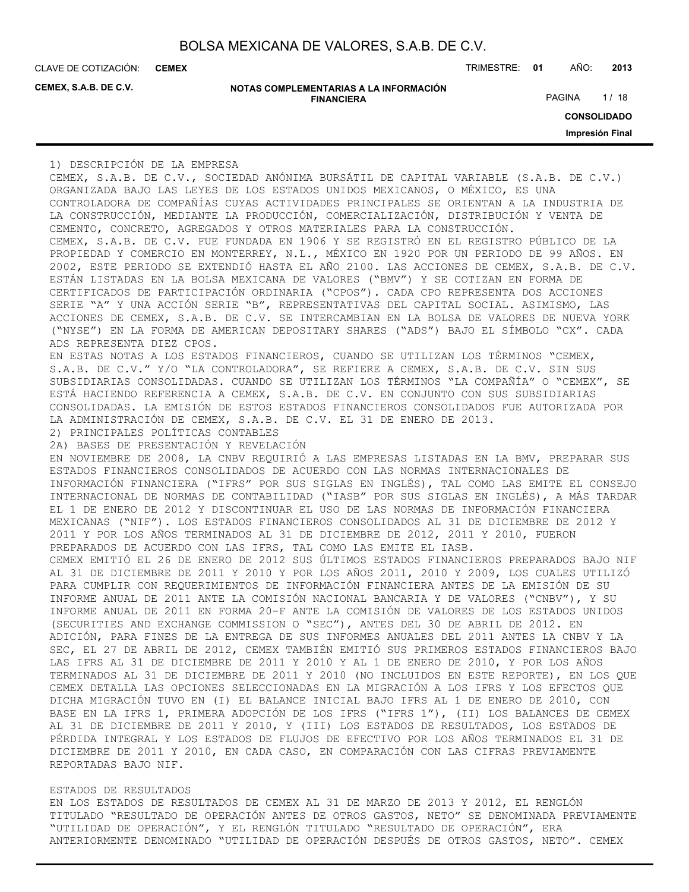## 1) DESCRIPCIÓN DE LA EMPRESA

CEMEX, S.A.B. DE C.V., SOCIEDAD ANÓNIMA BURSÁTIL DE CAPITAL VARIABLE (S.A.B. DE C.V.) ORGANIZADA BAJO LAS LEYES DE LOS ESTADOS UNIDOS MEXICANOS, O MÉXICO, ES UNA CONTROLADORA DE COMPAÑÍAS CUYAS ACTIVIDADES PRINCIPALES SE ORIENTAN A LA INDUSTRIA DE LA CONSTRUCCIÓN, MEDIANTE LA PRODUCCIÓN, COMERCIALIZACIÓN, DISTRIBUCIÓN Y VENTA DE CEMENTO, CONCRETO, AGREGADOS Y OTROS MATERIALES PARA LA CONSTRUCCIÓN.

CEMEX, S.A.B. DE C.V. FUE FUNDADA EN 1906 Y SE REGISTRÓ EN EL REGISTRO PÚBLICO DE LA PROPIEDAD Y COMERCIO EN MONTERREY, N.L., MÉXICO EN 1920 POR UN PERIODO DE 99 AÑOS. EN 2002, ESTE PERIODO SE EXTENDIÓ HASTA EL AÑO 2100. LAS ACCIONES DE CEMEX, S.A.B. DE C.V. ESTÁN LISTADAS EN LA BOLSA MEXICANA DE VALORES ("BMV") Y SE COTIZAN EN FORMA DE CERTIFICADOS DE PARTICIPACIÓN ORDINARIA ("CPOS"). CADA CPO REPRESENTA DOS ACCIONES SERIE "A" Y UNA ACCIÓN SERIE "B", REPRESENTATIVAS DEL CAPITAL SOCIAL. ASIMISMO, LAS ACCIONES DE CEMEX, S.A.B. DE C.V. SE INTERCAMBIAN EN LA BOLSA DE VALORES DE NUEVA YORK ("NYSE") EN LA FORMA DE AMERICAN DEPOSITARY SHARES ("ADS") BAJO EL SÍMBOLO "CX". CADA ADS REPRESENTA DIEZ CPOS.

EN ESTAS NOTAS A LOS ESTADOS FINANCIEROS, CUANDO SE UTILIZAN LOS TÉRMINOS "CEMEX, S.A.B. DE C.V." Y/O "LA CONTROLADORA", SE REFIERE A CEMEX, S.A.B. DE C.V. SIN SUS SUBSIDIARIAS CONSOLIDADAS. CUANDO SE UTILIZAN LOS TÉRMINOS "LA COMPAÑÍA" O "CEMEX", SE ESTÁ HACIENDO REFERENCIA A CEMEX, S.A.B. DE C.V. EN CONJUNTO CON SUS SUBSIDIARIAS CONSOLIDADAS. LA EMISIÓN DE ESTOS ESTADOS FINANCIEROS CONSOLIDADOS FUE AUTORIZADA POR LA ADMINISTRACIÓN DE CEMEX, S.A.B. DE C.V. EL 31 DE ENERO DE 2013.

## 2) PRINCIPALES POLÍTICAS CONTABLES

### 2A) BASES DE PRESENTACIÓN Y REVELACIÓN

EN NOVIEMBRE DE 2008, LA CNBV REQUIRIÓ A LAS EMPRESAS LISTADAS EN LA BMV, PREPARAR SUS ESTADOS FINANCIEROS CONSOLIDADOS DE ACUERDO CON LAS NORMAS INTERNACIONALES DE INFORMACIÓN FINANCIERA ("IFRS" POR SUS SIGLAS EN INGLÉS), TAL COMO LAS EMITE EL CONSEJO INTERNACIONAL DE NORMAS DE CONTABILIDAD ("IASB" POR SUS SIGLAS EN INGLÉS), A MÁS TARDAR EL 1 DE ENERO DE 2012 Y DISCONTINUAR EL USO DE LAS NORMAS DE INFORMACIÓN FINANCIERA MEXICANAS ("NIF"). LOS ESTADOS FINANCIEROS CONSOLIDADOS AL 31 DE DICIEMBRE DE 2012 Y 2011 Y POR LOS AÑOS TERMINADOS AL 31 DE DICIEMBRE DE 2012, 2011 Y 2010, FUERON PREPARADOS DE ACUERDO CON LAS IFRS, TAL COMO LAS EMITE EL IASB.

CEMEX EMITIÓ EL 26 DE ENERO DE 2012 SUS ÚLTIMOS ESTADOS FINANCIEROS PREPARADOS BAJO NIF AL 31 DE DICIEMBRE DE 2011 Y 2010 Y POR LOS AÑOS 2011, 2010 Y 2009, LOS CUALES UTILIZÓ PARA CUMPLIR CON REQUERIMIENTOS DE INFORMACIÓN FINANCIERA ANTES DE LA EMISIÓN DE SU INFORME ANUAL DE 2011 ANTE LA COMISIÓN NACIONAL BANCARIA Y DE VALORES ("CNBV"), Y SU INFORME ANUAL DE 2011 EN FORMA 20-F ANTE LA COMISIÓN DE VALORES DE LOS ESTADOS UNIDOS (SECURITIES AND EXCHANGE COMMISSION O "SEC"), ANTES DEL 30 DE ABRIL DE 2012. EN ADICIÓN, PARA FINES DE LA ENTREGA DE SUS INFORMES ANUALES DEL 2011 ANTE LA CNBV Y LA SEC, EL 27 DE ABRIL DE 2012, CEMEX TAMBIÉN EMITIÓ SUS PRIMEROS ESTADOS FINANCIEROS BAJO LAS IFRS AL 31 DE DICIEMBRE DE 2011 Y 2010 Y AL 1 DE ENERO DE 2010, Y POR LOS AÑOS TERMINADOS AL 31 DE DICIEMBRE DE 2011 Y 2010 (NO INCLUIDOS EN ESTE REPORTE), EN LOS QUE CEMEX DETALLA LAS OPCIONES SELECCIONADAS EN LA MIGRACIÓN A LOS IFRS Y LOS EFECTOS QUE DICHA MIGRACIÓN TUVO EN (I) EL BALANCE INICIAL BAJO IFRS AL 1 DE ENERO DE 2010, CON BASE EN LA IFRS 1, PRIMERA ADOPCIÓN DE LOS IFRS ("IFRS 1"), (II) LOS BALANCES DE CEMEX AL 31 DE DICIEMBRE DE 2011 Y 2010, Y (III) LOS ESTADOS DE RESULTADOS, LOS ESTADOS DE PÉRDIDA INTEGRAL Y LOS ESTADOS DE FLUJOS DE EFECTIVO POR LOS AÑOS TERMINADOS EL 31 DE DICIEMBRE DE 2011 Y 2010, EN CADA CASO, EN COMPARACIÓN CON LAS CIFRAS PREVIAMENTE REPORTADAS BAJO NIF.

ESTADOS DE RESULTADOS

EN LOS ESTADOS DE RESULTADOS DE CEMEX AL 31 DE MARZO DE 2013 Y 2012, EL RENGLÓN TITULADO "RESULTADO DE OPERACIÓN ANTES DE OTROS GASTOS, NETO" SE DENOMINADA PREVIAMENTE "UTILIDAD DE OPERACIÓN", Y EL RENGLÓN TITULADO "RESULTADO DE OPERACIÓN", ERA ANTERIORMENTE DENOMINADO "UTILIDAD DE OPERACIÓN DESPUÉS DE OTROS GASTOS, NETO". CEMEX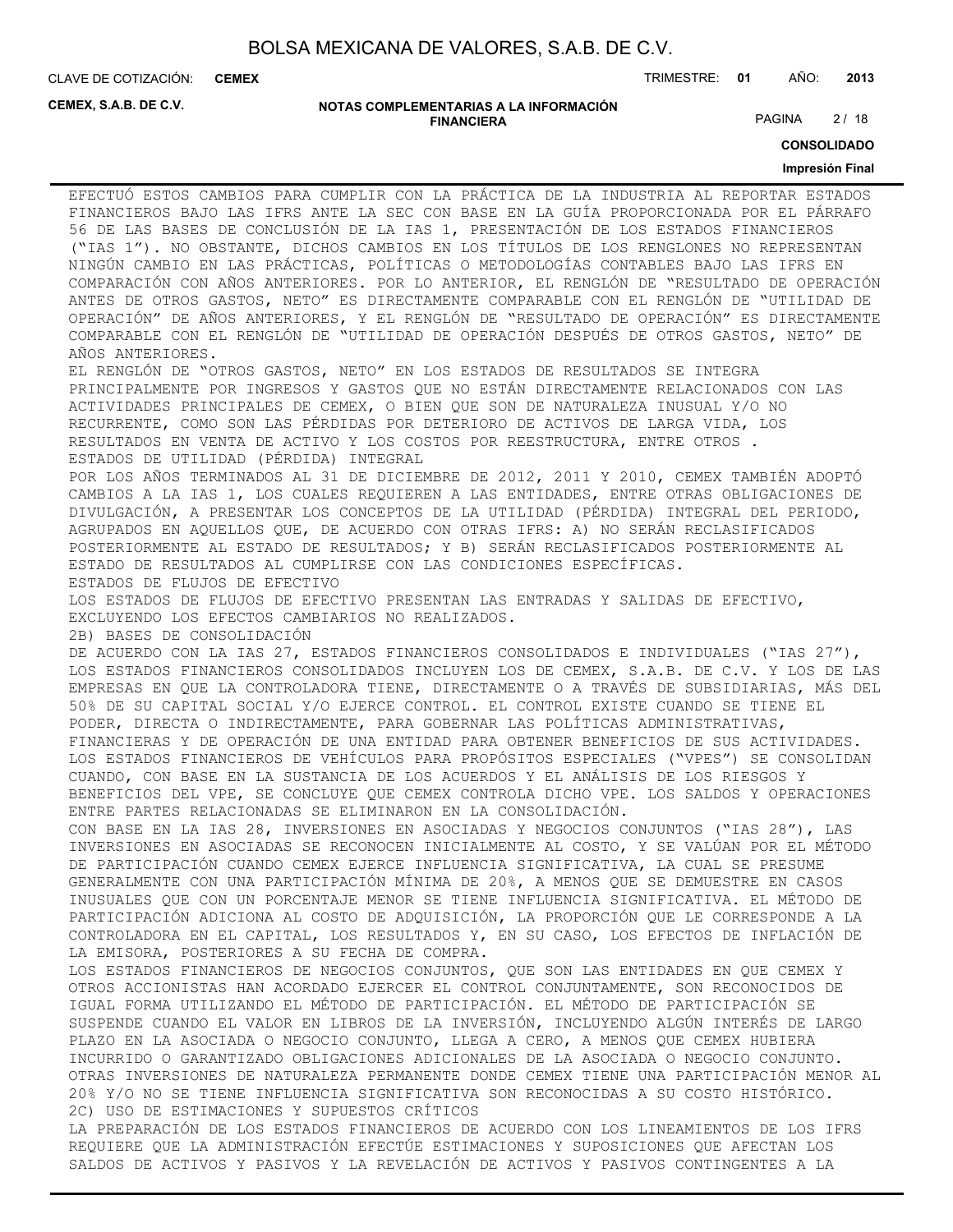EFECTUÓ ESTOS CAMBIOS PARA CUMPLIR CON LA PRÁCTICA DE LA INDUSTRIA AL REPORTAR ESTADOS FINANCIEROS BAJO LAS IFRS ANTE LA SEC CON BASE EN LA GUÍA PROPORCIONADA POR EL PÁRRAFO 56 DE LAS BASES DE CONCLUSIÓN DE LA IAS 1, PRESENTACIÓN DE LOS ESTADOS FINANCIEROS ("IAS 1"). NO OBSTANTE, DICHOS CAMBIOS EN LOS TÍTULOS DE LOS RENGLONES NO REPRESENTAN NINGÚN CAMBIO EN LAS PRÁCTICAS, POLÍTICAS O METODOLOGÍAS CONTABLES BAJO LAS IFRS EN COMPARACIÓN CON AÑOS ANTERIORES. POR LO ANTERIOR, EL RENGLÓN DE "RESULTADO DE OPERACIÓN ANTES DE OTROS GASTOS, NETO" ES DIRECTAMENTE COMPARABLE CON EL RENGLÓN DE "UTILIDAD DE OPERACIÓN" DE AÑOS ANTERIORES, Y EL RENGLÓN DE "RESULTADO DE OPERACIÓN" ES DIRECTAMENTE COMPARABLE CON EL RENGLÓN DE "UTILIDAD DE OPERACIÓN DESPUÉS DE OTROS GASTOS, NETO" DE AÑOS ANTERIORES.

EL RENGLÓN DE "OTROS GASTOS, NETO" EN LOS ESTADOS DE RESULTADOS SE INTEGRA PRINCIPALMENTE POR INGRESOS Y GASTOS QUE NO ESTÁN DIRECTAMENTE RELACIONADOS CON LAS ACTIVIDADES PRINCIPALES DE CEMEX, O BIEN QUE SON DE NATURALEZA INUSUAL Y/O NO RECURRENTE, COMO SON LAS PÉRDIDAS POR DETERIORO DE ACTIVOS DE LARGA VIDA, LOS RESULTADOS EN VENTA DE ACTIVO Y LOS COSTOS POR REESTRUCTURA, ENTRE OTROS .

ESTADOS DE UTILIDAD (PÉRDIDA) INTEGRAL

POR LOS AÑOS TERMINADOS AL 31 DE DICIEMBRE DE 2012, 2011 Y 2010, CEMEX TAMBIÉN ADOPTÓ CAMBIOS A LA IAS 1, LOS CUALES REQUIEREN A LAS ENTIDADES, ENTRE OTRAS OBLIGACIONES DE DIVULGACIÓN, A PRESENTAR LOS CONCEPTOS DE LA UTILIDAD (PÉRDIDA) INTEGRAL DEL PERIODO, AGRUPADOS EN AQUELLOS QUE, DE ACUERDO CON OTRAS IFRS: A) NO SERÁN RECLASIFICADOS POSTERIORMENTE AL ESTADO DE RESULTADOS; Y B) SERÁN RECLASIFICADOS POSTERIORMENTE AL ESTADO DE RESULTADOS AL CUMPLIRSE CON LAS CONDICIONES ESPECÍFICAS.

ESTADOS DE FLUJOS DE EFECTIVO

LOS ESTADOS DE FLUJOS DE EFECTIVO PRESENTAN LAS ENTRADAS Y SALIDAS DE EFECTIVO, EXCLUYENDO LOS EFECTOS CAMBIARIOS NO REALIZADOS.

2B) BASES DE CONSOLIDACIÓN

DE ACUERDO CON LA IAS 27, ESTADOS FINANCIEROS CONSOLIDADOS E INDIVIDUALES ("IAS 27"), LOS ESTADOS FINANCIEROS CONSOLIDADOS INCLUYEN LOS DE CEMEX, S.A.B. DE C.V. Y LOS DE LAS EMPRESAS EN QUE LA CONTROLADORA TIENE, DIRECTAMENTE O A TRAVÉS DE SUBSIDIARIAS, MÁS DEL 50% DE SU CAPITAL SOCIAL Y/O EJERCE CONTROL. EL CONTROL EXISTE CUANDO SE TIENE EL PODER, DIRECTA O INDIRECTAMENTE, PARA GOBERNAR LAS POLÍTICAS ADMINISTRATIVAS, FINANCIERAS Y DE OPERACIÓN DE UNA ENTIDAD PARA OBTENER BENEFICIOS DE SUS ACTIVIDADES. LOS ESTADOS FINANCIEROS DE VEHÍCULOS PARA PROPÓSITOS ESPECIALES ("VPES") SE CONSOLIDAN CUANDO, CON BASE EN LA SUSTANCIA DE LOS ACUERDOS Y EL ANÁLISIS DE LOS RIESGOS Y BENEFICIOS DEL VPE, SE CONCLUYE QUE CEMEX CONTROLA DICHO VPE. LOS SALDOS Y OPERACIONES ENTRE PARTES RELACIONADAS SE ELIMINARON EN LA CONSOLIDACIÓN.

CON BASE EN LA IAS 28, INVERSIONES EN ASOCIADAS Y NEGOCIOS CONJUNTOS ("IAS 28"), LAS INVERSIONES EN ASOCIADAS SE RECONOCEN INICIALMENTE AL COSTO, Y SE VALÚAN POR EL MÉTODO DE PARTICIPACIÓN CUANDO CEMEX EJERCE INFLUENCIA SIGNIFICATIVA, LA CUAL SE PRESUME GENERALMENTE CON UNA PARTICIPACIÓN MÍNIMA DE 20%, A MENOS QUE SE DEMUESTRE EN CASOS INUSUALES QUE CON UN PORCENTAJE MENOR SE TIENE INFLUENCIA SIGNIFICATIVA. EL MÉTODO DE PARTICIPACIÓN ADICIONA AL COSTO DE ADQUISICIÓN, LA PROPORCIÓN QUE LE CORRESPONDE A LA CONTROLADORA EN EL CAPITAL, LOS RESULTADOS Y, EN SU CASO, LOS EFECTOS DE INFLACIÓN DE LA EMISORA, POSTERIORES A SU FECHA DE COMPRA.

LOS ESTADOS FINANCIEROS DE NEGOCIOS CONJUNTOS, QUE SON LAS ENTIDADES EN QUE CEMEX Y OTROS ACCIONISTAS HAN ACORDADO EJERCER EL CONTROL CONJUNTAMENTE, SON RECONOCIDOS DE IGUAL FORMA UTILIZANDO EL MÉTODO DE PARTICIPACIÓN. EL MÉTODO DE PARTICIPACIÓN SE SUSPENDE CUANDO EL VALOR EN LIBROS DE LA INVERSIÓN, INCLUYENDO ALGÚN INTERÉS DE LARGO PLAZO EN LA ASOCIADA O NEGOCIO CONJUNTO, LLEGA A CERO, A MENOS QUE CEMEX HUBIERA INCURRIDO O GARANTIZADO OBLIGACIONES ADICIONALES DE LA ASOCIADA O NEGOCIO CONJUNTO. OTRAS INVERSIONES DE NATURALEZA PERMANENTE DONDE CEMEX TIENE UNA PARTICIPACIÓN MENOR AL 20% Y/O NO SE TIENE INFLUENCIA SIGNIFICATIVA SON RECONOCIDAS A SU COSTO HISTÓRICO.

2C) USO DE ESTIMACIONES Y SUPUESTOS CRÍTICOS

LA PREPARACIÓN DE LOS ESTADOS FINANCIEROS DE ACUERDO CON LOS LINEAMIENTOS DE LOS IFRS REQUIERE QUE LA ADMINISTRACIÓN EFECTÚE ESTIMACIONES Y SUPOSICIONES QUE AFECTAN LOS SALDOS DE ACTIVOS Y PASIVOS Y LA REVELACIÓN DE ACTIVOS Y PASIVOS CONTINGENTES A LA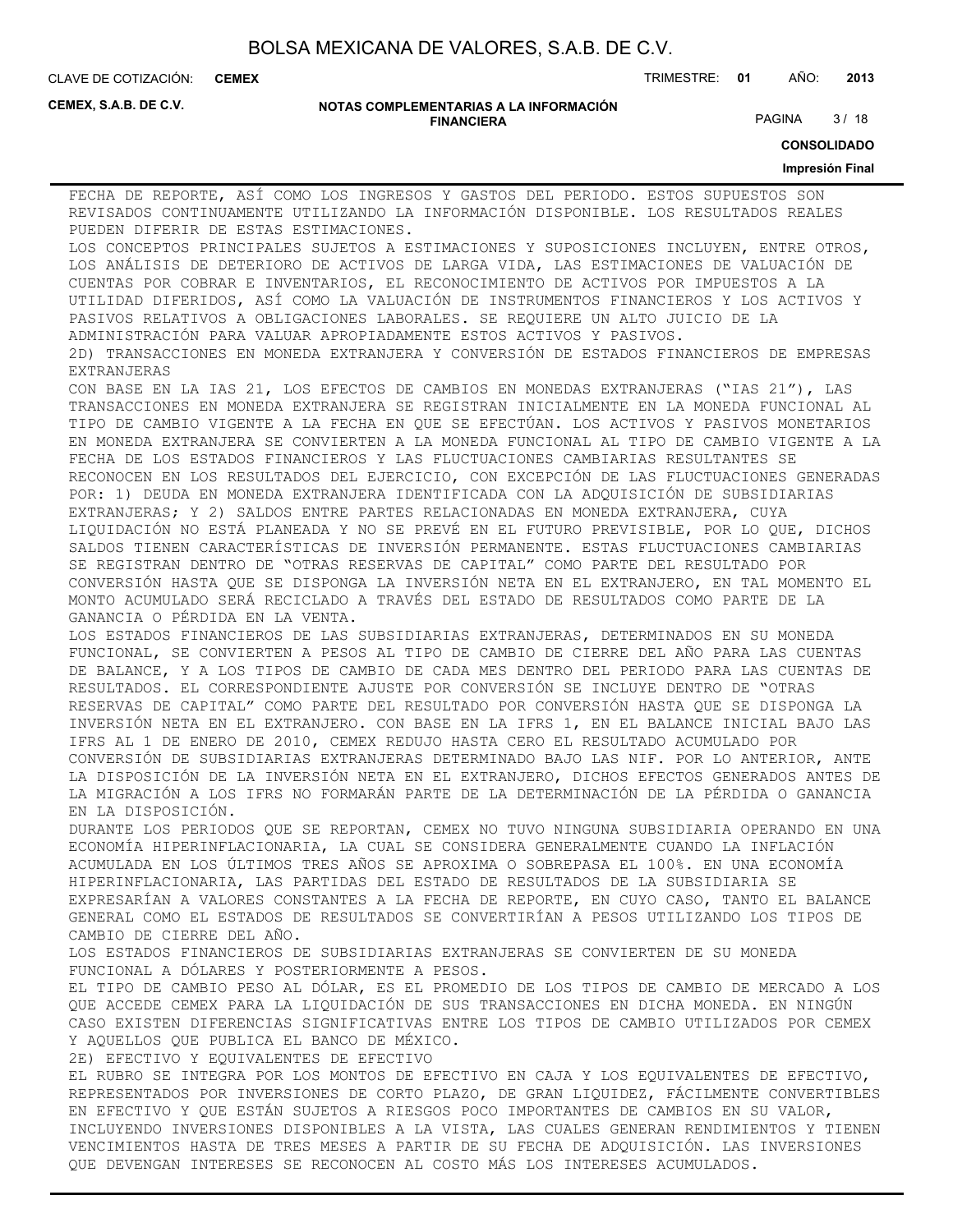FECHA DE REPORTE, ASÍ COMO LOS INGRESOS Y GASTOS DEL PERIODO. ESTOS SUPUESTOS SON REVISADOS CONTINUAMENTE UTILIZANDO LA INFORMACIÓN DISPONIBLE. LOS RESULTADOS REALES PUEDEN DIFERIR DE ESTAS ESTIMACIONES.

LOS CONCEPTOS PRINCIPALES SUJETOS A ESTIMACIONES Y SUPOSICIONES INCLUYEN, ENTRE OTROS, LOS ANÁLISIS DE DETERIORO DE ACTIVOS DE LARGA VIDA, LAS ESTIMACIONES DE VALUACIÓN DE CUENTAS POR COBRAR E INVENTARIOS, EL RECONOCIMIENTO DE ACTIVOS POR IMPUESTOS A LA UTILIDAD DIFERIDOS, ASÍ COMO LA VALUACIÓN DE INSTRUMENTOS FINANCIEROS Y LOS ACTIVOS Y PASIVOS RELATIVOS A OBLIGACIONES LABORALES. SE REQUIERE UN ALTO JUICIO DE LA ADMINISTRACIÓN PARA VALUAR APROPIADAMENTE ESTOS ACTIVOS Y PASIVOS.

2D) TRANSACCIONES EN MONEDA EXTRANJERA Y CONVERSIÓN DE ESTADOS FINANCIEROS DE EMPRESAS EXTRANJERAS

CON BASE EN LA IAS 21, LOS EFECTOS DE CAMBIOS EN MONEDAS EXTRANJERAS ("IAS 21"), LAS TRANSACCIONES EN MONEDA EXTRANJERA SE REGISTRAN INICIALMENTE EN LA MONEDA FUNCIONAL AL TIPO DE CAMBIO VIGENTE A LA FECHA EN QUE SE EFECTÚAN. LOS ACTIVOS Y PASIVOS MONETARIOS EN MONEDA EXTRANJERA SE CONVIERTEN A LA MONEDA FUNCIONAL AL TIPO DE CAMBIO VIGENTE A LA FECHA DE LOS ESTADOS FINANCIEROS Y LAS FLUCTUACIONES CAMBIARIAS RESULTANTES SE RECONOCEN EN LOS RESULTADOS DEL EJERCICIO, CON EXCEPCIÓN DE LAS FLUCTUACIONES GENERADAS POR: 1) DEUDA EN MONEDA EXTRANJERA IDENTIFICADA CON LA ADQUISICIÓN DE SUBSIDIARIAS EXTRANJERAS; Y 2) SALDOS ENTRE PARTES RELACIONADAS EN MONEDA EXTRANJERA, CUYA LIQUIDACIÓN NO ESTÁ PLANEADA Y NO SE PREVÉ EN EL FUTURO PREVISIBLE, POR LO QUE, DICHOS SALDOS TIENEN CARACTERÍSTICAS DE INVERSIÓN PERMANENTE. ESTAS FLUCTUACIONES CAMBIARIAS SE REGISTRAN DENTRO DE "OTRAS RESERVAS DE CAPITAL" COMO PARTE DEL RESULTADO POR CONVERSIÓN HASTA QUE SE DISPONGA LA INVERSIÓN NETA EN EL EXTRANJERO, EN TAL MOMENTO EL MONTO ACUMULADO SERÁ RECICLADO A TRAVÉS DEL ESTADO DE RESULTADOS COMO PARTE DE LA GANANCIA O PÉRDIDA EN LA VENTA.

LOS ESTADOS FINANCIEROS DE LAS SUBSIDIARIAS EXTRANJERAS, DETERMINADOS EN SU MONEDA FUNCIONAL, SE CONVIERTEN A PESOS AL TIPO DE CAMBIO DE CIERRE DEL AÑO PARA LAS CUENTAS DE BALANCE, Y A LOS TIPOS DE CAMBIO DE CADA MES DENTRO DEL PERIODO PARA LAS CUENTAS DE RESULTADOS. EL CORRESPONDIENTE AJUSTE POR CONVERSIÓN SE INCLUYE DENTRO DE "OTRAS RESERVAS DE CAPITAL" COMO PARTE DEL RESULTADO POR CONVERSIÓN HASTA QUE SE DISPONGA LA INVERSIÓN NETA EN EL EXTRANJERO. CON BASE EN LA IFRS 1, EN EL BALANCE INICIAL BAJO LAS IFRS AL 1 DE ENERO DE 2010, CEMEX REDUJO HASTA CERO EL RESULTADO ACUMULADO POR CONVERSIÓN DE SUBSIDIARIAS EXTRANJERAS DETERMINADO BAJO LAS NIF. POR LO ANTERIOR, ANTE LA DISPOSICIÓN DE LA INVERSIÓN NETA EN EL EXTRANJERO, DICHOS EFECTOS GENERADOS ANTES DE LA MIGRACIÓN A LOS IFRS NO FORMARÁN PARTE DE LA DETERMINACIÓN DE LA PÉRDIDA O GANANCIA EN LA DISPOSICIÓN.

DURANTE LOS PERIODOS QUE SE REPORTAN, CEMEX NO TUVO NINGUNA SUBSIDIARIA OPERANDO EN UNA ECONOMÍA HIPERINFLACIONARIA, LA CUAL SE CONSIDERA GENERALMENTE CUANDO LA INFLACIÓN ACUMULADA EN LOS ÚLTIMOS TRES AÑOS SE APROXIMA O SOBREPASA EL 100%. EN UNA ECONOMÍA HIPERINFLACIONARIA, LAS PARTIDAS DEL ESTADO DE RESULTADOS DE LA SUBSIDIARIA SE EXPRESARÍAN A VALORES CONSTANTES A LA FECHA DE REPORTE, EN CUYO CASO, TANTO EL BALANCE GENERAL COMO EL ESTADOS DE RESULTADOS SE CONVERTIRÍAN A PESOS UTILIZANDO LOS TIPOS DE CAMBIO DE CIERRE DEL AÑO.

LOS ESTADOS FINANCIEROS DE SUBSIDIARIAS EXTRANJERAS SE CONVIERTEN DE SU MONEDA FUNCIONAL A DÓLARES Y POSTERIORMENTE A PESOS.

EL TIPO DE CAMBIO PESO AL DÓLAR, ES EL PROMEDIO DE LOS TIPOS DE CAMBIO DE MERCADO A LOS QUE ACCEDE CEMEX PARA LA LIQUIDACIÓN DE SUS TRANSACCIONES EN DICHA MONEDA. EN NINGÚN CASO EXISTEN DIFERENCIAS SIGNIFICATIVAS ENTRE LOS TIPOS DE CAMBIO UTILIZADOS POR CEMEX Y AQUELLOS QUE PUBLICA EL BANCO DE MÉXICO.

2E) EFECTIVO Y EQUIVALENTES DE EFECTIVO

EL RUBRO SE INTEGRA POR LOS MONTOS DE EFECTIVO EN CAJA Y LOS EQUIVALENTES DE EFECTIVO, REPRESENTADOS POR INVERSIONES DE CORTO PLAZO, DE GRAN LIQUIDEZ, FÁCILMENTE CONVERTIBLES EN EFECTIVO Y QUE ESTÁN SUJETOS A RIESGOS POCO IMPORTANTES DE CAMBIOS EN SU VALOR, INCLUYENDO INVERSIONES DISPONIBLES A LA VISTA, LAS CUALES GENERAN RENDIMIENTOS Y TIENEN VENCIMIENTOS HASTA DE TRES MESES A PARTIR DE SU FECHA DE ADQUISICIÓN. LAS INVERSIONES QUE DEVENGAN INTERESES SE RECONOCEN AL COSTO MÁS LOS INTERESES ACUMULADOS.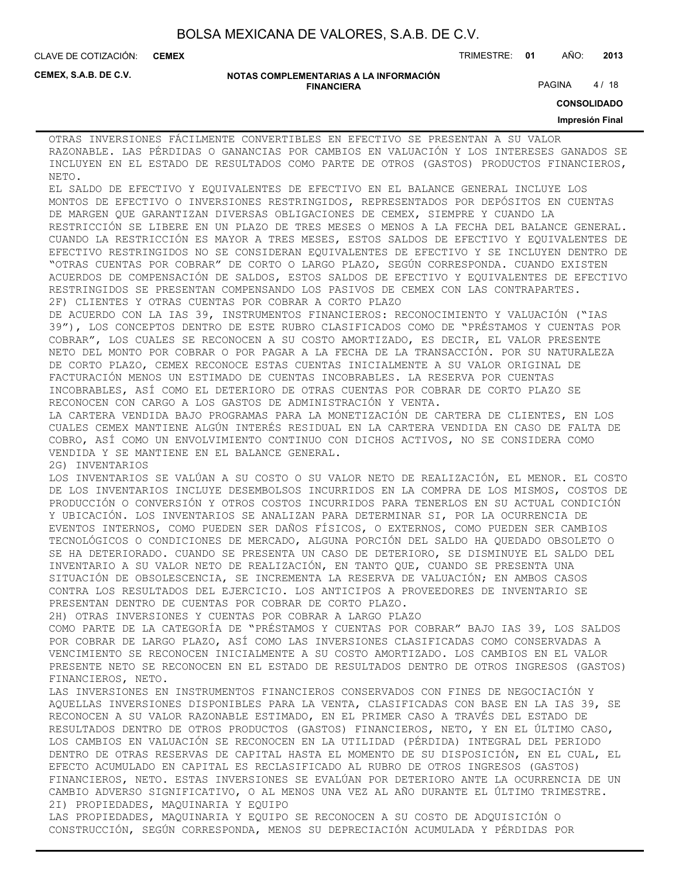OTRAS INVERSIONES FÁCILMENTE CONVERTIBLES EN EFECTIVO SE PRESENTAN A SU VALOR RAZONABLE. LAS PÉRDIDAS O GANANCIAS POR CAMBIOS EN VALUACIÓN Y LOS INTERESES GANADOS SE INCLUYEN EN EL ESTADO DE RESULTADOS COMO PARTE DE OTROS (GASTOS) PRODUCTOS FINANCIEROS, NETO.

EL SALDO DE EFECTIVO Y EQUIVALENTES DE EFECTIVO EN EL BALANCE GENERAL INCLUYE LOS MONTOS DE EFECTIVO O INVERSIONES RESTRINGIDOS, REPRESENTADOS POR DEPÓSITOS EN CUENTAS DE MARGEN QUE GARANTIZAN DIVERSAS OBLIGACIONES DE CEMEX, SIEMPRE Y CUANDO LA RESTRICCIÓN SE LIBERE EN UN PLAZO DE TRES MESES O MENOS A LA FECHA DEL BALANCE GENERAL. CUANDO LA RESTRICCIÓN ES MAYOR A TRES MESES, ESTOS SALDOS DE EFECTIVO Y EQUIVALENTES DE EFECTIVO RESTRINGIDOS NO SE CONSIDERAN EQUIVALENTES DE EFECTIVO Y SE INCLUYEN DENTRO DE "OTRAS CUENTAS POR COBRAR" DE CORTO O LARGO PLAZO, SEGÚN CORRESPONDA. CUANDO EXISTEN ACUERDOS DE COMPENSACIÓN DE SALDOS, ESTOS SALDOS DE EFECTIVO Y EQUIVALENTES DE EFECTIVO RESTRINGIDOS SE PRESENTAN COMPENSANDO LOS PASIVOS DE CEMEX CON LAS CONTRAPARTES.

2F) CLIENTES Y OTRAS CUENTAS POR COBRAR A CORTO PLAZO

DE ACUERDO CON LA IAS 39, INSTRUMENTOS FINANCIEROS: RECONOCIMIENTO Y VALUACIÓN ("IAS 39"), LOS CONCEPTOS DENTRO DE ESTE RUBRO CLASIFICADOS COMO DE "PRÉSTAMOS Y CUENTAS POR COBRAR", LOS CUALES SE RECONOCEN A SU COSTO AMORTIZADO, ES DECIR, EL VALOR PRESENTE NETO DEL MONTO POR COBRAR O POR PAGAR A LA FECHA DE LA TRANSACCIÓN. POR SU NATURALEZA DE CORTO PLAZO, CEMEX RECONOCE ESTAS CUENTAS INICIALMENTE A SU VALOR ORIGINAL DE FACTURACIÓN MENOS UN ESTIMADO DE CUENTAS INCOBRABLES. LA RESERVA POR CUENTAS INCOBRABLES, ASÍ COMO EL DETERIORO DE OTRAS CUENTAS POR COBRAR DE CORTO PLAZO SE RECONOCEN CON CARGO A LOS GASTOS DE ADMINISTRACIÓN Y VENTA.

LA CARTERA VENDIDA BAJO PROGRAMAS PARA LA MONETIZACIÓN DE CARTERA DE CLIENTES, EN LOS CUALES CEMEX MANTIENE ALGÚN INTERÉS RESIDUAL EN LA CARTERA VENDIDA EN CASO DE FALTA DE COBRO, ASÍ COMO UN ENVOLVIMIENTO CONTINUO CON DICHOS ACTIVOS, NO SE CONSIDERA COMO VENDIDA Y SE MANTIENE EN EL BALANCE GENERAL.

2G) INVENTARIOS

LOS INVENTARIOS SE VALÚAN A SU COSTO O SU VALOR NETO DE REALIZACIÓN, EL MENOR. EL COSTO DE LOS INVENTARIOS INCLUYE DESEMBOLSOS INCURRIDOS EN LA COMPRA DE LOS MISMOS, COSTOS DE PRODUCCIÓN O CONVERSIÓN Y OTROS COSTOS INCURRIDOS PARA TENERLOS EN SU ACTUAL CONDICIÓN Y UBICACIÓN. LOS INVENTARIOS SE ANALIZAN PARA DETERMINAR SI, POR LA OCURRENCIA DE EVENTOS INTERNOS, COMO PUEDEN SER DAÑOS FÍSICOS, O EXTERNOS, COMO PUEDEN SER CAMBIOS TECNOLÓGICOS O CONDICIONES DE MERCADO, ALGUNA PORCIÓN DEL SALDO HA QUEDADO OBSOLETO O SE HA DETERIORADO. CUANDO SE PRESENTA UN CASO DE DETERIORO, SE DISMINUYE EL SALDO DEL INVENTARIO A SU VALOR NETO DE REALIZACIÓN, EN TANTO QUE, CUANDO SE PRESENTA UNA SITUACIÓN DE OBSOLESCENCIA, SE INCREMENTA LA RESERVA DE VALUACIÓN; EN AMBOS CASOS CONTRA LOS RESULTADOS DEL EJERCICIO. LOS ANTICIPOS A PROVEEDORES DE INVENTARIO SE PRESENTAN DENTRO DE CUENTAS POR COBRAR DE CORTO PLAZO.

2H) OTRAS INVERSIONES Y CUENTAS POR COBRAR A LARGO PLAZO

COMO PARTE DE LA CATEGORÍA DE "PRÉSTAMOS Y CUENTAS POR COBRAR" BAJO IAS 39, LOS SALDOS POR COBRAR DE LARGO PLAZO, ASÍ COMO LAS INVERSIONES CLASIFICADAS COMO CONSERVADAS A VENCIMIENTO SE RECONOCEN INICIALMENTE A SU COSTO AMORTIZADO. LOS CAMBIOS EN EL VALOR PRESENTE NETO SE RECONOCEN EN EL ESTADO DE RESULTADOS DENTRO DE OTROS INGRESOS (GASTOS) FINANCIEROS, NETO.

LAS INVERSIONES EN INSTRUMENTOS FINANCIEROS CONSERVADOS CON FINES DE NEGOCIACIÓN Y AQUELLAS INVERSIONES DISPONIBLES PARA LA VENTA, CLASIFICADAS CON BASE EN LA IAS 39, SE RECONOCEN A SU VALOR RAZONABLE ESTIMADO, EN EL PRIMER CASO A TRAVÉS DEL ESTADO DE RESULTADOS DENTRO DE OTROS PRODUCTOS (GASTOS) FINANCIEROS, NETO, Y EN EL ÚLTIMO CASO, LOS CAMBIOS EN VALUACIÓN SE RECONOCEN EN LA UTILIDAD (PÉRDIDA) INTEGRAL DEL PERIODO DENTRO DE OTRAS RESERVAS DE CAPITAL HASTA EL MOMENTO DE SU DISPOSICIÓN, EN EL CUAL, EL EFECTO ACUMULADO EN CAPITAL ES RECLASIFICADO AL RUBRO DE OTROS INGRESOS (GASTOS) FINANCIEROS, NETO. ESTAS INVERSIONES SE EVALÚAN POR DETERIORO ANTE LA OCURRENCIA DE UN CAMBIO ADVERSO SIGNIFICATIVO, O AL MENOS UNA VEZ AL AÑO DURANTE EL ÚLTIMO TRIMESTRE.

2I) PROPIEDADES, MAQUINARIA Y EQUIPO

LAS PROPIEDADES, MAQUINARIA Y EQUIPO SE RECONOCEN A SU COSTO DE ADQUISICIÓN O CONSTRUCCIÓN, SEGÚN CORRESPONDA, MENOS SU DEPRECIACIÓN ACUMULADA Y PÉRDIDAS POR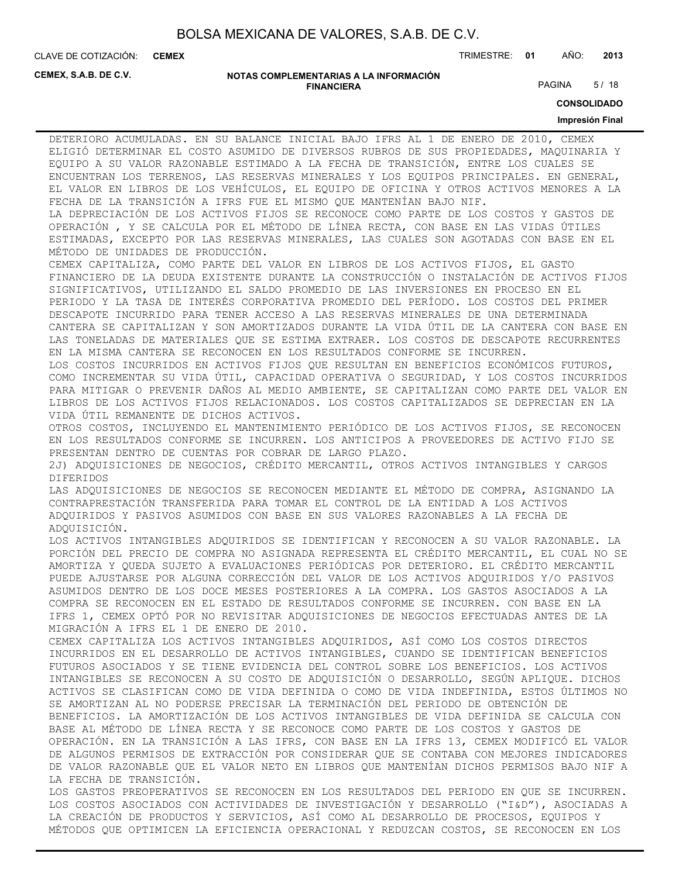DETERIORO ACUMULADAS. EN SU BALANCE INICIAL BAJO IFRS AL 1 DE ENERO DE 2010, CEMEX ELIGIÓ DETERMINAR EL COSTO ASUMIDO DE DIVERSOS RUBROS DE SUS PROPIEDADES, MAQUINARIA Y EQUIPO A SU VALOR RAZONABLE ESTIMADO A LA FECHA DE TRANSICIÓN, ENTRE LOS CUALES SE ENCUENTRAN LOS TERRENOS, LAS RESERVAS MINERALES Y LOS EQUIPOS PRINCIPALES. EN GENERAL, EL VALOR EN LIBROS DE LOS VEHÍCULOS, EL EQUIPO DE OFICINA Y OTROS ACTIVOS MENORES A LA FECHA DE LA TRANSICIÓN A IFRS FUE EL MISMO QUE MANTENÍAN BAJO NIF.

LA DEPRECIACIÓN DE LOS ACTIVOS FIJOS SE RECONOCE COMO PARTE DE LOS COSTOS Y GASTOS DE OPERACIÓN , Y SE CALCULA POR EL MÉTODO DE LÍNEA RECTA, CON BASE EN LAS VIDAS ÚTILES ESTIMADAS, EXCEPTO POR LAS RESERVAS MINERALES, LAS CUALES SON AGOTADAS CON BASE EN EL MÉTODO DE UNIDADES DE PRODUCCIÓN.

CEMEX CAPITALIZA, COMO PARTE DEL VALOR EN LIBROS DE LOS ACTIVOS FIJOS, EL GASTO FINANCIERO DE LA DEUDA EXISTENTE DURANTE LA CONSTRUCCIÓN O INSTALACIÓN DE ACTIVOS FIJOS SIGNIFICATIVOS, UTILIZANDO EL SALDO PROMEDIO DE LAS INVERSIONES EN PROCESO EN EL PERIODO Y LA TASA DE INTERÉS CORPORATIVA PROMEDIO DEL PERÍODO. LOS COSTOS DEL PRIMER DESCAPOTE INCURRIDO PARA TENER ACCESO A LAS RESERVAS MINERALES DE UNA DETERMINADA CANTERA SE CAPITALIZAN Y SON AMORTIZADOS DURANTE LA VIDA ÚTIL DE LA CANTERA CON BASE EN LAS TONELADAS DE MATERIALES QUE SE ESTIMA EXTRAER. LOS COSTOS DE DESCAPOTE RECURRENTES EN LA MISMA CANTERA SE RECONOCEN EN LOS RESULTADOS CONFORME SE INCURREN.

LOS COSTOS INCURRIDOS EN ACTIVOS FIJOS QUE RESULTAN EN BENEFICIOS ECONÓMICOS FUTUROS, COMO INCREMENTAR SU VIDA ÚTIL, CAPACIDAD OPERATIVA O SEGURIDAD, Y LOS COSTOS INCURRIDOS PARA MITIGAR O PREVENIR DAÑOS AL MEDIO AMBIENTE, SE CAPITALIZAN COMO PARTE DEL VALOR EN LIBROS DE LOS ACTIVOS FIJOS RELACIONADOS. LOS COSTOS CAPITALIZADOS SE DEPRECIAN EN LA VIDA ÚTIL REMANENTE DE DICHOS ACTIVOS.

OTROS COSTOS, INCLUYENDO EL MANTENIMIENTO PERIÓDICO DE LOS ACTIVOS FIJOS, SE RECONOCEN EN LOS RESULTADOS CONFORME SE INCURREN. LOS ANTICIPOS A PROVEEDORES DE ACTIVO FIJO SE PRESENTAN DENTRO DE CUENTAS POR COBRAR DE LARGO PLAZO.

2J) ADQUISICIONES DE NEGOCIOS, CRÉDITO MERCANTIL, OTROS ACTIVOS INTANGIBLES Y CARGOS DIFERIDOS

LAS ADQUISICIONES DE NEGOCIOS SE RECONOCEN MEDIANTE EL MÉTODO DE COMPRA, ASIGNANDO LA CONTRAPRESTACIÓN TRANSFERIDA PARA TOMAR EL CONTROL DE LA ENTIDAD A LOS ACTIVOS ADQUIRIDOS Y PASIVOS ASUMIDOS CON BASE EN SUS VALORES RAZONABLES A LA FECHA DE ADQUISICIÓN.

LOS ACTIVOS INTANGIBLES ADQUIRIDOS SE IDENTIFICAN Y RECONOCEN A SU VALOR RAZONABLE. LA PORCIÓN DEL PRECIO DE COMPRA NO ASIGNADA REPRESENTA EL CRÉDITO MERCANTIL, EL CUAL NO SE AMORTIZA Y QUEDA SUJETO A EVALUACIONES PERIÓDICAS POR DETERIORO. EL CRÉDITO MERCANTIL PUEDE AJUSTARSE POR ALGUNA CORRECCIÓN DEL VALOR DE LOS ACTIVOS ADQUIRIDOS Y/O PASIVOS ASUMIDOS DENTRO DE LOS DOCE MESES POSTERIORES A LA COMPRA. LOS GASTOS ASOCIADOS A LA COMPRA SE RECONOCEN EN EL ESTADO DE RESULTADOS CONFORME SE INCURREN. CON BASE EN LA IFRS 1, CEMEX OPTÓ POR NO REVISITAR ADQUISICIONES DE NEGOCIOS EFECTUADAS ANTES DE LA MIGRACIÓN A IFRS EL 1 DE ENERO DE 2010.

CEMEX CAPITALIZA LOS ACTIVOS INTANGIBLES ADQUIRIDOS, ASÍ COMO LOS COSTOS DIRECTOS INCURRIDOS EN EL DESARROLLO DE ACTIVOS INTANGIBLES, CUANDO SE IDENTIFICAN BENEFICIOS FUTUROS ASOCIADOS Y SE TIENE EVIDENCIA DEL CONTROL SOBRE LOS BENEFICIOS. LOS ACTIVOS INTANGIBLES SE RECONOCEN A SU COSTO DE ADQUISICIÓN O DESARROLLO, SEGÚN APLIQUE. DICHOS ACTIVOS SE CLASIFICAN COMO DE VIDA DEFINIDA O COMO DE VIDA INDEFINIDA, ESTOS ÚLTIMOS NO SE AMORTIZAN AL NO PODERSE PRECISAR LA TERMINACIÓN DEL PERIODO DE OBTENCIÓN DE BENEFICIOS. LA AMORTIZACIÓN DE LOS ACTIVOS INTANGIBLES DE VIDA DEFINIDA SE CALCULA CON BASE AL MÉTODO DE LÍNEA RECTA Y SE RECONOCE COMO PARTE DE LOS COSTOS Y GASTOS DE OPERACIÓN. EN LA TRANSICIÓN A LAS IFRS, CON BASE EN LA IFRS 13, CEMEX MODIFICÓ EL VALOR DE ALGUNOS PERMISOS DE EXTRACCIÓN POR CONSIDERAR QUE SE CONTABA CON MEJORES INDICADORES DE VALOR RAZONABLE QUE EL VALOR NETO EN LIBROS QUE MANTENÍAN DICHOS PERMISOS BAJO NIF A LA FECHA DE TRANSICIÓN.

LOS GASTOS PREOPERATIVOS SE RECONOCEN EN LOS RESULTADOS DEL PERIODO EN QUE SE INCURREN. LOS COSTOS ASOCIADOS CON ACTIVIDADES DE INVESTIGACIÓN Y DESARROLLO ("I&D"), ASOCIADAS A LA CREACIÓN DE PRODUCTOS Y SERVICIOS, ASÍ COMO AL DESARROLLO DE PROCESOS, EQUIPOS Y MÉTODOS QUE OPTIMICEN LA EFICIENCIA OPERACIONAL Y REDUZCAN COSTOS, SE RECONOCEN EN LOS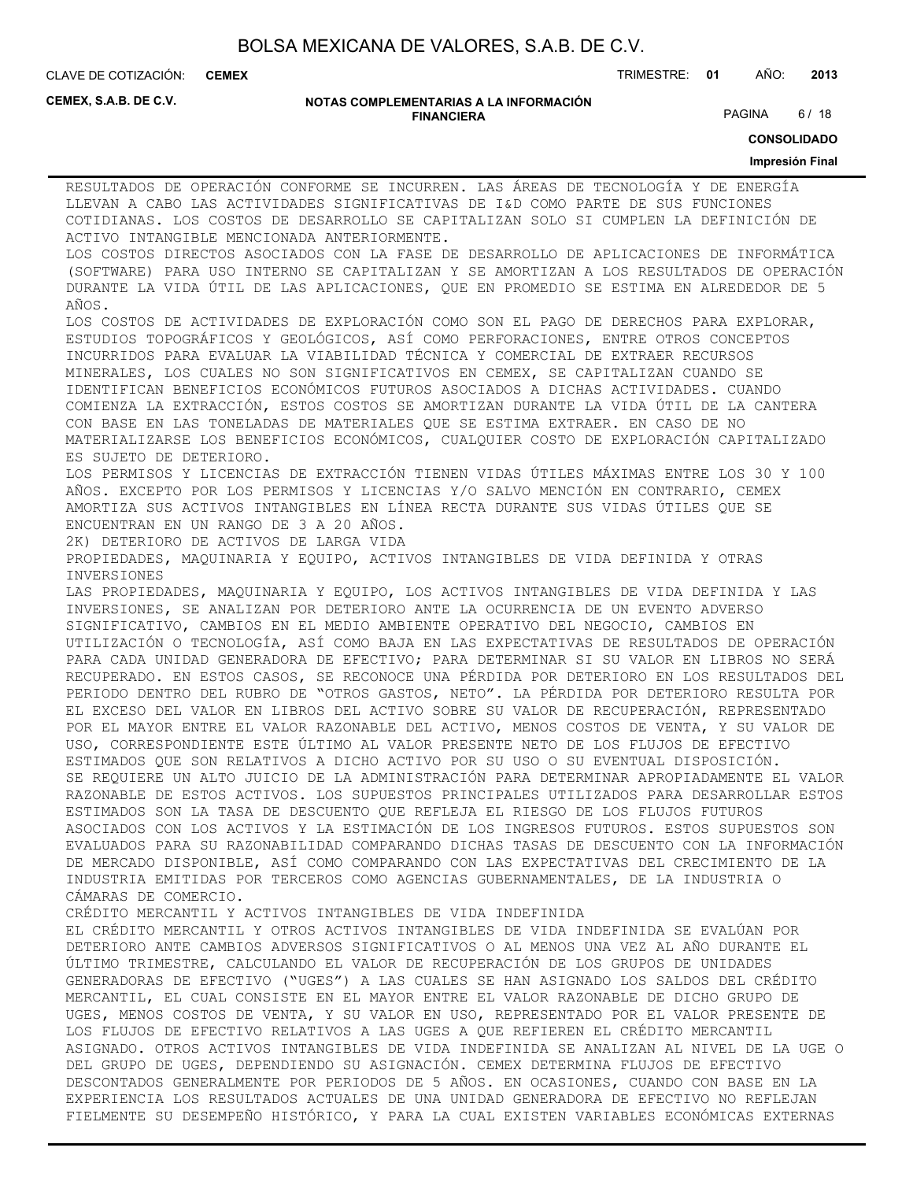RESULTADOS DE OPERACIÓN CONFORME SE INCURREN. LAS ÁREAS DE TECNOLOGÍA Y DE ENERGÍA LLEVAN A CABO LAS ACTIVIDADES SIGNIFICATIVAS DE I&D COMO PARTE DE SUS FUNCIONES COTIDIANAS. LOS COSTOS DE DESARROLLO SE CAPITALIZAN SOLO SI CUMPLEN LA DEFINICIÓN DE ACTIVO INTANGIBLE MENCIONADA ANTERIORMENTE.

LOS COSTOS DIRECTOS ASOCIADOS CON LA FASE DE DESARROLLO DE APLICACIONES DE INFORMÁTICA (SOFTWARE) PARA USO INTERNO SE CAPITALIZAN Y SE AMORTIZAN A LOS RESULTADOS DE OPERACIÓN DURANTE LA VIDA ÚTIL DE LAS APLICACIONES, QUE EN PROMEDIO SE ESTIMA EN ALREDEDOR DE 5 AÑOS.

LOS COSTOS DE ACTIVIDADES DE EXPLORACIÓN COMO SON EL PAGO DE DERECHOS PARA EXPLORAR, ESTUDIOS TOPOGRÁFICOS Y GEOLÓGICOS, ASÍ COMO PERFORACIONES, ENTRE OTROS CONCEPTOS INCURRIDOS PARA EVALUAR LA VIABILIDAD TÉCNICA Y COMERCIAL DE EXTRAER RECURSOS MINERALES, LOS CUALES NO SON SIGNIFICATIVOS EN CEMEX, SE CAPITALIZAN CUANDO SE IDENTIFICAN BENEFICIOS ECONÓMICOS FUTUROS ASOCIADOS A DICHAS ACTIVIDADES. CUANDO COMIENZA LA EXTRACCIÓN, ESTOS COSTOS SE AMORTIZAN DURANTE LA VIDA ÚTIL DE LA CANTERA CON BASE EN LAS TONELADAS DE MATERIALES QUE SE ESTIMA EXTRAER. EN CASO DE NO MATERIALIZARSE LOS BENEFICIOS ECONÓMICOS, CUALQUIER COSTO DE EXPLORACIÓN CAPITALIZADO ES SUJETO DE DETERIORO.

LOS PERMISOS Y LICENCIAS DE EXTRACCIÓN TIENEN VIDAS ÚTILES MÁXIMAS ENTRE LOS 30 Y 100 AÑOS. EXCEPTO POR LOS PERMISOS Y LICENCIAS Y/O SALVO MENCIÓN EN CONTRARIO, CEMEX AMORTIZA SUS ACTIVOS INTANGIBLES EN LÍNEA RECTA DURANTE SUS VIDAS ÚTILES QUE SE ENCUENTRAN EN UN RANGO DE 3 A 20 AÑOS.

2K) DETERIORO DE ACTIVOS DE LARGA VIDA

PROPIEDADES, MAQUINARIA Y EQUIPO, ACTIVOS INTANGIBLES DE VIDA DEFINIDA Y OTRAS INVERSIONES

LAS PROPIEDADES, MAQUINARIA Y EQUIPO, LOS ACTIVOS INTANGIBLES DE VIDA DEFINIDA Y LAS INVERSIONES, SE ANALIZAN POR DETERIORO ANTE LA OCURRENCIA DE UN EVENTO ADVERSO SIGNIFICATIVO, CAMBIOS EN EL MEDIO AMBIENTE OPERATIVO DEL NEGOCIO, CAMBIOS EN UTILIZACIÓN O TECNOLOGÍA, ASÍ COMO BAJA EN LAS EXPECTATIVAS DE RESULTADOS DE OPERACIÓN PARA CADA UNIDAD GENERADORA DE EFECTIVO; PARA DETERMINAR SI SU VALOR EN LIBROS NO SERÁ RECUPERADO. EN ESTOS CASOS, SE RECONOCE UNA PÉRDIDA POR DETERIORO EN LOS RESULTADOS DEL PERIODO DENTRO DEL RUBRO DE "OTROS GASTOS, NETO". LA PÉRDIDA POR DETERIORO RESULTA POR EL EXCESO DEL VALOR EN LIBROS DEL ACTIVO SOBRE SU VALOR DE RECUPERACIÓN, REPRESENTADO POR EL MAYOR ENTRE EL VALOR RAZONABLE DEL ACTIVO, MENOS COSTOS DE VENTA, Y SU VALOR DE USO, CORRESPONDIENTE ESTE ÚLTIMO AL VALOR PRESENTE NETO DE LOS FLUJOS DE EFECTIVO ESTIMADOS QUE SON RELATIVOS A DICHO ACTIVO POR SU USO O SU EVENTUAL DISPOSICIÓN.

SE REQUIERE UN ALTO JUICIO DE LA ADMINISTRACIÓN PARA DETERMINAR APROPIADAMENTE EL VALOR RAZONABLE DE ESTOS ACTIVOS. LOS SUPUESTOS PRINCIPALES UTILIZADOS PARA DESARROLLAR ESTOS ESTIMADOS SON LA TASA DE DESCUENTO QUE REFLEJA EL RIESGO DE LOS FLUJOS FUTUROS ASOCIADOS CON LOS ACTIVOS Y LA ESTIMACIÓN DE LOS INGRESOS FUTUROS. ESTOS SUPUESTOS SON EVALUADOS PARA SU RAZONABILIDAD COMPARANDO DICHAS TASAS DE DESCUENTO CON LA INFORMACIÓN DE MERCADO DISPONIBLE, ASÍ COMO COMPARANDO CON LAS EXPECTATIVAS DEL CRECIMIENTO DE LA INDUSTRIA EMITIDAS POR TERCEROS COMO AGENCIAS GUBERNAMENTALES, DE LA INDUSTRIA O CÁMARAS DE COMERCIO.

CRÉDITO MERCANTIL Y ACTIVOS INTANGIBLES DE VIDA INDEFINIDA

EL CRÉDITO MERCANTIL Y OTROS ACTIVOS INTANGIBLES DE VIDA INDEFINIDA SE EVALÚAN POR DETERIORO ANTE CAMBIOS ADVERSOS SIGNIFICATIVOS O AL MENOS UNA VEZ AL AÑO DURANTE EL ÚLTIMO TRIMESTRE, CALCULANDO EL VALOR DE RECUPERACIÓN DE LOS GRUPOS DE UNIDADES GENERADORAS DE EFECTIVO ("UGES") A LAS CUALES SE HAN ASIGNADO LOS SALDOS DEL CRÉDITO MERCANTIL, EL CUAL CONSISTE EN EL MAYOR ENTRE EL VALOR RAZONABLE DE DICHO GRUPO DE UGES, MENOS COSTOS DE VENTA, Y SU VALOR EN USO, REPRESENTADO POR EL VALOR PRESENTE DE LOS FLUJOS DE EFECTIVO RELATIVOS A LAS UGES A QUE REFIEREN EL CRÉDITO MERCANTIL ASIGNADO. OTROS ACTIVOS INTANGIBLES DE VIDA INDEFINIDA SE ANALIZAN AL NIVEL DE LA UGE O DEL GRUPO DE UGES, DEPENDIENDO SU ASIGNACIÓN. CEMEX DETERMINA FLUJOS DE EFECTIVO DESCONTADOS GENERALMENTE POR PERIODOS DE 5 AÑOS. EN OCASIONES, CUANDO CON BASE EN LA EXPERIENCIA LOS RESULTADOS ACTUALES DE UNA UNIDAD GENERADORA DE EFECTIVO NO REFLEJAN FIELMENTE SU DESEMPEÑO HISTÓRICO, Y PARA LA CUAL EXISTEN VARIABLES ECONÓMICAS EXTERNAS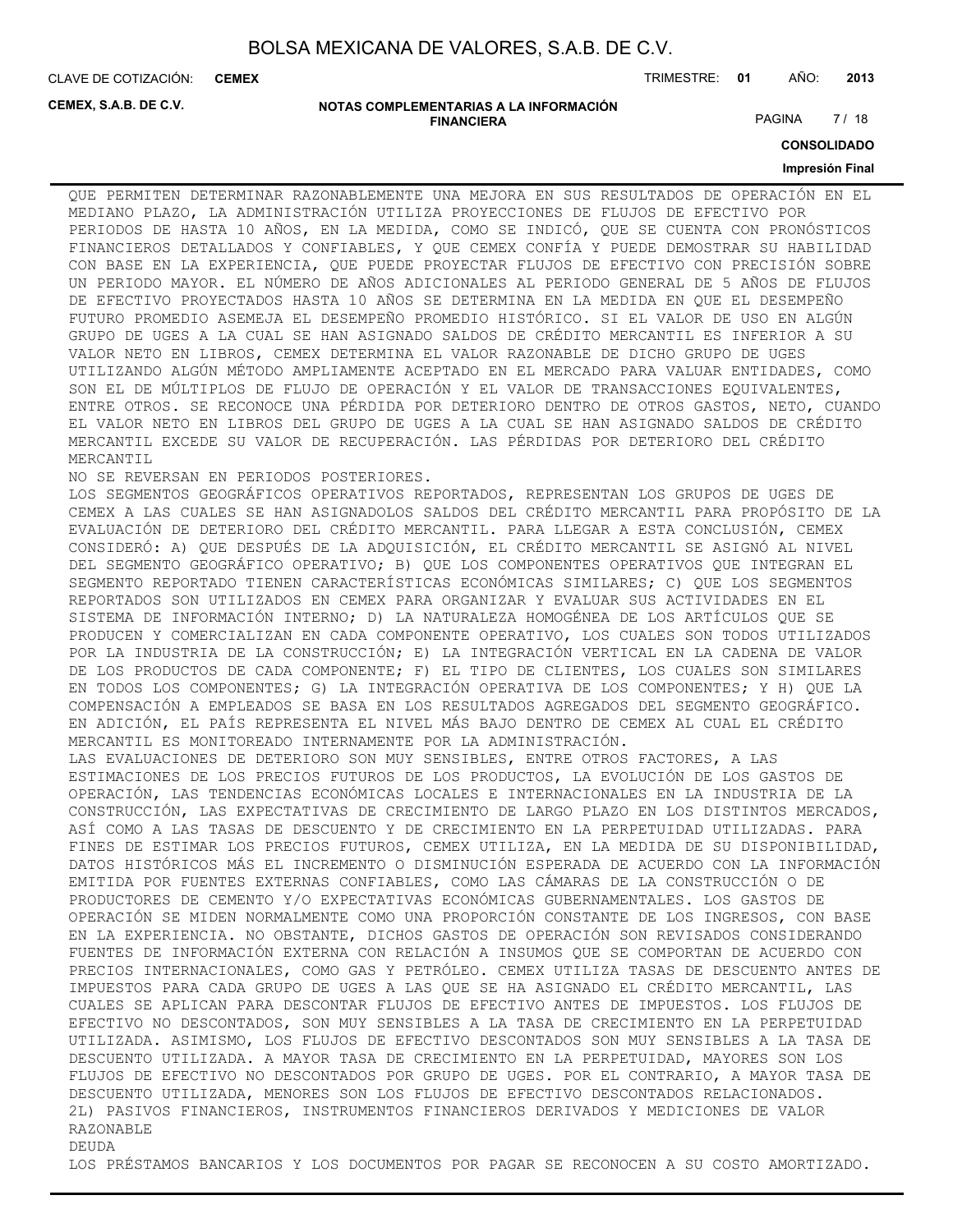QUE PERMITEN DETERMINAR RAZONABLEMENTE UNA MEJORA EN SUS RESULTADOS DE OPERACIÓN EN EL MEDIANO PLAZO, LA ADMINISTRACIÓN UTILIZA PROYECCIONES DE FLUJOS DE EFECTIVO POR PERIODOS DE HASTA 10 AÑOS, EN LA MEDIDA, COMO SE INDICÓ, QUE SE CUENTA CON PRONÓSTICOS FINANCIEROS DETALLADOS Y CONFIABLES, Y QUE CEMEX CONFÍA Y PUEDE DEMOSTRAR SU HABILIDAD CON BASE EN LA EXPERIENCIA, QUE PUEDE PROYECTAR FLUJOS DE EFECTIVO CON PRECISIÓN SOBRE UN PERIODO MAYOR. EL NÚMERO DE AÑOS ADICIONALES AL PERIODO GENERAL DE 5 AÑOS DE FLUJOS DE EFECTIVO PROYECTADOS HASTA 10 AÑOS SE DETERMINA EN LA MEDIDA EN QUE EL DESEMPEÑO FUTURO PROMEDIO ASEMEJA EL DESEMPEÑO PROMEDIO HISTÓRICO. SI EL VALOR DE USO EN ALGÚN GRUPO DE UGES A LA CUAL SE HAN ASIGNADO SALDOS DE CRÉDITO MERCANTIL ES INFERIOR A SU VALOR NETO EN LIBROS, CEMEX DETERMINA EL VALOR RAZONABLE DE DICHO GRUPO DE UGES UTILIZANDO ALGÚN MÉTODO AMPLIAMENTE ACEPTADO EN EL MERCADO PARA VALUAR ENTIDADES, COMO SON EL DE MÚLTIPLOS DE FLUJO DE OPERACIÓN Y EL VALOR DE TRANSACCIONES EQUIVALENTES, ENTRE OTROS. SE RECONOCE UNA PÉRDIDA POR DETERIORO DENTRO DE OTROS GASTOS, NETO, CUANDO EL VALOR NETO EN LIBROS DEL GRUPO DE UGES A LA CUAL SE HAN ASIGNADO SALDOS DE CRÉDITO MERCANTIL EXCEDE SU VALOR DE RECUPERACIÓN. LAS PÉRDIDAS POR DETERIORO DEL CRÉDITO MERCANTIL
NO SE REVERSAN EN PERIODOS POSTERIORES.

LOS SEGMENTOS GEOGRÁFICOS OPERATIVOS REPORTADOS, REPRESENTAN LOS GRUPOS DE UGES DE CEMEX A LAS CUALES SE HAN ASIGNADOLOS SALDOS DEL CRÉDITO MERCANTIL PARA PROPÓSITO DE LA EVALUACIÓN DE DETERIORO DEL CRÉDITO MERCANTIL. PARA LLEGAR A ESTA CONCLUSIÓN, CEMEX CONSIDERÓ: A) QUE DESPUÉS DE LA ADQUISICIÓN, EL CRÉDITO MERCANTIL SE ASIGNÓ AL NIVEL DEL SEGMENTO GEOGRÁFICO OPERATIVO; B) QUE LOS COMPONENTES OPERATIVOS QUE INTEGRAN EL SEGMENTO REPORTADO TIENEN CARACTERÍSTICAS ECONÓMICAS SIMILARES; C) QUE LOS SEGMENTOS REPORTADOS SON UTILIZADOS EN CEMEX PARA ORGANIZAR Y EVALUAR SUS ACTIVIDADES EN EL SISTEMA DE INFORMACIÓN INTERNO; D) LA NATURALEZA HOMOGÉNEA DE LOS ARTÍCULOS QUE SE PRODUCEN Y COMERCIALIZAN EN CADA COMPONENTE OPERATIVO, LOS CUALES SON TODOS UTILIZADOS POR LA INDUSTRIA DE LA CONSTRUCCIÓN; E) LA INTEGRACIÓN VERTICAL EN LA CADENA DE VALOR DE LOS PRODUCTOS DE CADA COMPONENTE; F) EL TIPO DE CLIENTES, LOS CUALES SON SIMILARES EN TODOS LOS COMPONENTES; G) LA INTEGRACIÓN OPERATIVA DE LOS COMPONENTES; Y H) QUE LA COMPENSACIÓN A EMPLEADOS SE BASA EN LOS RESULTADOS AGREGADOS DEL SEGMENTO GEOGRÁFICO. EN ADICIÓN, EL PAÍS REPRESENTA EL NIVEL MÁS BAJO DENTRO DE CEMEX AL CUAL EL CRÉDITO MERCANTIL ES MONITOREADO INTERNAMENTE POR LA ADMINISTRACIÓN.

LAS EVALUACIONES DE DETERIORO SON MUY SENSIBLES, ENTRE OTROS FACTORES, A LAS ESTIMACIONES DE LOS PRECIOS FUTUROS DE LOS PRODUCTOS, LA EVOLUCIÓN DE LOS GASTOS DE OPERACIÓN, LAS TENDENCIAS ECONÓMICAS LOCALES E INTERNACIONALES EN LA INDUSTRIA DE LA CONSTRUCCIÓN, LAS EXPECTATIVAS DE CRECIMIENTO DE LARGO PLAZO EN LOS DISTINTOS MERCADOS, ASÍ COMO A LAS TASAS DE DESCUENTO Y DE CRECIMIENTO EN LA PERPETUIDAD UTILIZADAS. PARA FINES DE ESTIMAR LOS PRECIOS FUTUROS, CEMEX UTILIZA, EN LA MEDIDA DE SU DISPONIBILIDAD, DATOS HISTÓRICOS MÁS EL INCREMENTO O DISMINUCIÓN ESPERADA DE ACUERDO CON LA INFORMACIÓN EMITIDA POR FUENTES EXTERNAS CONFIABLES, COMO LAS CÁMARAS DE LA CONSTRUCCIÓN O DE PRODUCTORES DE CEMENTO Y/O EXPECTATIVAS ECONÓMICAS GUBERNAMENTALES. LOS GASTOS DE OPERACIÓN SE MIDEN NORMALMENTE COMO UNA PROPORCIÓN CONSTANTE DE LOS INGRESOS, CON BASE EN LA EXPERIENCIA. NO OBSTANTE, DICHOS GASTOS DE OPERACIÓN SON REVISADOS CONSIDERANDO FUENTES DE INFORMACIÓN EXTERNA CON RELACIÓN A INSUMOS QUE SE COMPORTAN DE ACUERDO CON PRECIOS INTERNACIONALES, COMO GAS Y PETRÓLEO. CEMEX UTILIZA TASAS DE DESCUENTO ANTES DE IMPUESTOS PARA CADA GRUPO DE UGES A LAS QUE SE HA ASIGNADO EL CRÉDITO MERCANTIL, LAS CUALES SE APLICAN PARA DESCONTAR FLUJOS DE EFECTIVO ANTES DE IMPUESTOS. LOS FLUJOS DE EFECTIVO NO DESCONTADOS, SON MUY SENSIBLES A LA TASA DE CRECIMIENTO EN LA PERPETUIDAD UTILIZADA. ASIMISMO, LOS FLUJOS DE EFECTIVO DESCONTADOS SON MUY SENSIBLES A LA TASA DE DESCUENTO UTILIZADA. A MAYOR TASA DE CRECIMIENTO EN LA PERPETUIDAD, MAYORES SON LOS FLUJOS DE EFECTIVO NO DESCONTADOS POR GRUPO DE UGES. POR EL CONTRARIO, A MAYOR TASA DE DESCUENTO UTILIZADA, MENORES SON LOS FLUJOS DE EFECTIVO DESCONTADOS RELACIONADOS.

2L) PASIVOS FINANCIEROS, INSTRUMENTOS FINANCIEROS DERIVADOS Y MEDICIONES DE VALOR RAZONABLE

DEUDA

LOS PRÉSTAMOS BANCARIOS Y LOS DOCUMENTOS POR PAGAR SE RECONOCEN A SU COSTO AMORTIZADO.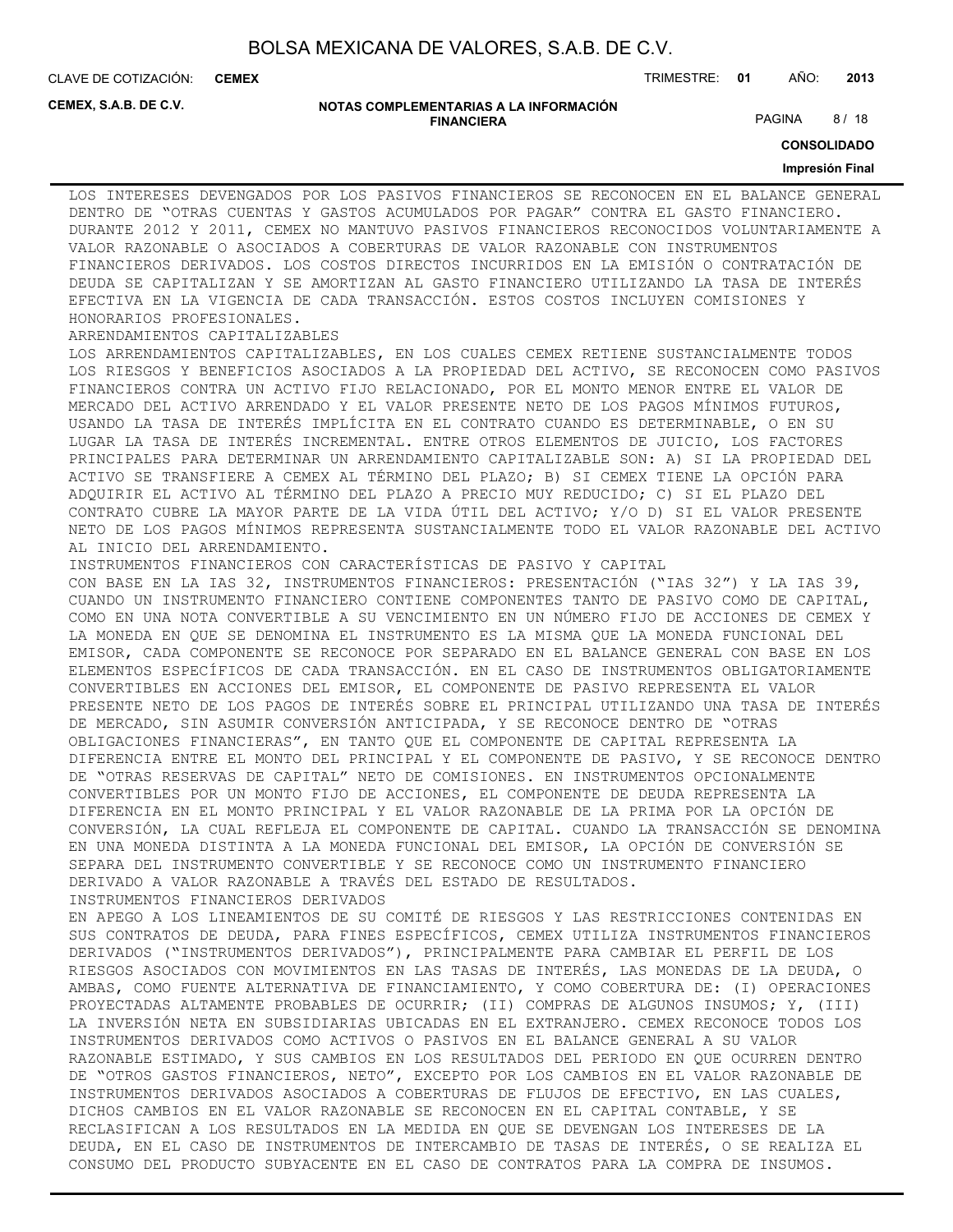LOS INTERESES DEVENGADOS POR LOS PASIVOS FINANCIEROS SE RECONOCEN EN EL BALANCE GENERAL DENTRO DE "OTRAS CUENTAS Y GASTOS ACUMULADOS POR PAGAR" CONTRA EL GASTO FINANCIERO. DURANTE 2012 Y 2011, CEMEX NO MANTUVO PASIVOS FINANCIEROS RECONOCIDOS VOLUNTARIAMENTE A VALOR RAZONABLE O ASOCIADOS A COBERTURAS DE VALOR RAZONABLE CON INSTRUMENTOS FINANCIEROS DERIVADOS. LOS COSTOS DIRECTOS INCURRIDOS EN LA EMISIÓN O CONTRATACIÓN DE DEUDA SE CAPITALIZAN Y SE AMORTIZAN AL GASTO FINANCIERO UTILIZANDO LA TASA DE INTERÉS EFECTIVA EN LA VIGENCIA DE CADA TRANSACCIÓN. ESTOS COSTOS INCLUYEN COMISIONES Y HONORARIOS PROFESIONALES.

ARRENDAMIENTOS CAPITALIZABLES

LOS ARRENDAMIENTOS CAPITALIZABLES, EN LOS CUALES CEMEX RETIENE SUSTANCIALMENTE TODOS LOS RIESGOS Y BENEFICIOS ASOCIADOS A LA PROPIEDAD DEL ACTIVO, SE RECONOCEN COMO PASIVOS FINANCIEROS CONTRA UN ACTIVO FIJO RELACIONADO, POR EL MONTO MENOR ENTRE EL VALOR DE MERCADO DEL ACTIVO ARRENDADO Y EL VALOR PRESENTE NETO DE LOS PAGOS MÍNIMOS FUTUROS, USANDO LA TASA DE INTERÉS IMPLÍCITA EN EL CONTRATO CUANDO ES DETERMINABLE, O EN SU LUGAR LA TASA DE INTERÉS INCREMENTAL. ENTRE OTROS ELEMENTOS DE JUICIO, LOS FACTORES PRINCIPALES PARA DETERMINAR UN ARRENDAMIENTO CAPITALIZABLE SON: A) SI LA PROPIEDAD DEL ACTIVO SE TRANSFIERE A CEMEX AL TÉRMINO DEL PLAZO; B) SI CEMEX TIENE LA OPCIÓN PARA ADQUIRIR EL ACTIVO AL TÉRMINO DEL PLAZO A PRECIO MUY REDUCIDO; C) SI EL PLAZO DEL CONTRATO CUBRE LA MAYOR PARTE DE LA VIDA ÚTIL DEL ACTIVO; Y/O D) SI EL VALOR PRESENTE NETO DE LOS PAGOS MÍNIMOS REPRESENTA SUSTANCIALMENTE TODO EL VALOR RAZONABLE DEL ACTIVO AL INICIO DEL ARRENDAMIENTO.

INSTRUMENTOS FINANCIEROS CON CARACTERÍSTICAS DE PASIVO Y CAPITAL

CON BASE EN LA IAS 32, INSTRUMENTOS FINANCIEROS: PRESENTACIÓN ("IAS 32") Y LA IAS 39, CUANDO UN INSTRUMENTO FINANCIERO CONTIENE COMPONENTES TANTO DE PASIVO COMO DE CAPITAL, COMO EN UNA NOTA CONVERTIBLE A SU VENCIMIENTO EN UN NÚMERO FIJO DE ACCIONES DE CEMEX Y LA MONEDA EN QUE SE DENOMINA EL INSTRUMENTO ES LA MISMA QUE LA MONEDA FUNCIONAL DEL EMISOR, CADA COMPONENTE SE RECONOCE POR SEPARADO EN EL BALANCE GENERAL CON BASE EN LOS ELEMENTOS ESPECÍFICOS DE CADA TRANSACCIÓN. EN EL CASO DE INSTRUMENTOS OBLIGATORIAMENTE CONVERTIBLES EN ACCIONES DEL EMISOR, EL COMPONENTE DE PASIVO REPRESENTA EL VALOR PRESENTE NETO DE LOS PAGOS DE INTERÉS SOBRE EL PRINCIPAL UTILIZANDO UNA TASA DE INTERÉS DE MERCADO, SIN ASUMIR CONVERSIÓN ANTICIPADA, Y SE RECONOCE DENTRO DE "OTRAS OBLIGACIONES FINANCIERAS", EN TANTO QUE EL COMPONENTE DE CAPITAL REPRESENTA LA DIFERENCIA ENTRE EL MONTO DEL PRINCIPAL Y EL COMPONENTE DE PASIVO, Y SE RECONOCE DENTRO DE "OTRAS RESERVAS DE CAPITAL" NETO DE COMISIONES. EN INSTRUMENTOS OPCIONALMENTE CONVERTIBLES POR UN MONTO FIJO DE ACCIONES, EL COMPONENTE DE DEUDA REPRESENTA LA DIFERENCIA EN EL MONTO PRINCIPAL Y EL VALOR RAZONABLE DE LA PRIMA POR LA OPCIÓN DE CONVERSIÓN, LA CUAL REFLEJA EL COMPONENTE DE CAPITAL. CUANDO LA TRANSACCIÓN SE DENOMINA EN UNA MONEDA DISTINTA A LA MONEDA FUNCIONAL DEL EMISOR, LA OPCIÓN DE CONVERSIÓN SE SEPARA DEL INSTRUMENTO CONVERTIBLE Y SE RECONOCE COMO UN INSTRUMENTO FINANCIERO DERIVADO A VALOR RAZONABLE A TRAVÉS DEL ESTADO DE RESULTADOS.

INSTRUMENTOS FINANCIEROS DERIVADOS

EN APEGO A LOS LINEAMIENTOS DE SU COMITÉ DE RIESGOS Y LAS RESTRICCIONES CONTENIDAS EN SUS CONTRATOS DE DEUDA, PARA FINES ESPECÍFICOS, CEMEX UTILIZA INSTRUMENTOS FINANCIEROS DERIVADOS ("INSTRUMENTOS DERIVADOS"), PRINCIPALMENTE PARA CAMBIAR EL PERFIL DE LOS RIESGOS ASOCIADOS CON MOVIMIENTOS EN LAS TASAS DE INTERÉS, LAS MONEDAS DE LA DEUDA, O AMBAS, COMO FUENTE ALTERNATIVA DE FINANCIAMIENTO, Y COMO COBERTURA DE: (I) OPERACIONES PROYECTADAS ALTAMENTE PROBABLES DE OCURRIR; (II) COMPRAS DE ALGUNOS INSUMOS; Y, (III) LA INVERSIÓN NETA EN SUBSIDIARIAS UBICADAS EN EL EXTRANJERO. CEMEX RECONOCE TODOS LOS INSTRUMENTOS DERIVADOS COMO ACTIVOS O PASIVOS EN EL BALANCE GENERAL A SU VALOR RAZONABLE ESTIMADO, Y SUS CAMBIOS EN LOS RESULTADOS DEL PERIODO EN QUE OCURREN DENTRO DE "OTROS GASTOS FINANCIEROS, NETO", EXCEPTO POR LOS CAMBIOS EN EL VALOR RAZONABLE DE INSTRUMENTOS DERIVADOS ASOCIADOS A COBERTURAS DE FLUJOS DE EFECTIVO, EN LAS CUALES, DICHOS CAMBIOS EN EL VALOR RAZONABLE SE RECONOCEN EN EL CAPITAL CONTABLE, Y SE RECLASIFICAN A LOS RESULTADOS EN LA MEDIDA EN QUE SE DEVENGAN LOS INTERESES DE LA DEUDA, EN EL CASO DE INSTRUMENTOS DE INTERCAMBIO DE TASAS DE INTERÉS, O SE REALIZA EL CONSUMO DEL PRODUCTO SUBYACENTE EN EL CASO DE CONTRATOS PARA LA COMPRA DE INSUMOS.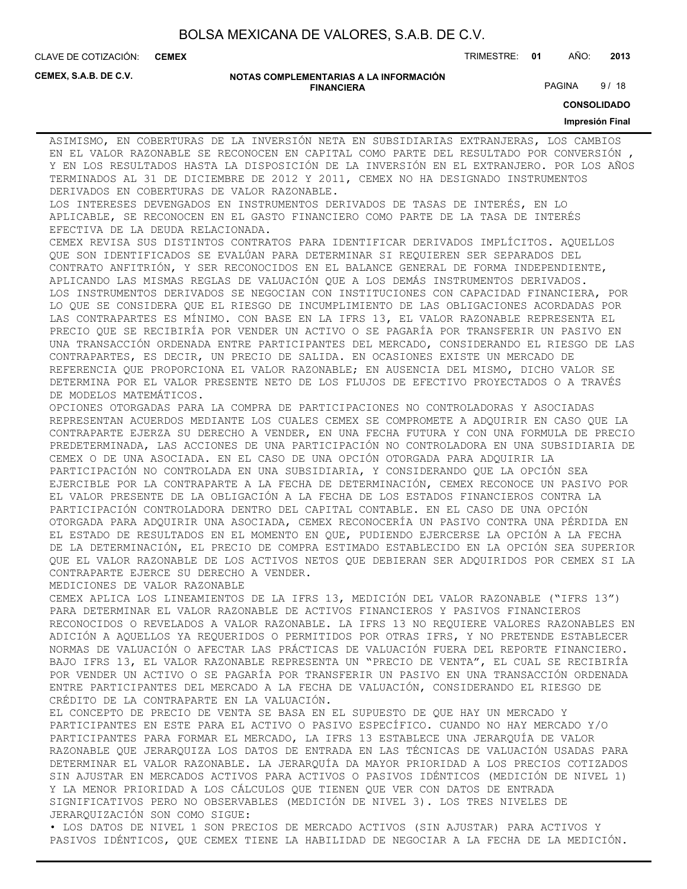ASIMISMO, EN COBERTURAS DE LA INVERSIÓN NETA EN SUBSIDIARIAS EXTRANJERAS, LOS CAMBIOS EN EL VALOR RAZONABLE SE RECONOCEN EN CAPITAL COMO PARTE DEL RESULTADO POR CONVERSIÓN , Y EN LOS RESULTADOS HASTA LA DISPOSICIÓN DE LA INVERSIÓN EN EL EXTRANJERO. POR LOS AÑOS TERMINADOS AL 31 DE DICIEMBRE DE 2012 Y 2011, CEMEX NO HA DESIGNADO INSTRUMENTOS DERIVADOS EN COBERTURAS DE VALOR RAZONABLE.

LOS INTERESES DEVENGADOS EN INSTRUMENTOS DERIVADOS DE TASAS DE INTERÉS, EN LO APLICABLE, SE RECONOCEN EN EL GASTO FINANCIERO COMO PARTE DE LA TASA DE INTERÉS EFECTIVA DE LA DEUDA RELACIONADA.

CEMEX REVISA SUS DISTINTOS CONTRATOS PARA IDENTIFICAR DERIVADOS IMPLÍCITOS. AQUELLOS QUE SON IDENTIFICADOS SE EVALÚAN PARA DETERMINAR SI REQUIEREN SER SEPARADOS DEL CONTRATO ANFITRIÓN, Y SER RECONOCIDOS EN EL BALANCE GENERAL DE FORMA INDEPENDIENTE, APLICANDO LAS MISMAS REGLAS DE VALUACIÓN QUE A LOS DEMÁS INSTRUMENTOS DERIVADOS.

LOS INSTRUMENTOS DERIVADOS SE NEGOCIAN CON INSTITUCIONES CON CAPACIDAD FINANCIERA, POR LO QUE SE CONSIDERA QUE EL RIESGO DE INCUMPLIMIENTO DE LAS OBLIGACIONES ACORDADAS POR LAS CONTRAPARTES ES MÍNIMO. CON BASE EN LA IFRS 13, EL VALOR RAZONABLE REPRESENTA EL PRECIO QUE SE RECIBIRÍA POR VENDER UN ACTIVO O SE PAGARÍA POR TRANSFERIR UN PASIVO EN UNA TRANSACCIÓN ORDENADA ENTRE PARTICIPANTES DEL MERCADO, CONSIDERANDO EL RIESGO DE LAS CONTRAPARTES, ES DECIR, UN PRECIO DE SALIDA. EN OCASIONES EXISTE UN MERCADO DE REFERENCIA QUE PROPORCIONA EL VALOR RAZONABLE; EN AUSENCIA DEL MISMO, DICHO VALOR SE DETERMINA POR EL VALOR PRESENTE NETO DE LOS FLUJOS DE EFECTIVO PROYECTADOS O A TRAVÉS DE MODELOS MATEMÁTICOS.

OPCIONES OTORGADAS PARA LA COMPRA DE PARTICIPACIONES NO CONTROLADORAS Y ASOCIADAS REPRESENTAN ACUERDOS MEDIANTE LOS CUALES CEMEX SE COMPROMETE A ADQUIRIR EN CASO QUE LA CONTRAPARTE EJERZA SU DERECHO A VENDER, EN UNA FECHA FUTURA Y CON UNA FORMULA DE PRECIO PREDETERMINADA, LAS ACCIONES DE UNA PARTICIPACIÓN NO CONTROLADORA EN UNA SUBSIDIARIA DE CEMEX O DE UNA ASOCIADA. EN EL CASO DE UNA OPCIÓN OTORGADA PARA ADQUIRIR LA PARTICIPACIÓN NO CONTROLADA EN UNA SUBSIDIARIA, Y CONSIDERANDO QUE LA OPCIÓN SEA EJERCIBLE POR LA CONTRAPARTE A LA FECHA DE DETERMINACIÓN, CEMEX RECONOCE UN PASIVO POR EL VALOR PRESENTE DE LA OBLIGACIÓN A LA FECHA DE LOS ESTADOS FINANCIEROS CONTRA LA PARTICIPACIÓN CONTROLADORA DENTRO DEL CAPITAL CONTABLE. EN EL CASO DE UNA OPCIÓN OTORGADA PARA ADQUIRIR UNA ASOCIADA, CEMEX RECONOCERÍA UN PASIVO CONTRA UNA PÉRDIDA EN EL ESTADO DE RESULTADOS EN EL MOMENTO EN QUE, PUDIENDO EJERCERSE LA OPCIÓN A LA FECHA DE LA DETERMINACIÓN, EL PRECIO DE COMPRA ESTIMADO ESTABLECIDO EN LA OPCIÓN SEA SUPERIOR QUE EL VALOR RAZONABLE DE LOS ACTIVOS NETOS QUE DEBIERAN SER ADQUIRIDOS POR CEMEX SI LA CONTRAPARTE EJERCE SU DERECHO A VENDER.

MEDICIONES DE VALOR RAZONABLE

CEMEX APLICA LOS LINEAMIENTOS DE LA IFRS 13, MEDICIÓN DEL VALOR RAZONABLE ("IFRS 13") PARA DETERMINAR EL VALOR RAZONABLE DE ACTIVOS FINANCIEROS Y PASIVOS FINANCIEROS RECONOCIDOS O REVELADOS A VALOR RAZONABLE. LA IFRS 13 NO REQUIERE VALORES RAZONABLES EN ADICIÓN A AQUELLOS YA REQUERIDOS O PERMITIDOS POR OTRAS IFRS, Y NO PRETENDE ESTABLECER NORMAS DE VALUACIÓN O AFECTAR LAS PRÁCTICAS DE VALUACIÓN FUERA DEL REPORTE FINANCIERO. BAJO IFRS 13, EL VALOR RAZONABLE REPRESENTA UN "PRECIO DE VENTA", EL CUAL SE RECIBIRÍA POR VENDER UN ACTIVO O SE PAGARÍA POR TRANSFERIR UN PASIVO EN UNA TRANSACCIÓN ORDENADA ENTRE PARTICIPANTES DEL MERCADO A LA FECHA DE VALUACIÓN, CONSIDERANDO EL RIESGO DE CRÉDITO DE LA CONTRAPARTE EN LA VALUACIÓN.

EL CONCEPTO DE PRECIO DE VENTA SE BASA EN EL SUPUESTO DE QUE HAY UN MERCADO Y PARTICIPANTES EN ESTE PARA EL ACTIVO O PASIVO ESPECÍFICO. CUANDO NO HAY MERCADO Y/O PARTICIPANTES PARA FORMAR EL MERCADO, LA IFRS 13 ESTABLECE UNA JERARQUÍA DE VALOR RAZONABLE QUE JERARQUIZA LOS DATOS DE ENTRADA EN LAS TÉCNICAS DE VALUACIÓN USADAS PARA DETERMINAR EL VALOR RAZONABLE. LA JERARQUÍA DA MAYOR PRIORIDAD A LOS PRECIOS COTIZADOS SIN AJUSTAR EN MERCADOS ACTIVOS PARA ACTIVOS O PASIVOS IDÉNTICOS (MEDICIÓN DE NIVEL 1) Y LA MENOR PRIORIDAD A LOS CÁLCULOS QUE TIENEN QUE VER CON DATOS DE ENTRADA SIGNIFICATIVOS PERO NO OBSERVABLES (MEDICIÓN DE NIVEL 3). LOS TRES NIVELES DE JERARQUIZACIÓN SON COMO SIGUE:

• LOS DATOS DE NIVEL 1 SON PRECIOS DE MERCADO ACTIVOS (SIN AJUSTAR) PARA ACTIVOS Y PASIVOS IDÉNTICOS, QUE CEMEX TIENE LA HABILIDAD DE NEGOCIAR A LA FECHA DE LA MEDICIÓN.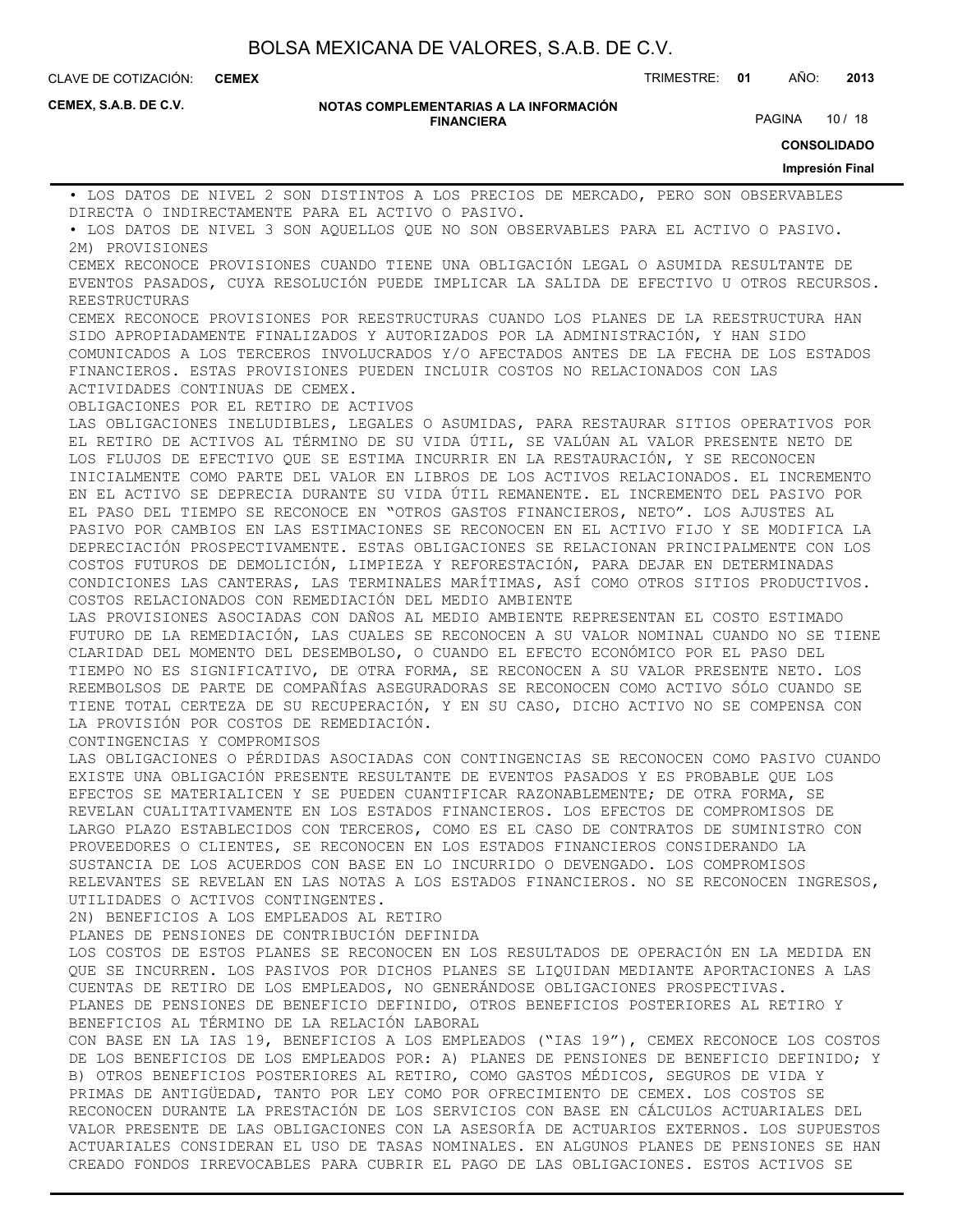• LOS DATOS DE NIVEL 2 SON DISTINTOS A LOS PRECIOS DE MERCADO, PERO SON OBSERVABLES DIRECTA O INDIRECTAMENTE PARA EL ACTIVO O PASIVO.

• LOS DATOS DE NIVEL 3 SON AQUELLOS QUE NO SON OBSERVABLES PARA EL ACTIVO O PASIVO.

2M) PROVISIONES

CEMEX RECONOCE PROVISIONES CUANDO TIENE UNA OBLIGACIÓN LEGAL O ASUMIDA RESULTANTE DE EVENTOS PASADOS, CUYA RESOLUCIÓN PUEDE IMPLICAR LA SALIDA DE EFECTIVO U OTROS RECURSOS.

REESTRUCTURAS

CEMEX RECONOCE PROVISIONES POR REESTRUCTURAS CUANDO LOS PLANES DE LA REESTRUCTURA HAN SIDO APROPIADAMENTE FINALIZADOS Y AUTORIZADOS POR LA ADMINISTRACIÓN, Y HAN SIDO COMUNICADOS A LOS TERCEROS INVOLUCRADOS Y/O AFECTADOS ANTES DE LA FECHA DE LOS ESTADOS FINANCIEROS. ESTAS PROVISIONES PUEDEN INCLUIR COSTOS NO RELACIONADOS CON LAS ACTIVIDADES CONTINUAS DE CEMEX.

OBLIGACIONES POR EL RETIRO DE ACTIVOS

LAS OBLIGACIONES INELUDIBLES, LEGALES O ASUMIDAS, PARA RESTAURAR SITIOS OPERATIVOS POR EL RETIRO DE ACTIVOS AL TÉRMINO DE SU VIDA ÚTIL, SE VALÚAN AL VALOR PRESENTE NETO DE LOS FLUJOS DE EFECTIVO QUE SE ESTIMA INCURRIR EN LA RESTAURACIÓN, Y SE RECONOCEN INICIALMENTE COMO PARTE DEL VALOR EN LIBROS DE LOS ACTIVOS RELACIONADOS. EL INCREMENTO EN EL ACTIVO SE DEPRECIA DURANTE SU VIDA ÚTIL REMANENTE. EL INCREMENTO DEL PASIVO POR EL PASO DEL TIEMPO SE RECONOCE EN "OTROS GASTOS FINANCIEROS, NETO". LOS AJUSTES AL PASIVO POR CAMBIOS EN LAS ESTIMACIONES SE RECONOCEN EN EL ACTIVO FIJO Y SE MODIFICA LA DEPRECIACIÓN PROSPECTIVAMENTE. ESTAS OBLIGACIONES SE RELACIONAN PRINCIPALMENTE CON LOS COSTOS FUTUROS DE DEMOLICIÓN, LIMPIEZA Y REFORESTACIÓN, PARA DEJAR EN DETERMINADAS CONDICIONES LAS CANTERAS, LAS TERMINALES MARÍTIMAS, ASÍ COMO OTROS SITIOS PRODUCTIVOS.

COSTOS RELACIONADOS CON REMEDIACIÓN DEL MEDIO AMBIENTE

LAS PROVISIONES ASOCIADAS CON DAÑOS AL MEDIO AMBIENTE REPRESENTAN EL COSTO ESTIMADO FUTURO DE LA REMEDIACIÓN, LAS CUALES SE RECONOCEN A SU VALOR NOMINAL CUANDO NO SE TIENE CLARIDAD DEL MOMENTO DEL DESEMBOLSO, O CUANDO EL EFECTO ECONÓMICO POR EL PASO DEL TIEMPO NO ES SIGNIFICATIVO, DE OTRA FORMA, SE RECONOCEN A SU VALOR PRESENTE NETO. LOS REEMBOLSOS DE PARTE DE COMPAÑÍAS ASEGURADORAS SE RECONOCEN COMO ACTIVO SÓLO CUANDO SE TIENE TOTAL CERTEZA DE SU RECUPERACIÓN, Y EN SU CASO, DICHO ACTIVO NO SE COMPENSA CON LA PROVISIÓN POR COSTOS DE REMEDIACIÓN.

CONTINGENCIAS Y COMPROMISOS

LAS OBLIGACIONES O PÉRDIDAS ASOCIADAS CON CONTINGENCIAS SE RECONOCEN COMO PASIVO CUANDO EXISTE UNA OBLIGACIÓN PRESENTE RESULTANTE DE EVENTOS PASADOS Y ES PROBABLE QUE LOS EFECTOS SE MATERIALICEN Y SE PUEDEN CUANTIFICAR RAZONABLEMENTE; DE OTRA FORMA, SE REVELAN CUALITATIVAMENTE EN LOS ESTADOS FINANCIEROS. LOS EFECTOS DE COMPROMISOS DE LARGO PLAZO ESTABLECIDOS CON TERCEROS, COMO ES EL CASO DE CONTRATOS DE SUMINISTRO CON PROVEEDORES O CLIENTES, SE RECONOCEN EN LOS ESTADOS FINANCIEROS CONSIDERANDO LA SUSTANCIA DE LOS ACUERDOS CON BASE EN LO INCURRIDO O DEVENGADO. LOS COMPROMISOS RELEVANTES SE REVELAN EN LAS NOTAS A LOS ESTADOS FINANCIEROS. NO SE RECONOCEN INGRESOS, UTILIDADES O ACTIVOS CONTINGENTES.

2N) BENEFICIOS A LOS EMPLEADOS AL RETIRO

PLANES DE PENSIONES DE CONTRIBUCIÓN DEFINIDA

LOS COSTOS DE ESTOS PLANES SE RECONOCEN EN LOS RESULTADOS DE OPERACIÓN EN LA MEDIDA EN QUE SE INCURREN. LOS PASIVOS POR DICHOS PLANES SE LIQUIDAN MEDIANTE APORTACIONES A LAS CUENTAS DE RETIRO DE LOS EMPLEADOS, NO GENERÁNDOSE OBLIGACIONES PROSPECTIVAS.

PLANES DE PENSIONES DE BENEFICIO DEFINIDO, OTROS BENEFICIOS POSTERIORES AL RETIRO Y BENEFICIOS AL TÉRMINO DE LA RELACIÓN LABORAL

CON BASE EN LA IAS 19, BENEFICIOS A LOS EMPLEADOS ("IAS 19"), CEMEX RECONOCE LOS COSTOS DE LOS BENEFICIOS DE LOS EMPLEADOS POR: A) PLANES DE PENSIONES DE BENEFICIO DEFINIDO; Y B) OTROS BENEFICIOS POSTERIORES AL RETIRO, COMO GASTOS MÉDICOS, SEGUROS DE VIDA Y PRIMAS DE ANTIGÜEDAD, TANTO POR LEY COMO POR OFRECIMIENTO DE CEMEX. LOS COSTOS SE RECONOCEN DURANTE LA PRESTACIÓN DE LOS SERVICIOS CON BASE EN CÁLCULOS ACTUARIALES DEL VALOR PRESENTE DE LAS OBLIGACIONES CON LA ASESORÍA DE ACTUARIOS EXTERNOS. LOS SUPUESTOS ACTUARIALES CONSIDERAN EL USO DE TASAS NOMINALES. EN ALGUNOS PLANES DE PENSIONES SE HAN CREADO FONDOS IRREVOCABLES PARA CUBRIR EL PAGO DE LAS OBLIGACIONES. ESTOS ACTIVOS SE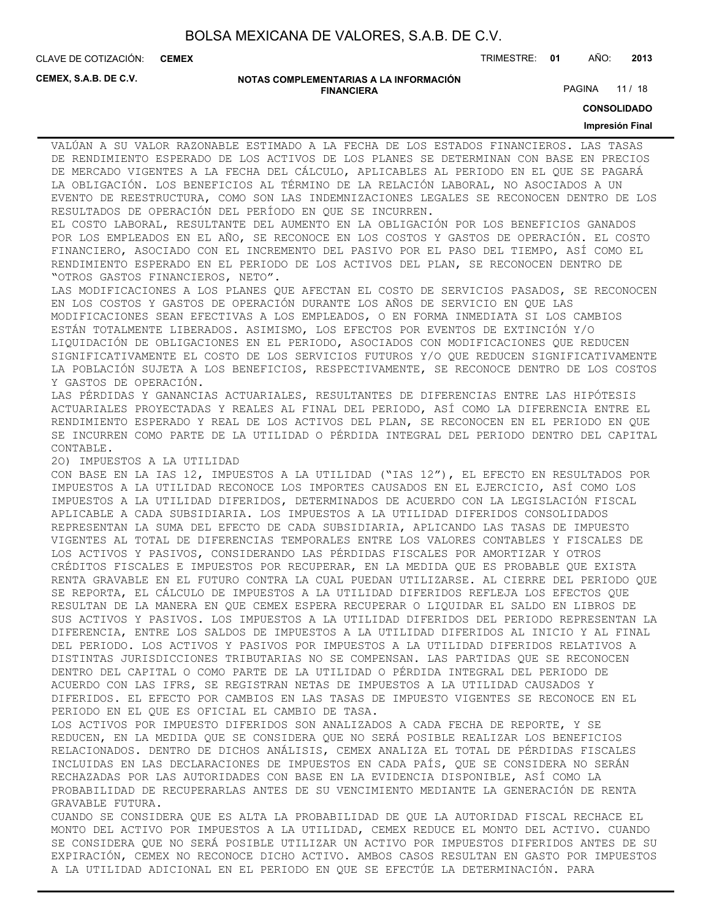VALÚAN A SU VALOR RAZONABLE ESTIMADO A LA FECHA DE LOS ESTADOS FINANCIEROS. LAS TASAS DE RENDIMIENTO ESPERADO DE LOS ACTIVOS DE LOS PLANES SE DETERMINAN CON BASE EN PRECIOS DE MERCADO VIGENTES A LA FECHA DEL CÁLCULO, APLICABLES AL PERIODO EN EL QUE SE PAGARÁ LA OBLIGACIÓN. LOS BENEFICIOS AL TÉRMINO DE LA RELACIÓN LABORAL, NO ASOCIADOS A UN EVENTO DE REESTRUCTURA, COMO SON LAS INDEMNIZACIONES LEGALES SE RECONOCEN DENTRO DE LOS RESULTADOS DE OPERACIÓN DEL PERÍODO EN QUE SE INCURREN.

EL COSTO LABORAL, RESULTANTE DEL AUMENTO EN LA OBLIGACIÓN POR LOS BENEFICIOS GANADOS POR LOS EMPLEADOS EN EL AÑO, SE RECONOCE EN LOS COSTOS Y GASTOS DE OPERACIÓN. EL COSTO FINANCIERO, ASOCIADO CON EL INCREMENTO DEL PASIVO POR EL PASO DEL TIEMPO, ASÍ COMO EL RENDIMIENTO ESPERADO EN EL PERIODO DE LOS ACTIVOS DEL PLAN, SE RECONOCEN DENTRO DE "OTROS GASTOS FINANCIEROS, NETO".

LAS MODIFICACIONES A LOS PLANES QUE AFECTAN EL COSTO DE SERVICIOS PASADOS, SE RECONOCEN EN LOS COSTOS Y GASTOS DE OPERACIÓN DURANTE LOS AÑOS DE SERVICIO EN QUE LAS MODIFICACIONES SEAN EFECTIVAS A LOS EMPLEADOS, O EN FORMA INMEDIATA SI LOS CAMBIOS ESTÁN TOTALMENTE LIBERADOS. ASIMISMO, LOS EFECTOS POR EVENTOS DE EXTINCIÓN Y/O LIQUIDACIÓN DE OBLIGACIONES EN EL PERIODO, ASOCIADOS CON MODIFICACIONES QUE REDUCEN SIGNIFICATIVAMENTE EL COSTO DE LOS SERVICIOS FUTUROS Y/O QUE REDUCEN SIGNIFICATIVAMENTE LA POBLACIÓN SUJETA A LOS BENEFICIOS, RESPECTIVAMENTE, SE RECONOCE DENTRO DE LOS COSTOS Y GASTOS DE OPERACIÓN.

LAS PÉRDIDAS Y GANANCIAS ACTUARIALES, RESULTANTES DE DIFERENCIAS ENTRE LAS HIPÓTESIS ACTUARIALES PROYECTADAS Y REALES AL FINAL DEL PERIODO, ASÍ COMO LA DIFERENCIA ENTRE EL RENDIMIENTO ESPERADO Y REAL DE LOS ACTIVOS DEL PLAN, SE RECONOCEN EN EL PERIODO EN QUE SE INCURREN COMO PARTE DE LA UTILIDAD O PÉRDIDA INTEGRAL DEL PERIODO DENTRO DEL CAPITAL CONTABLE.

2O) IMPUESTOS A LA UTILIDAD

CON BASE EN LA IAS 12, IMPUESTOS A LA UTILIDAD ("IAS 12"), EL EFECTO EN RESULTADOS POR IMPUESTOS A LA UTILIDAD RECONOCE LOS IMPORTES CAUSADOS EN EL EJERCICIO, ASÍ COMO LOS IMPUESTOS A LA UTILIDAD DIFERIDOS, DETERMINADOS DE ACUERDO CON LA LEGISLACIÓN FISCAL APLICABLE A CADA SUBSIDIARIA. LOS IMPUESTOS A LA UTILIDAD DIFERIDOS CONSOLIDADOS REPRESENTAN LA SUMA DEL EFECTO DE CADA SUBSIDIARIA, APLICANDO LAS TASAS DE IMPUESTO VIGENTES AL TOTAL DE DIFERENCIAS TEMPORALES ENTRE LOS VALORES CONTABLES Y FISCALES DE LOS ACTIVOS Y PASIVOS, CONSIDERANDO LAS PÉRDIDAS FISCALES POR AMORTIZAR Y OTROS CRÉDITOS FISCALES E IMPUESTOS POR RECUPERAR, EN LA MEDIDA QUE ES PROBABLE QUE EXISTA RENTA GRAVABLE EN EL FUTURO CONTRA LA CUAL PUEDAN UTILIZARSE. AL CIERRE DEL PERIODO QUE SE REPORTA, EL CÁLCULO DE IMPUESTOS A LA UTILIDAD DIFERIDOS REFLEJA LOS EFECTOS QUE RESULTAN DE LA MANERA EN QUE CEMEX ESPERA RECUPERAR O LIQUIDAR EL SALDO EN LIBROS DE SUS ACTIVOS Y PASIVOS. LOS IMPUESTOS A LA UTILIDAD DIFERIDOS DEL PERIODO REPRESENTAN LA DIFERENCIA, ENTRE LOS SALDOS DE IMPUESTOS A LA UTILIDAD DIFERIDOS AL INICIO Y AL FINAL DEL PERIODO. LOS ACTIVOS Y PASIVOS POR IMPUESTOS A LA UTILIDAD DIFERIDOS RELATIVOS A DISTINTAS JURISDICCIONES TRIBUTARIAS NO SE COMPENSAN. LAS PARTIDAS QUE SE RECONOCEN DENTRO DEL CAPITAL O COMO PARTE DE LA UTILIDAD O PÉRDIDA INTEGRAL DEL PERIODO DE ACUERDO CON LAS IFRS, SE REGISTRAN NETAS DE IMPUESTOS A LA UTILIDAD CAUSADOS Y DIFERIDOS. EL EFECTO POR CAMBIOS EN LAS TASAS DE IMPUESTO VIGENTES SE RECONOCE EN EL PERIODO EN EL QUE ES OFICIAL EL CAMBIO DE TASA.

LOS ACTIVOS POR IMPUESTO DIFERIDOS SON ANALIZADOS A CADA FECHA DE REPORTE, Y SE REDUCEN, EN LA MEDIDA QUE SE CONSIDERA QUE NO SERÁ POSIBLE REALIZAR LOS BENEFICIOS RELACIONADOS. DENTRO DE DICHOS ANÁLISIS, CEMEX ANALIZA EL TOTAL DE PÉRDIDAS FISCALES INCLUIDAS EN LAS DECLARACIONES DE IMPUESTOS EN CADA PAÍS, QUE SE CONSIDERA NO SERÁN RECHAZADAS POR LAS AUTORIDADES CON BASE EN LA EVIDENCIA DISPONIBLE, ASÍ COMO LA PROBABILIDAD DE RECUPERARLAS ANTES DE SU VENCIMIENTO MEDIANTE LA GENERACIÓN DE RENTA GRAVABLE FUTURA.

CUANDO SE CONSIDERA QUE ES ALTA LA PROBABILIDAD DE QUE LA AUTORIDAD FISCAL RECHACE EL MONTO DEL ACTIVO POR IMPUESTOS A LA UTILIDAD, CEMEX REDUCE EL MONTO DEL ACTIVO. CUANDO SE CONSIDERA QUE NO SERÁ POSIBLE UTILIZAR UN ACTIVO POR IMPUESTOS DIFERIDOS ANTES DE SU EXPIRACIÓN, CEMEX NO RECONOCE DICHO ACTIVO. AMBOS CASOS RESULTAN EN GASTO POR IMPUESTOS A LA UTILIDAD ADICIONAL EN EL PERIODO EN QUE SE EFECTÚE LA DETERMINACIÓN. PARA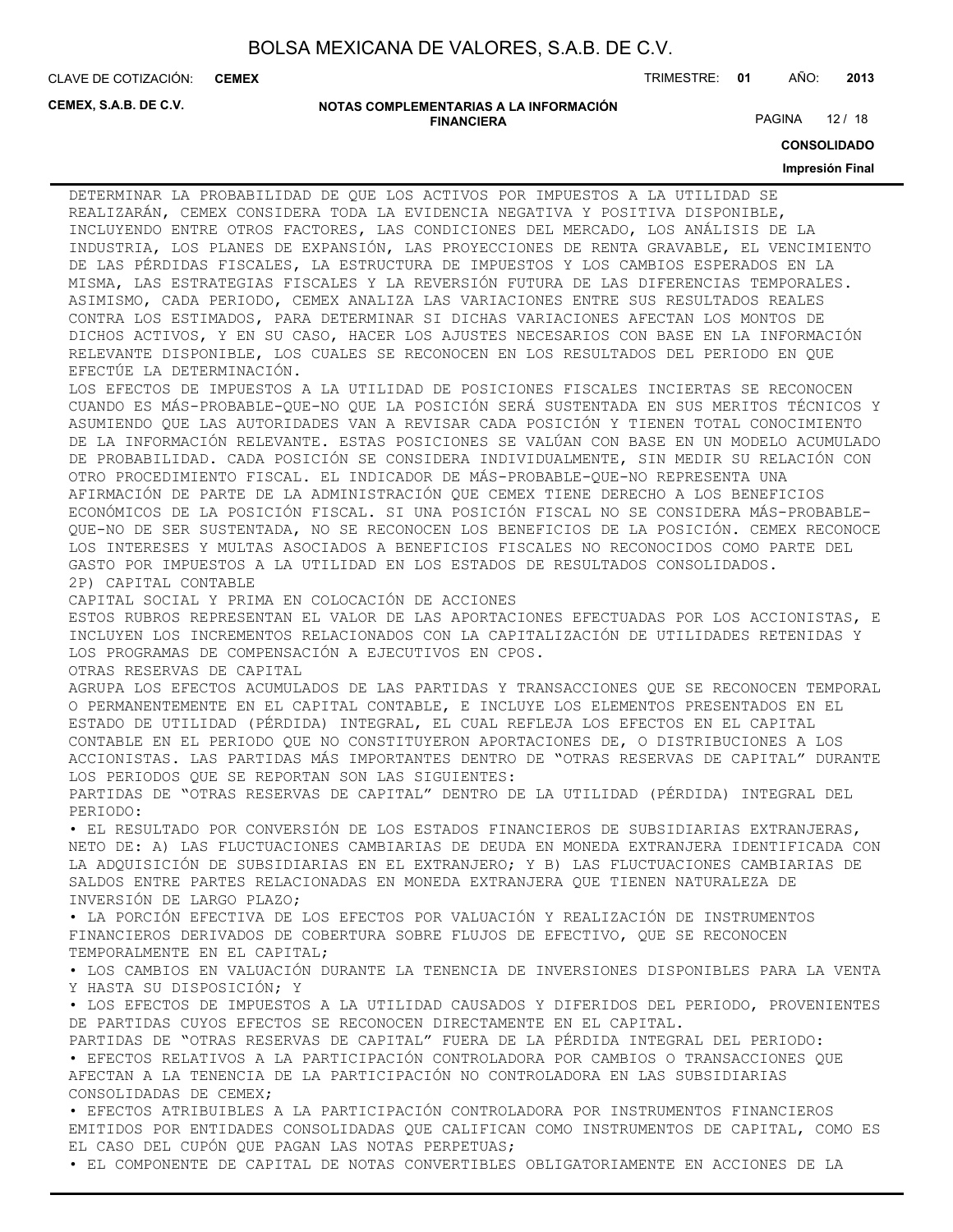DETERMINAR LA PROBABILIDAD DE QUE LOS ACTIVOS POR IMPUESTOS A LA UTILIDAD SE REALIZARÁN, CEMEX CONSIDERA TODA LA EVIDENCIA NEGATIVA Y POSITIVA DISPONIBLE, INCLUYENDO ENTRE OTROS FACTORES, LAS CONDICIONES DEL MERCADO, LOS ANÁLISIS DE LA INDUSTRIA, LOS PLANES DE EXPANSIÓN, LAS PROYECCIONES DE RENTA GRAVABLE, EL VENCIMIENTO DE LAS PÉRDIDAS FISCALES, LA ESTRUCTURA DE IMPUESTOS Y LOS CAMBIOS ESPERADOS EN LA MISMA, LAS ESTRATEGIAS FISCALES Y LA REVERSIÓN FUTURA DE LAS DIFERENCIAS TEMPORALES. ASIMISMO, CADA PERIODO, CEMEX ANALIZA LAS VARIACIONES ENTRE SUS RESULTADOS REALES CONTRA LOS ESTIMADOS, PARA DETERMINAR SI DICHAS VARIACIONES AFECTAN LOS MONTOS DE DICHOS ACTIVOS, Y EN SU CASO, HACER LOS AJUSTES NECESARIOS CON BASE EN LA INFORMACIÓN RELEVANTE DISPONIBLE, LOS CUALES SE RECONOCEN EN LOS RESULTADOS DEL PERIODO EN QUE EFECTÚE LA DETERMINACIÓN.

LOS EFECTOS DE IMPUESTOS A LA UTILIDAD DE POSICIONES FISCALES INCIERTAS SE RECONOCEN CUANDO ES MÁS-PROBABLE-QUE-NO QUE LA POSICIÓN SERÁ SUSTENTADA EN SUS MERITOS TÉCNICOS Y ASUMIENDO QUE LAS AUTORIDADES VAN A REVISAR CADA POSICIÓN Y TIENEN TOTAL CONOCIMIENTO DE LA INFORMACIÓN RELEVANTE. ESTAS POSICIONES SE VALÚAN CON BASE EN UN MODELO ACUMULADO DE PROBABILIDAD. CADA POSICIÓN SE CONSIDERA INDIVIDUALMENTE, SIN MEDIR SU RELACIÓN CON OTRO PROCEDIMIENTO FISCAL. EL INDICADOR DE MÁS-PROBABLE-QUE-NO REPRESENTA UNA AFIRMACIÓN DE PARTE DE LA ADMINISTRACIÓN QUE CEMEX TIENE DERECHO A LOS BENEFICIOS ECONÓMICOS DE LA POSICIÓN FISCAL. SI UNA POSICIÓN FISCAL NO SE CONSIDERA MÁS-PROBABLE-QUE-NO DE SER SUSTENTADA, NO SE RECONOCEN LOS BENEFICIOS DE LA POSICIÓN. CEMEX RECONOCE LOS INTERESES Y MULTAS ASOCIADOS A BENEFICIOS FISCALES NO RECONOCIDOS COMO PARTE DEL GASTO POR IMPUESTOS A LA UTILIDAD EN LOS ESTADOS DE RESULTADOS CONSOLIDADOS.

2P) CAPITAL CONTABLE

CAPITAL SOCIAL Y PRIMA EN COLOCACIÓN DE ACCIONES

ESTOS RUBROS REPRESENTAN EL VALOR DE LAS APORTACIONES EFECTUADAS POR LOS ACCIONISTAS, E INCLUYEN LOS INCREMENTOS RELACIONADOS CON LA CAPITALIZACIÓN DE UTILIDADES RETENIDAS Y LOS PROGRAMAS DE COMPENSACIÓN A EJECUTIVOS EN CPOS.

OTRAS RESERVAS DE CAPITAL

AGRUPA LOS EFECTOS ACUMULADOS DE LAS PARTIDAS Y TRANSACCIONES QUE SE RECONOCEN TEMPORAL O PERMANENTEMENTE EN EL CAPITAL CONTABLE, E INCLUYE LOS ELEMENTOS PRESENTADOS EN EL ESTADO DE UTILIDAD (PÉRDIDA) INTEGRAL, EL CUAL REFLEJA LOS EFECTOS EN EL CAPITAL CONTABLE EN EL PERIODO QUE NO CONSTITUYERON APORTACIONES DE, O DISTRIBUCIONES A LOS ACCIONISTAS. LAS PARTIDAS MÁS IMPORTANTES DENTRO DE “OTRAS RESERVAS DE CAPITAL” DURANTE LOS PERIODOS QUE SE REPORTAN SON LAS SIGUIENTES:

PARTIDAS DE “OTRAS RESERVAS DE CAPITAL” DENTRO DE LA UTILIDAD (PÉRDIDA) INTEGRAL DEL PERIODO:

- EL RESULTADO POR CONVERSIÓN DE LOS ESTADOS FINANCIEROS DE SUBSIDIARIAS EXTRANJERAS, NETO DE: A) LAS FLUCTUACIONES CAMBIARIAS DE DEUDA EN MONEDA EXTRANJERA IDENTIFICADA CON LA ADQUISICIÓN DE SUBSIDIARIAS EN EL EXTRANJERO; Y B) LAS FLUCTUACIONES CAMBIARIAS DE SALDOS ENTRE PARTES RELACIONADAS EN MONEDA EXTRANJERA QUE TIENEN NATURALEZA DE INVERSIÓN DE LARGO PLAZO;
- LA PORCIÓN EFECTIVA DE LOS EFECTOS POR VALUACIÓN Y REALIZACIÓN DE INSTRUMENTOS FINANCIEROS DERIVADOS DE COBERTURA SOBRE FLUJOS DE EFECTIVO, QUE SE RECONOCEN TEMPORALMENTE EN EL CAPITAL;
- LOS CAMBIOS EN VALUACIÓN DURANTE LA TENENCIA DE INVERSIONES DISPONIBLES PARA LA VENTA Y HASTA SU DISPOSICIÓN; Y
- LOS EFECTOS DE IMPUESTOS A LA UTILIDAD CAUSADOS Y DIFERIDOS DEL PERIODO, PROVENIENTES DE PARTIDAS CUYOS EFECTOS SE RECONOCEN DIRECTAMENTE EN EL CAPITAL.

PARTIDAS DE “OTRAS RESERVAS DE CAPITAL” FUERA DE LA PÉRDIDA INTEGRAL DEL PERIODO:

- EFECTOS RELATIVOS A LA PARTICIPACIÓN CONTROLADORA POR CAMBIOS O TRANSACCIONES QUE AFECTAN A LA TENENCIA DE LA PARTICIPACIÓN NO CONTROLADORA EN LAS SUBSIDIARIAS CONSOLIDADAS DE CEMEX;
- EFECTOS ATRIBUIBLES A LA PARTICIPACIÓN CONTROLADORA POR INSTRUMENTOS FINANCIEROS EMITIDOS POR ENTIDADES CONSOLIDADAS QUE CALIFICAN COMO INSTRUMENTOS DE CAPITAL, COMO ES EL CASO DEL CUPÓN QUE PAGAN LAS NOTAS PERPETUAS;
- EL COMPONENTE DE CAPITAL DE NOTAS CONVERTIBLES OBLIGATORIAMENTE EN ACCIONES DE LA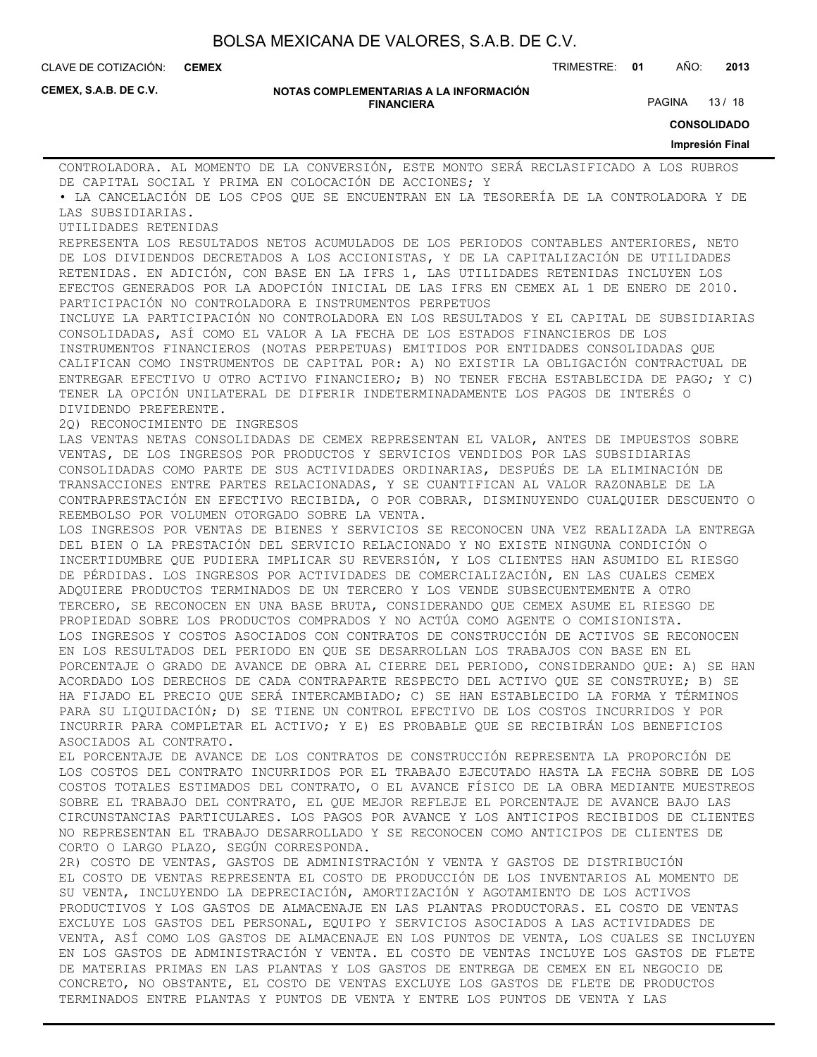CONTROLADORA. AL MOMENTO DE LA CONVERSIÓN, ESTE MONTO SERÁ RECLASIFICADO A LOS RUBROS DE CAPITAL SOCIAL Y PRIMA EN COLOCACIÓN DE ACCIONES; Y

• LA CANCELACIÓN DE LOS CPOS QUE SE ENCUENTRAN EN LA TESORERÍA DE LA CONTROLADORA Y DE LAS SUBSIDIARIAS.

UTILIDADES RETENIDAS

REPRESENTA LOS RESULTADOS NETOS ACUMULADOS DE LOS PERIODOS CONTABLES ANTERIORES, NETO DE LOS DIVIDENDOS DECRETADOS A LOS ACCIONISTAS, Y DE LA CAPITALIZACIÓN DE UTILIDADES RETENIDAS. EN ADICIÓN, CON BASE EN LA IFRS 1, LAS UTILIDADES RETENIDAS INCLUYEN LOS EFECTOS GENERADOS POR LA ADOPCIÓN INICIAL DE LAS IFRS EN CEMEX AL 1 DE ENERO DE 2010.

PARTICIPACIÓN NO CONTROLADORA E INSTRUMENTOS PERPETUOS

INCLUYE LA PARTICIPACIÓN NO CONTROLADORA EN LOS RESULTADOS Y EL CAPITAL DE SUBSIDIARIAS CONSOLIDADAS, ASÍ COMO EL VALOR A LA FECHA DE LOS ESTADOS FINANCIEROS DE LOS INSTRUMENTOS FINANCIEROS (NOTAS PERPETUAS) EMITIDOS POR ENTIDADES CONSOLIDADAS QUE CALIFICAN COMO INSTRUMENTOS DE CAPITAL POR: A) NO EXISTIR LA OBLIGACIÓN CONTRACTUAL DE ENTREGAR EFECTIVO U OTRO ACTIVO FINANCIERO; B) NO TENER FECHA ESTABLECIDA DE PAGO; Y C) TENER LA OPCIÓN UNILATERAL DE DIFERIR INDETERMINADAMENTE LOS PAGOS DE INTERÉS O DIVIDENDO PREFERENTE.

2Q) RECONOCIMIENTO DE INGRESOS

LAS VENTAS NETAS CONSOLIDADAS DE CEMEX REPRESENTAN EL VALOR, ANTES DE IMPUESTOS SOBRE VENTAS, DE LOS INGRESOS POR PRODUCTOS Y SERVICIOS VENDIDOS POR LAS SUBSIDIARIAS CONSOLIDADAS COMO PARTE DE SUS ACTIVIDADES ORDINARIAS, DESPUÉS DE LA ELIMINACIÓN DE TRANSACCIONES ENTRE PARTES RELACIONADAS, Y SE CUANTIFICAN AL VALOR RAZONABLE DE LA CONTRAPRESTACIÓN EN EFECTIVO RECIBIDA, O POR COBRAR, DISMINUYENDO CUALQUIER DESCUENTO O REEMBOLSO POR VOLUMEN OTORGADO SOBRE LA VENTA.

LOS INGRESOS POR VENTAS DE BIENES Y SERVICIOS SE RECONOCEN UNA VEZ REALIZADA LA ENTREGA DEL BIEN O LA PRESTACIÓN DEL SERVICIO RELACIONADO Y NO EXISTE NINGUNA CONDICIÓN O INCERTIDUMBRE QUE PUDIERA IMPLICAR SU REVERSIÓN, Y LOS CLIENTES HAN ASUMIDO EL RIESGO DE PÉRDIDAS. LOS INGRESOS POR ACTIVIDADES DE COMERCIALIZACIÓN, EN LAS CUALES CEMEX ADQUIERE PRODUCTOS TERMINADOS DE UN TERCERO Y LOS VENDE SUBSECUENTEMENTE A OTRO TERCERO, SE RECONOCEN EN UNA BASE BRUTA, CONSIDERANDO QUE CEMEX ASUME EL RIESGO DE PROPIEDAD SOBRE LOS PRODUCTOS COMPRADOS Y NO ACTÚA COMO AGENTE O COMISIONISTA.

LOS INGRESOS Y COSTOS ASOCIADOS CON CONTRATOS DE CONSTRUCCIÓN DE ACTIVOS SE RECONOCEN EN LOS RESULTADOS DEL PERIODO EN QUE SE DESARROLLAN LOS TRABAJOS CON BASE EN EL PORCENTAJE O GRADO DE AVANCE DE OBRA AL CIERRE DEL PERIODO, CONSIDERANDO QUE: A) SE HAN ACORDADO LOS DERECHOS DE CADA CONTRAPARTE RESPECTO DEL ACTIVO QUE SE CONSTRUYE; B) SE HA FIJADO EL PRECIO QUE SERÁ INTERCAMBIADO; C) SE HAN ESTABLECIDO LA FORMA Y TÉRMINOS PARA SU LIQUIDACIÓN; D) SE TIENE UN CONTROL EFECTIVO DE LOS COSTOS INCURRIDOS Y POR INCURRIR PARA COMPLETAR EL ACTIVO; Y E) ES PROBABLE QUE SE RECIBIRÁN LOS BENEFICIOS ASOCIADOS AL CONTRATO.

EL PORCENTAJE DE AVANCE DE LOS CONTRATOS DE CONSTRUCCIÓN REPRESENTA LA PROPORCIÓN DE LOS COSTOS DEL CONTRATO INCURRIDOS POR EL TRABAJO EJECUTADO HASTA LA FECHA SOBRE DE LOS COSTOS TOTALES ESTIMADOS DEL CONTRATO, O EL AVANCE FÍSICO DE LA OBRA MEDIANTE MUESTREOS SOBRE EL TRABAJO DEL CONTRATO, EL QUE MEJOR REFLEJE EL PORCENTAJE DE AVANCE BAJO LAS CIRCUNSTANCIAS PARTICULARES. LOS PAGOS POR AVANCE Y LOS ANTICIPOS RECIBIDOS DE CLIENTES NO REPRESENTAN EL TRABAJO DESARROLLADO Y SE RECONOCEN COMO ANTICIPOS DE CLIENTES DE CORTO O LARGO PLAZO, SEGÚN CORRESPONDA.

2R) COSTO DE VENTAS, GASTOS DE ADMINISTRACIÓN Y VENTA Y GASTOS DE DISTRIBUCIÓN

EL COSTO DE VENTAS REPRESENTA EL COSTO DE PRODUCCIÓN DE LOS INVENTARIOS AL MOMENTO DE SU VENTA, INCLUYENDO LA DEPRECIACIÓN, AMORTIZACIÓN Y AGOTAMIENTO DE LOS ACTIVOS PRODUCTIVOS Y LOS GASTOS DE ALMACENAJE EN LAS PLANTAS PRODUCTORAS. EL COSTO DE VENTAS EXCLUYE LOS GASTOS DEL PERSONAL, EQUIPO Y SERVICIOS ASOCIADOS A LAS ACTIVIDADES DE VENTA, ASÍ COMO LOS GASTOS DE ALMACENAJE EN LOS PUNTOS DE VENTA, LOS CUALES SE INCLUYEN EN LOS GASTOS DE ADMINISTRACIÓN Y VENTA. EL COSTO DE VENTAS INCLUYE LOS GASTOS DE FLETE DE MATERIAS PRIMAS EN LAS PLANTAS Y LOS GASTOS DE ENTREGA DE CEMEX EN EL NEGOCIO DE CONCRETO, NO OBSTANTE, EL COSTO DE VENTAS EXCLUYE LOS GASTOS DE FLETE DE PRODUCTOS TERMINADOS ENTRE PLANTAS Y PUNTOS DE VENTA Y ENTRE LOS PUNTOS DE VENTA Y LAS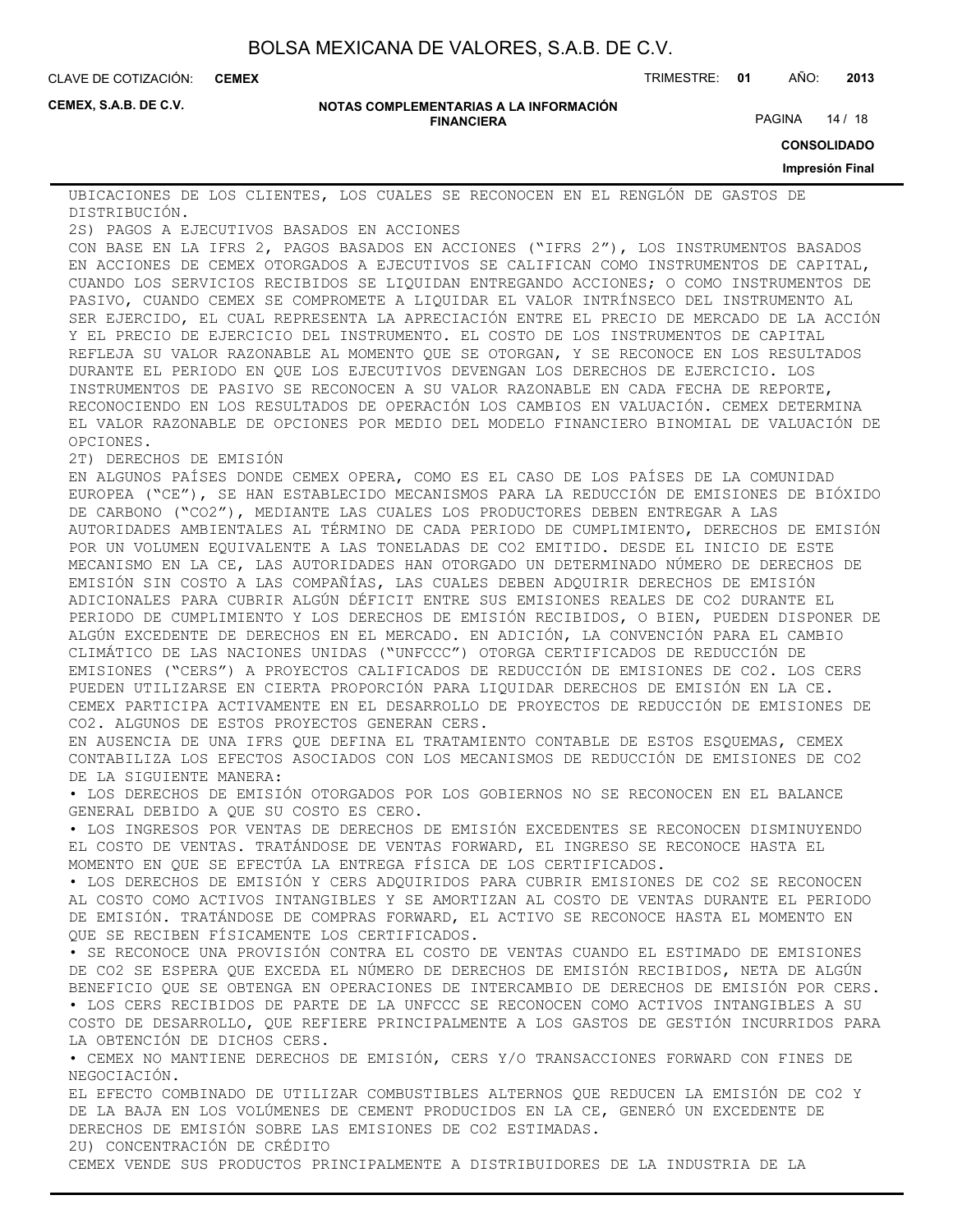UBICACIONES DE LOS CLIENTES, LOS CUALES SE RECONOCEN EN EL RENGLÓN DE GASTOS DE DISTRIBUCIÓN.

2S) PAGOS A EJECUTIVOS BASADOS EN ACCIONES

CON BASE EN LA IFRS 2, PAGOS BASADOS EN ACCIONES ("IFRS 2"), LOS INSTRUMENTOS BASADOS EN ACCIONES DE CEMEX OTORGADOS A EJECUTIVOS SE CALIFICAN COMO INSTRUMENTOS DE CAPITAL, CUANDO LOS SERVICIOS RECIBIDOS SE LIQUIDAN ENTREGANDO ACCIONES; O COMO INSTRUMENTOS DE PASIVO, CUANDO CEMEX SE COMPROMETE A LIQUIDAR EL VALOR INTRÍNSECO DEL INSTRUMENTO AL SER EJERCIDO, EL CUAL REPRESENTA LA APRECIACIÓN ENTRE EL PRECIO DE MERCADO DE LA ACCIÓN Y EL PRECIO DE EJERCICIO DEL INSTRUMENTO. EL COSTO DE LOS INSTRUMENTOS DE CAPITAL REFLEJA SU VALOR RAZONABLE AL MOMENTO QUE SE OTORGAN, Y SE RECONOCE EN LOS RESULTADOS DURANTE EL PERIODO EN QUE LOS EJECUTIVOS DEVENGAN LOS DERECHOS DE EJERCICIO. LOS INSTRUMENTOS DE PASIVO SE RECONOCEN A SU VALOR RAZONABLE EN CADA FECHA DE REPORTE, RECONOCIENDO EN LOS RESULTADOS DE OPERACIÓN LOS CAMBIOS EN VALUACIÓN. CEMEX DETERMINA EL VALOR RAZONABLE DE OPCIONES POR MEDIO DEL MODELO FINANCIERO BINOMIAL DE VALUACIÓN DE OPCIONES.

2T) DERECHOS DE EMISIÓN

EN ALGUNOS PAÍSES DONDE CEMEX OPERA, COMO ES EL CASO DE LOS PAÍSES DE LA COMUNIDAD EUROPEA ("CE"), SE HAN ESTABLECIDO MECANISMOS PARA LA REDUCCIÓN DE EMISIONES DE BIÓXIDO DE CARBONO ("$CO_2$"), MEDIANTE LAS CUALES LOS PRODUCTORES DEBEN ENTREGAR A LAS AUTORIDADES AMBIENTALES AL TÉRMINO DE CADA PERIODO DE CUMPLIMIENTO, DERECHOS DE EMISIÓN POR UN VOLUMEN EQUIVALENTE A LAS TONELADAS DE $CO_2$ EMITIDO. DESDE EL INICIO DE ESTE MECANISMO EN LA CE, LAS AUTORIDADES HAN OTORGADO UN DETERMINADO NÚMERO DE DERECHOS DE EMISIÓN SIN COSTO A LAS COMPAÑÍAS, LAS CUALES DEBEN ADQUIRIR DERECHOS DE EMISIÓN ADICIONALES PARA CUBRIR ALGÚN DÉFICIT ENTRE SUS EMISIONES REALES DE $CO_2$ DURANTE EL PERIODO DE CUMPLIMIENTO Y LOS DERECHOS DE EMISIÓN RECIBIDOS, O BIEN, PUEDEN DISPONER DE ALGÚN EXCEDENTE DE DERECHOS EN EL MERCADO. EN ADICIÓN, LA CONVENCIÓN PARA EL CAMBIO CLIMÁTICO DE LAS NACIONES UNIDAS ("UNFCCC") OTORGA CERTIFICADOS DE REDUCCIÓN DE EMISIONES ("CERS") A PROYECTOS CALIFICADOS DE REDUCCIÓN DE EMISIONES DE $CO_2$. LOS CERS PUEDEN UTILIZARSE EN CIERTA PROPORCIÓN PARA LIQUIDAR DERECHOS DE EMISIÓN EN LA CE. CEMEX PARTICIPA ACTIVAMENTE EN EL DESARROLLO DE PROYECTOS DE REDUCCIÓN DE EMISIONES DE $CO_2$. ALGUNOS DE ESTOS PROYECTOS GENERAN CERS.

EN AUSENCIA DE UNA IFRS QUE DEFINA EL TRATAMIENTO CONTABLE DE ESTOS ESQUEMAS, CEMEX CONTABILIZA LOS EFECTOS ASOCIADOS CON LOS MECANISMOS DE REDUCCIÓN DE EMISIONES DE $CO_2$ DE LA SIGUIENTE MANERA:

- LOS DERECHOS DE EMISIÓN OTORGADOS POR LOS GOBIERNOS NO SE RECONOCEN EN EL BALANCE GENERAL DEBIDO A QUE SU COSTO ES CERO.
- LOS INGRESOS POR VENTAS DE DERECHOS DE EMISIÓN EXCEDENTES SE RECONOCEN DISMINUYENDO EL COSTO DE VENTAS. TRATÁNDOSE DE VENTAS FORWARD, EL INGRESO SE RECONOCE HASTA EL MOMENTO EN QUE SE EFECTÚA LA ENTREGA FÍSICA DE LOS CERTIFICADOS.
- LOS DERECHOS DE EMISIÓN Y CERS ADQUIRIDOS PARA CUBRIR EMISIONES DE $CO_2$ SE RECONOCEN AL COSTO COMO ACTIVOS INTANGIBLES Y SE AMORTIZAN AL COSTO DE VENTAS DURANTE EL PERIODO DE EMISIÓN. TRATÁNDOSE DE COMPRAS FORWARD, EL ACTIVO SE RECONOCE HASTA EL MOMENTO EN QUE SE RECIBEN FÍSICAMENTE LOS CERTIFICADOS.
- SE RECONOCE UNA PROVISIÓN CONTRA EL COSTO DE VENTAS CUANDO EL ESTIMADO DE EMISIONES DE $CO_2$ SE ESPERA QUE EXCEDA EL NÚMERO DE DERECHOS DE EMISIÓN RECIBIDOS, NETA DE ALGÚN BENEFICIO QUE SE OBTENGA EN OPERACIONES DE INTERCAMBIO DE DERECHOS DE EMISIÓN POR CERS.
- LOS CERS RECIBIDOS DE PARTE DE LA UNFCCC SE RECONOCEN COMO ACTIVOS INTANGIBLES A SU COSTO DE DESARROLLO, QUE REFIERE PRINCIPALMENTE A LOS GASTOS DE GESTIÓN INCURRIDOS PARA LA OBTENCIÓN DE DICHOS CERS.
- CEMEX NO MANTIENE DERECHOS DE EMISIÓN, CERS Y/O TRANSACCIONES FORWARD CON FINES DE NEGOCIACIÓN.

EL EFECTO COMBINADO DE UTILIZAR COMBUSTIBLES ALTERNOS QUE REDUCEN LA EMISIÓN DE $CO_2$ Y DE LA BAJA EN LOS VOLÚMENES DE CEMENT PRODUCIDOS EN LA CE, GENERÓ UN EXCEDENTE DE DERECHOS DE EMISIÓN SOBRE LAS EMISIONES DE $CO_2$ ESTIMADAS.

2U) CONCENTRACIÓN DE CRÉDITO

CEMEX VENDE SUS PRODUCTOS PRINCIPALMENTE A DISTRIBUIDORES DE LA INDUSTRIA DE LA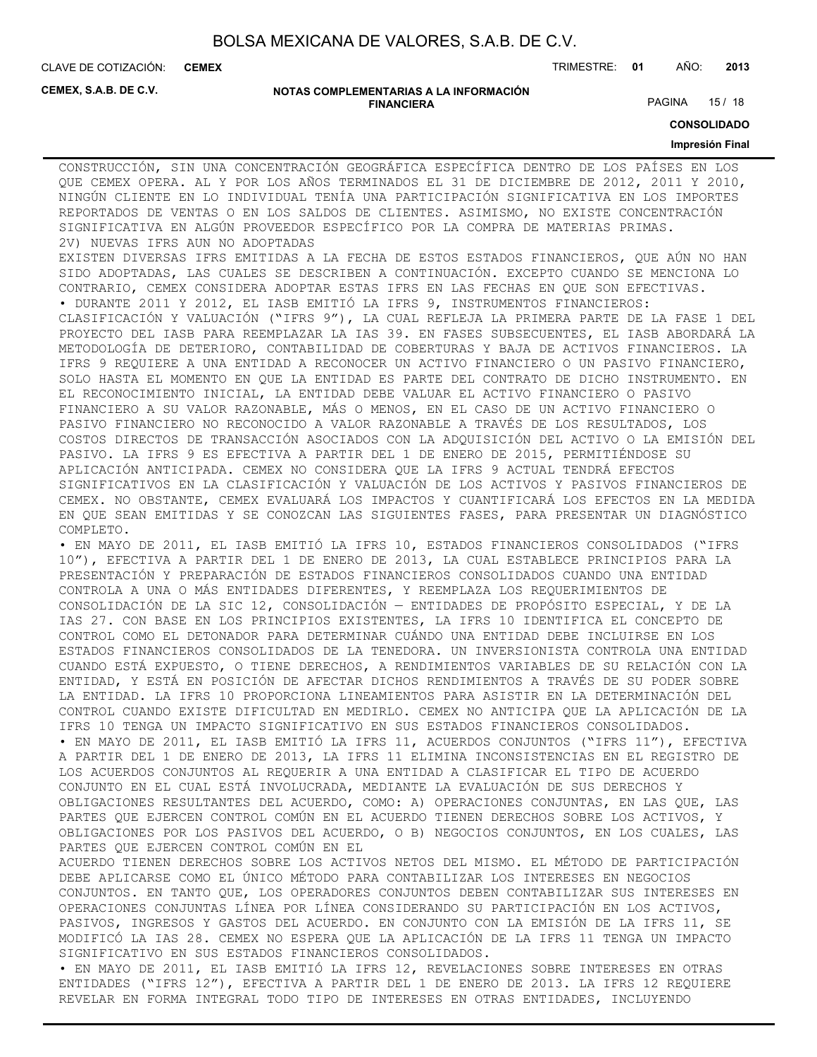CONSTRUCCIÓN, SIN UNA CONCENTRACIÓN GEOGRÁFICA ESPECÍFICA DENTRO DE LOS PAÍSES EN LOS QUE CEMEX OPERA. AL Y POR LOS AÑOS TERMINADOS EL 31 DE DICIEMBRE DE 2012, 2011 Y 2010, NINGÚN CLIENTE EN LO INDIVIDUAL TENÍA UNA PARTICIPACIÓN SIGNIFICATIVA EN LOS IMPORTES REPORTADOS DE VENTAS O EN LOS SALDOS DE CLIENTES. ASIMISMO, NO EXISTE CONCENTRACIÓN SIGNIFICATIVA EN ALGÚN PROVEEDOR ESPECÍFICO POR LA COMPRA DE MATERIAS PRIMAS.

2V) NUEVAS IFRS AUN NO ADOPTADAS

EXISTEN DIVERSAS IFRS EMITIDAS A LA FECHA DE ESTOS ESTADOS FINANCIEROS, QUE AÚN NO HAN SIDO ADOPTADAS, LAS CUALES SE DESCRIBEN A CONTINUACIÓN. EXCEPTO CUANDO SE MENCIONA LO CONTRARIO, CEMEX CONSIDERA ADOPTAR ESTAS IFRS EN LAS FECHAS EN QUE SON EFECTIVAS.

• DURANTE 2011 Y 2012, EL IASB EMITIÓ LA IFRS 9, INSTRUMENTOS FINANCIEROS: CLASIFICACIÓN Y VALUACIÓN ("IFRS 9"), LA CUAL REFLEJA LA PRIMERA PARTE DE LA FASE 1 DEL PROYECTO DEL IASB PARA REEMPLAZAR LA IAS 39. EN FASES SUBSECUENTES, EL IASB ABORDARÁ LA METODOLOGÍA DE DETERIORO, CONTABILIDAD DE COBERTURAS Y BAJA DE ACTIVOS FINANCIEROS. LA IFRS 9 REQUIERE A UNA ENTIDAD A RECONOCER UN ACTIVO FINANCIERO O UN PASIVO FINANCIERO, SOLO HASTA EL MOMENTO EN QUE LA ENTIDAD ES PARTE DEL CONTRATO DE DICHO INSTRUMENTO. EN EL RECONOCIMIENTO INICIAL, LA ENTIDAD DEBE VALUAR EL ACTIVO FINANCIERO O PASIVO FINANCIERO A SU VALOR RAZONABLE, MÁS O MENOS, EN EL CASO DE UN ACTIVO FINANCIERO O PASIVO FINANCIERO NO RECONOCIDO A VALOR RAZONABLE A TRAVÉS DE LOS RESULTADOS, LOS COSTOS DIRECTOS DE TRANSACCIÓN ASOCIADOS CON LA ADQUISICIÓN DEL ACTIVO O LA EMISIÓN DEL PASIVO. LA IFRS 9 ES EFECTIVA A PARTIR DEL 1 DE ENERO DE 2015, PERMITIÉNDOSE SU APLICACIÓN ANTICIPADA. CEMEX NO CONSIDERA QUE LA IFRS 9 ACTUAL TENDRÁ EFECTOS SIGNIFICATIVOS EN LA CLASIFICACIÓN Y VALUACIÓN DE LOS ACTIVOS Y PASIVOS FINANCIEROS DE CEMEX. NO OBSTANTE, CEMEX EVALUARÁ LOS IMPACTOS Y CUANTIFICARÁ LOS EFECTOS EN LA MEDIDA EN QUE SEAN EMITIDAS Y SE CONOZCAN LAS SIGUIENTES FASES, PARA PRESENTAR UN DIAGNÓSTICO COMPLETO.

• EN MAYO DE 2011, EL IASB EMITIÓ LA IFRS 10, ESTADOS FINANCIEROS CONSOLIDADOS ("IFRS 10"), EFECTIVA A PARTIR DEL 1 DE ENERO DE 2013, LA CUAL ESTABLECE PRINCIPIOS PARA LA PRESENTACIÓN Y PREPARACIÓN DE ESTADOS FINANCIEROS CONSOLIDADOS CUANDO UNA ENTIDAD CONTROLA A UNA O MÁS ENTIDADES DIFERENTES, Y REEMPLAZA LOS REQUERIMIENTOS DE CONSOLIDACIÓN DE LA SIC 12, CONSOLIDACIÓN — ENTIDADES DE PROPÓSITO ESPECIAL, Y DE LA IAS 27. CON BASE EN LOS PRINCIPIOS EXISTENTES, LA IFRS 10 IDENTIFICA EL CONCEPTO DE CONTROL COMO EL DETONADOR PARA DETERMINAR CUÁNDO UNA ENTIDAD DEBE INCLUIRSE EN LOS ESTADOS FINANCIEROS CONSOLIDADOS DE LA TENEDORA. UN INVERSIONISTA CONTROLA UNA ENTIDAD CUANDO ESTÁ EXPUESTO, O TIENE DERECHOS, A RENDIMIENTOS VARIABLES DE SU RELACIÓN CON LA ENTIDAD, Y ESTÁ EN POSICIÓN DE AFECTAR DICHOS RENDIMIENTOS A TRAVÉS DE SU PODER SOBRE LA ENTIDAD. LA IFRS 10 PROPORCIONA LINEAMIENTOS PARA ASISTIR EN LA DETERMINACIÓN DEL CONTROL CUANDO EXISTE DIFICULTAD EN MEDIRLO. CEMEX NO ANTICIPA QUE LA APLICACIÓN DE LA IFRS 10 TENGA UN IMPACTO SIGNIFICATIVO EN SUS ESTADOS FINANCIEROS CONSOLIDADOS.

• EN MAYO DE 2011, EL IASB EMITIÓ LA IFRS 11, ACUERDOS CONJUNTOS ("IFRS 11"), EFECTIVA A PARTIR DEL 1 DE ENERO DE 2013, LA IFRS 11 ELIMINA INCONSISTENCIAS EN EL REGISTRO DE LOS ACUERDOS CONJUNTOS AL REQUERIR A UNA ENTIDAD A CLASIFICAR EL TIPO DE ACUERDO CONJUNTO EN EL CUAL ESTÁ INVOLUCRADA, MEDIANTE LA EVALUACIÓN DE SUS DERECHOS Y OBLIGACIONES RESULTANTES DEL ACUERDO, COMO: A) OPERACIONES CONJUNTAS, EN LAS QUE, LAS PARTES QUE EJERCEN CONTROL COMÚN EN EL ACUERDO TIENEN DERECHOS SOBRE LOS ACTIVOS, Y OBLIGACIONES POR LOS PASIVOS DEL ACUERDO, O B) NEGOCIOS CONJUNTOS, EN LOS CUALES, LAS PARTES QUE EJERCEN CONTROL COMÚN EN EL ACUERDO TIENEN DERECHOS SOBRE LOS ACTIVOS NETOS DEL MISMO. EL MÉTODO DE PARTICIPACIÓN DEBE APLICARSE COMO EL ÚNICO MÉTODO PARA CONTABILIZAR LOS INTERESES EN NEGOCIOS CONJUNTOS. EN TANTO QUE, LOS OPERADORES CONJUNTOS DEBEN CONTABILIZAR SUS INTERESES EN OPERACIONES CONJUNTAS LÍNEA POR LÍNEA CONSIDERANDO SU PARTICIPACIÓN EN LOS ACTIVOS, PASIVOS, INGRESOS Y GASTOS DEL ACUERDO. EN CONJUNTO CON LA EMISIÓN DE LA IFRS 11, SE MODIFICÓ LA IAS 28. CEMEX NO ESPERA QUE LA APLICACIÓN DE LA IFRS 11 TENGA UN IMPACTO SIGNIFICATIVO EN SUS ESTADOS FINANCIEROS CONSOLIDADOS.

• EN MAYO DE 2011, EL IASB EMITIÓ LA IFRS 12, REVELACIONES SOBRE INTERESES EN OTRAS ENTIDADES ("IFRS 12"), EFECTIVA A PARTIR DEL 1 DE ENERO DE 2013. LA IFRS 12 REQUIERE REVELAR EN FORMA INTEGRAL TODO TIPO DE INTERESES EN OTRAS ENTIDADES, INCLUYENDO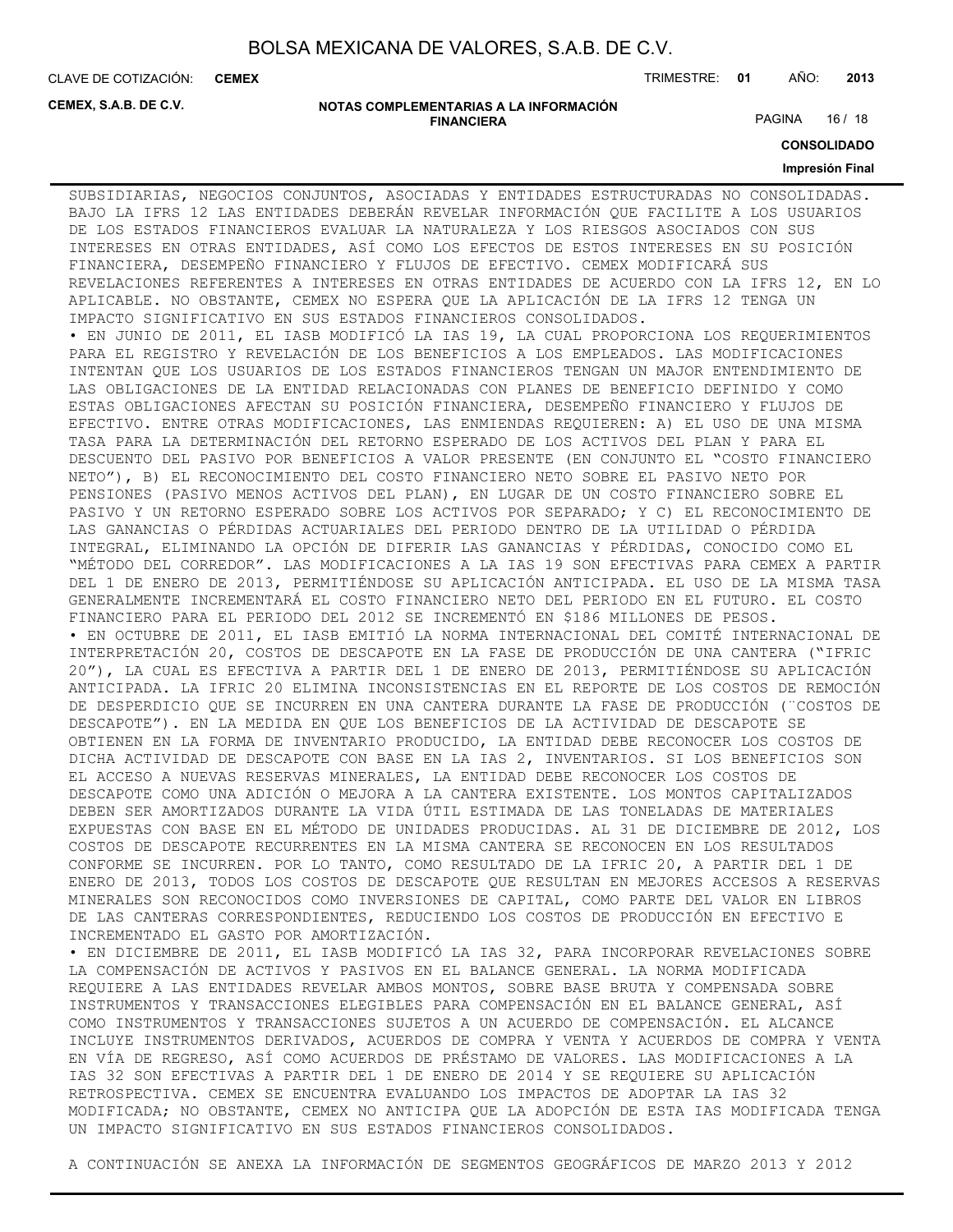SUBSIDIARIAS, NEGOCIOS CONJUNTOS, ASOCIADAS Y ENTIDADES ESTRUCTURADAS NO CONSOLIDADAS. BAJO LA IFRS 12 LAS ENTIDADES DEBERÁN REVELAR INFORMACIÓN QUE FACILITE A LOS USUARIOS DE LOS ESTADOS FINANCIEROS EVALUAR LA NATURALEZA Y LOS RIESGOS ASOCIADOS CON SUS INTERESES EN OTRAS ENTIDADES, ASÍ COMO LOS EFECTOS DE ESTOS INTERESES EN SU POSICIÓN FINANCIERA, DESEMPEÑO FINANCIERO Y FLUJOS DE EFECTIVO. CEMEX MODIFICARÁ SUS REVELACIONES REFERENTES A INTERESES EN OTRAS ENTIDADES DE ACUERDO CON LA IFRS 12, EN LO APLICABLE. NO OBSTANTE, CEMEX NO ESPERA QUE LA APLICACIÓN DE LA IFRS 12 TENGA UN IMPACTO SIGNIFICATIVO EN SUS ESTADOS FINANCIEROS CONSOLIDADOS.

- EN JUNIO DE 2011, EL IASB MODIFICÓ LA IAS 19, LA CUAL PROPORCIONA LOS REQUERIMIENTOS PARA EL REGISTRO Y REVELACIÓN DE LOS BENEFICIOS A LOS EMPLEADOS. LAS MODIFICACIONES INTENTAN QUE LOS USUARIOS DE LOS ESTADOS FINANCIEROS TENGAN UN MAJOR ENTENDIMIENTO DE LAS OBLIGACIONES DE LA ENTIDAD RELACIONADAS CON PLANES DE BENEFICIO DEFINIDO Y COMO ESTAS OBLIGACIONES AFECTAN SU POSICIÓN FINANCIERA, DESEMPEÑO FINANCIERO Y FLUJOS DE EFECTIVO. ENTRE OTRAS MODIFICACIONES, LAS ENMIENDAS REQUIEREN: A) EL USO DE UNA MISMA TASA PARA LA DETERMINACIÓN DEL RETORNO ESPERADO DE LOS ACTIVOS DEL PLAN Y PARA EL DESCUENTO DEL PASIVO POR BENEFICIOS A VALOR PRESENTE (EN CONJUNTO EL "COSTO FINANCIERO NETO"), B) EL RECONOCIMIENTO DEL COSTO FINANCIERO NETO SOBRE EL PASIVO NETO POR PENSIONES (PASIVO MENOS ACTIVOS DEL PLAN), EN LUGAR DE UN COSTO FINANCIERO SOBRE EL PASIVO Y UN RETORNO ESPERADO SOBRE LOS ACTIVOS POR SEPARADO; Y C) EL RECONOCIMIENTO DE LAS GANANCIAS O PÉRDIDAS ACTUARIALES DEL PERIODO DENTRO DE LA UTILIDAD O PÉRDIDA INTEGRAL, ELIMINANDO LA OPCIÓN DE DIFERIR LAS GANANCIAS Y PÉRDIDAS, CONOCIDO COMO EL "MÉTODO DEL CORREDOR". LAS MODIFICACIONES A LA IAS 19 SON EFECTIVAS PARA CEMEX A PARTIR DEL 1 DE ENERO DE 2013, PERMITIÉNDOSE SU APLICACIÓN ANTICIPADA. EL USO DE LA MISMA TASA GENERALMENTE INCREMENTARÁ EL COSTO FINANCIERO NETO DEL PERIODO EN EL FUTURO. EL COSTO FINANCIERO PARA EL PERIODO DEL 2012 SE INCREMENTÓ EN $186 MILLONES DE PESOS.
- EN OCTUBRE DE 2011, EL IASB EMITIÓ LA NORMA INTERNACIONAL DEL COMITÉ INTERNACIONAL DE INTERPRETACIÓN 20, COSTOS DE DESCAPOTE EN LA FASE DE PRODUCCIÓN DE UNA CANTERA ("IFRIC 20"), LA CUAL ES EFECTIVA A PARTIR DEL 1 DE ENERO DE 2013, PERMITIÉNDOSE SU APLICACIÓN ANTICIPADA. LA IFRIC 20 ELIMINA INCONSISTENCIAS EN EL REPORTE DE LOS COSTOS DE REMOCIÓN DE DESPERDICIO QUE SE INCURREN EN UNA CANTERA DURANTE LA FASE DE PRODUCCIÓN (¨COSTOS DE DESCAPOTE"). EN LA MEDIDA EN QUE LOS BENEFICIOS DE LA ACTIVIDAD DE DESCAPOTE SE OBTIENEN EN LA FORMA DE INVENTARIO PRODUCIDO, LA ENTIDAD DEBE RECONOCER LOS COSTOS DE DICHA ACTIVIDAD DE DESCAPOTE CON BASE EN LA IAS 2, INVENTARIOS. SI LOS BENEFICIOS SON EL ACCESO A NUEVAS RESERVAS MINERALES, LA ENTIDAD DEBE RECONOCER LOS COSTOS DE DESCAPOTE COMO UNA ADICIÓN O MEJORA A LA CANTERA EXISTENTE. LOS MONTOS CAPITALIZADOS DEBEN SER AMORTIZADOS DURANTE LA VIDA ÚTIL ESTIMADA DE LAS TONELADAS DE MATERIALES EXPUESTAS CON BASE EN EL MÉTODO DE UNIDADES PRODUCIDAS. AL 31 DE DICIEMBRE DE 2012, LOS COSTOS DE DESCAPOTE RECURRENTES EN LA MISMA CANTERA SE RECONOCEN EN LOS RESULTADOS CONFORME SE INCURREN. POR LO TANTO, COMO RESULTADO DE LA IFRIC 20, A PARTIR DEL 1 DE ENERO DE 2013, TODOS LOS COSTOS DE DESCAPOTE QUE RESULTAN EN MEJORES ACCESOS A RESERVAS MINERALES SON RECONOCIDOS COMO INVERSIONES DE CAPITAL, COMO PARTE DEL VALOR EN LIBROS DE LAS CANTERAS CORRESPONDIENTES, REDUCIENDO LOS COSTOS DE PRODUCCIÓN EN EFECTIVO E INCREMENTADO EL GASTO POR AMORTIZACIÓN.
- EN DICIEMBRE DE 2011, EL IASB MODIFICÓ LA IAS 32, PARA INCORPORAR REVELACIONES SOBRE LA COMPENSACIÓN DE ACTIVOS Y PASIVOS EN EL BALANCE GENERAL. LA NORMA MODIFICADA REQUIERE A LAS ENTIDADES REVELAR AMBOS MONTOS, SOBRE BASE BRUTA Y COMPENSADA SOBRE INSTRUMENTOS Y TRANSACCIONES ELEGIBLES PARA COMPENSACIÓN EN EL BALANCE GENERAL, ASÍ COMO INSTRUMENTOS Y TRANSACCIONES SUJETOS A UN ACUERDO DE COMPENSACIÓN. EL ALCANCE INCLUYE INSTRUMENTOS DERIVADOS, ACUERDOS DE COMPRA Y VENTA Y ACUERDOS DE COMPRA Y VENTA EN VÍA DE REGRESO, ASÍ COMO ACUERDOS DE PRÉSTAMO DE VALORES. LAS MODIFICACIONES A LA IAS 32 SON EFECTIVAS A PARTIR DEL 1 DE ENERO DE 2014 Y SE REQUIERE SU APLICACIÓN RETROSPECTIVA. CEMEX SE ENCUENTRA EVALUANDO LOS IMPACTOS DE ADOPTAR LA IAS 32 MODIFICADA; NO OBSTANTE, CEMEX NO ANTICIPA QUE LA ADOPCIÓN DE ESTA IAS MODIFICADA TENGA UN IMPACTO SIGNIFICATIVO EN SUS ESTADOS FINANCIEROS CONSOLIDADOS.

A CONTINUACIÓN SE ANEXA LA INFORMACIÓN DE SEGMENTOS GEOGRÁFICOS DE MARZO 2013 Y 2012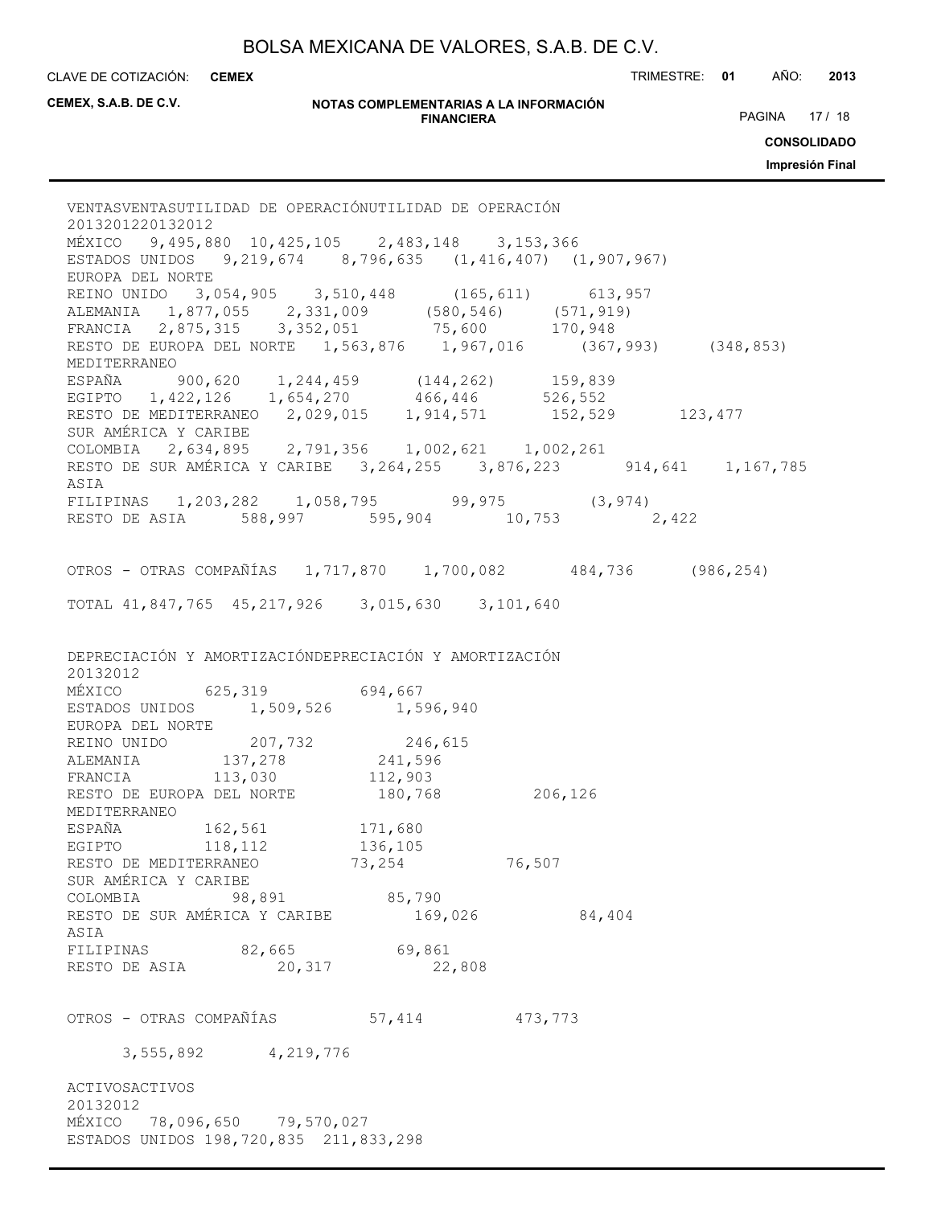| | VENTAS 2013 | VENTAS 2012 | UTILIDAD DE OPERACIÓN 2013 | UTILIDAD DE OPERACIÓN 2012 |
|---|---|---|---|---|
| MÉXICO | 9,495,880 | 10,425,105 | 2,483,148 | 3,153,366 |
| ESTADOS UNIDOS | 9,219,674 | 8,796,635 | (1,416,407) | (1,907,967) |
| EUROPA DEL NORTE | | | | |
| REINO UNIDO | 3,054,905 | 3,510,448 | (165,611) | 613,957 |
| ALEMANIA | 1,877,055 | 2,331,009 | (580,546) | (571,919) |
| FRANCIA | 2,875,315 | 3,352,051 | 75,600 | 170,948 |
| RESTO DE EUROPA DEL NORTE | 1,563,876 | 1,967,016 | (367,993) | (348,853) |
| MEDITERRANEO | | | | |
| ESPAÑA | 900,620 | 1,244,459 | (144,262) | 159,839 |
| EGIPTO | 1,422,126 | 1,654,270 | 466,446 | 526,552 |
| RESTO DE MEDITERRANEO | 2,029,015 | 1,914,571 | 152,529 | 123,477 |
| SUR AMÉRICA Y CARIBE | | | | |
| COLOMBIA | 2,634,895 | 2,791,356 | 1,002,621 | 1,002,261 |
| RESTO DE SUR AMÉRICA Y CARIBE | 3,264,255 | 3,876,223 | 914,641 | 1,167,785 |
| ASIA | | | | |
| FILIPINAS | 1,203,282 | 1,058,795 | 99,975 | (3,974) |
| RESTO DE ASIA | 588,997 | 595,904 | 10,753 | 2,422 |
| OTROS - OTRAS COMPAÑÍAS | 1,717,870 | 1,700,082 | 484,736 | (986,254) |
| TOTAL | 41,847,765 | 45,217,926 | 3,015,630 | 3,101,640 |

| | DEPRECIACIÓN Y AMORTIZACIÓN 2013 | DEPRECIACIÓN Y AMORTIZACIÓN 2012 |
|---|---|---|
| MÉXICO | 625,319 | 694,667 |
| ESTADOS UNIDOS | 1,509,526 | 1,596,940 |
| EUROPA DEL NORTE | | |
| REINO UNIDO | 207,732 | 246,615 |
| ALEMANIA | 137,278 | 241,596 |
| FRANCIA | 113,030 | 112,903 |
| RESTO DE EUROPA DEL NORTE | 180,768 | 206,126 |
| MEDITERRANEO | | |
| ESPAÑA | 162,561 | 171,680 |
| EGIPTO | 118,112 | 136,105 |
| RESTO DE MEDITERRANEO | 73,254 | 76,507 |
| SUR AMÉRICA Y CARIBE | | |
| COLOMBIA | 98,891 | 85,790 |
| RESTO DE SUR AMÉRICA Y CARIBE | 169,026 | 84,404 |
| ASIA | | |
| FILIPINAS | 82,665 | 69,861 |
| RESTO DE ASIA | 20,317 | 22,808 |
| OTROS - OTRAS COMPAÑÍAS | 57,414 | 473,773 |
| | 3,555,892 | 4,219,776 |

| | ACTIVOS 2013 | ACTIVOS 2012 |
|---|---|---|
| MÉXICO | 78,096,650 | 79,570,027 |
| ESTADOS UNIDOS | 198,720,835 | 211,833,298 |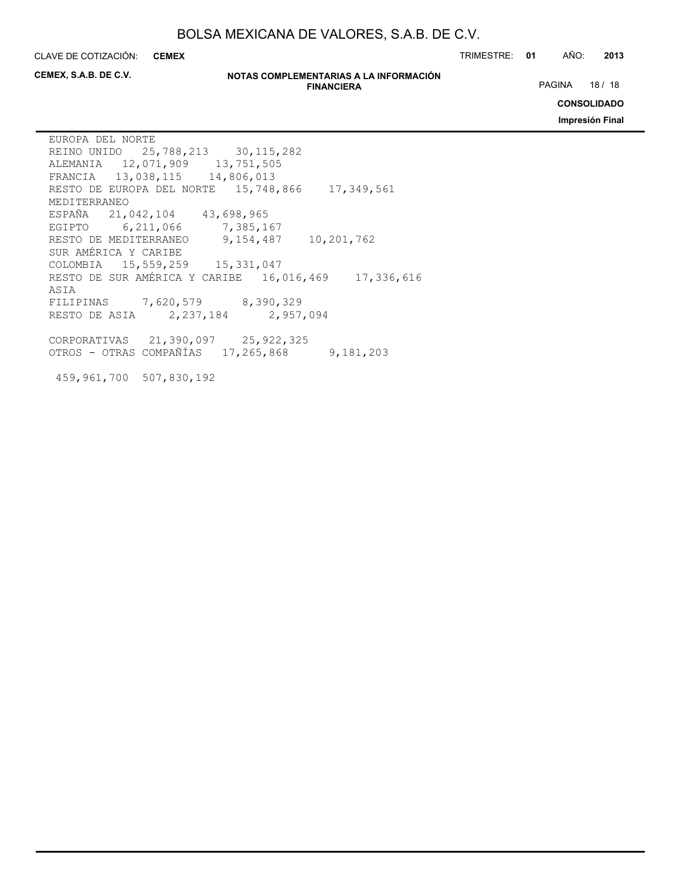| | | |
|---|---|---|
| EUROPA DEL NORTE | | |
| REINO UNIDO | 25,788,213 | 30,115,282 |
| ALEMANIA | 12,071,909 | 13,751,505 |
| FRANCIA | 13,038,115 | 14,806,013 |
| RESTO DE EUROPA DEL NORTE | 15,748,866 | 17,349,561 |
| MEDITERRANEO | | |
| ESPAÑA | 21,042,104 | 43,698,965 |
| EGIPTO | 6,211,066 | 7,385,167 |
| RESTO DE MEDITERRANEO | 9,154,487 | 10,201,762 |
| SUR AMÉRICA Y CARIBE | | |
| COLOMBIA | 15,559,259 | 15,331,047 |
| RESTO DE SUR AMÉRICA Y CARIBE | 16,016,469 | 17,336,616 |
| ASIA | | |
| FILIPINAS | 7,620,579 | 8,390,329 |
| RESTO DE ASIA | 2,237,184 | 2,957,094 |
| CORPORATIVAS | 21,390,097 | 25,922,325 |
| OTROS - OTRAS COMPAÑÍAS | 17,265,868 | 9,181,203 |
| | 459,961,700 | 507,830,192 |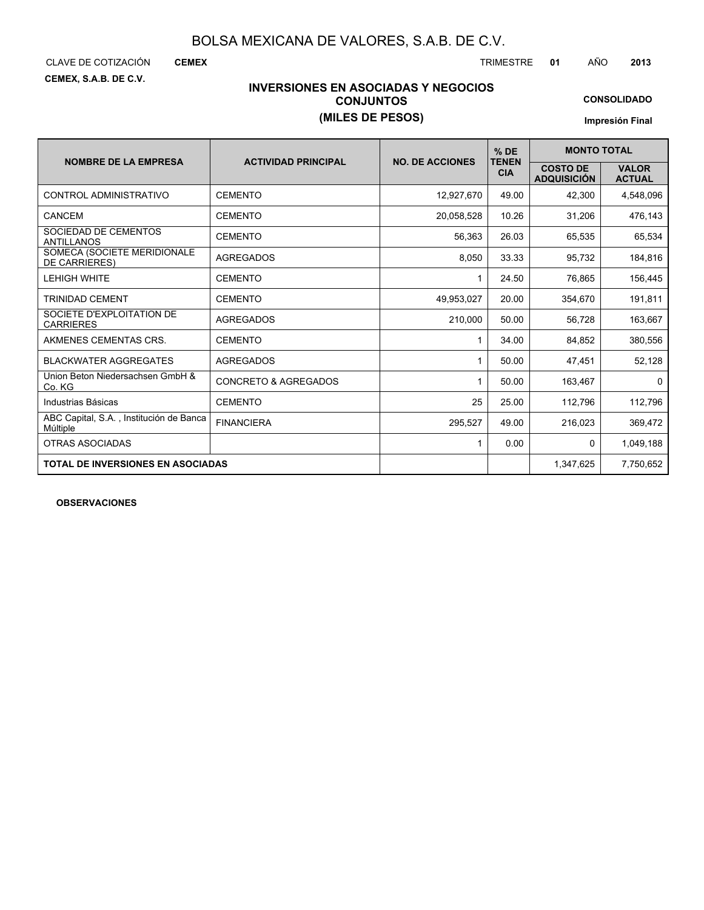# BOLSA MEXICANA DE VALORES, S.A.B. DE C.V.

CLAVE DE COTIZACIÓN **CEMEX** TRIMESTRE **01** AÑO **2013**

**CEMEX, S.A.B. DE C.V.**

## INVERSIONES EN ASOCIADAS Y NEGOCIOS CONJUNTOS
## (MILES DE PESOS)

**CONSOLIDADO**

**Impresión Final**

| NOMBRE DE LA EMPRESA | ACTIVIDAD PRINCIPAL | NO. DE ACCIONES | % DE TENENCIA | MONTO TOTAL | |
|---|---|---|---|---|---|
| | | | | COSTO DE ADQUISICIÓN | VALOR ACTUAL |
| CONTROL ADMINISTRATIVO | CEMENTO | 12,927,670 | 49.00 | 42,300 | 4,548,096 |
| CANCEM | CEMENTO | 20,058,528 | 10.26 | 31,206 | 476,143 |
| SOCIEDAD DE CEMENTOS ANTILLANOS | CEMENTO | 56,363 | 26.03 | 65,535 | 65,534 |
| SOMECA (SOCIETE MERIDIONALE DE CARRIERES) | AGREGADOS | 8,050 | 33.33 | 95,732 | 184,816 |
| LEHIGH WHITE | CEMENTO | 1 | 24.50 | 76,865 | 156,445 |
| TRINIDAD CEMENT | CEMENTO | 49,953,027 | 20.00 | 354,670 | 191,811 |
| SOCIETE D'EXPLOITATION DE CARRIERES | AGREGADOS | 210,000 | 50.00 | 56,728 | 163,667 |
| AKMENES CEMENTAS CRS. | CEMENTO | 1 | 34.00 | 84,852 | 380,556 |
| BLACKWATER AGGREGATES | AGREGADOS | 1 | 50.00 | 47,451 | 52,128 |
| Union Beton Niedersachsen GmbH & Co. KG | CONCRETO & AGREGADOS | 1 | 50.00 | 163,467 | 0 |
| Industrias Básicas | CEMENTO | 25 | 25.00 | 112,796 | 112,796 |
| ABC Capital, S.A. , Institución de Banca Múltiple | FINANCIERA | 295,527 | 49.00 | 216,023 | 369,472 |
| OTRAS ASOCIADAS | | 1 | 0.00 | 0 | 1,049,188 |
| **TOTAL DE INVERSIONES EN ASOCIADAS** | | | | 1,347,625 | 7,750,652 |

**OBSERVACIONES**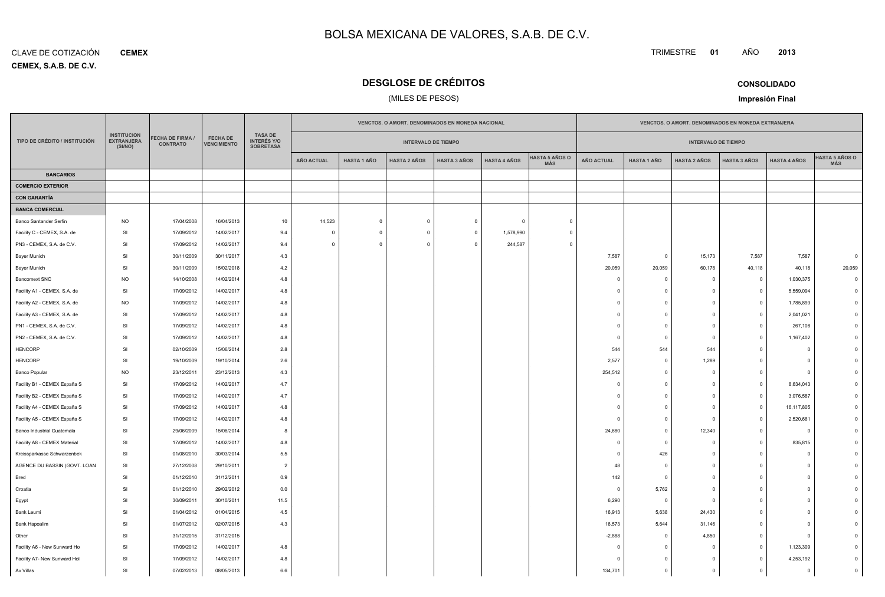# BOLSA MEXICANA DE VALORES, S.A.B. DE C.V.

CLAVE DE COTIZACIÓN **CEMEX**

**CEMEX, S.A.B. DE C.V.**

TRIMESTRE **01** AÑO **2013**

## DESGLOSE DE CRÉDITOS

(MILES DE PESOS)

**CONSOLIDADO**

**Impresión Final**

| TIPO DE CRÉDITO / INSTITUCIÓN | INSTITUCION EXTRANJERA (SI/NO) | FECHA DE FIRMA / CONTRATO | FECHA DE VENCIMIENTO | TASA DE INTERÉS Y/O SOBRETASA | VENCTOS. O AMORT. DENOMINADOS EN MONEDA NACIONAL | | | | | | VENCTOS. O AMORT. DENOMINADOS EN MONEDA EXTRANJERA | | | | | |
|---|---|---|---|---|---|---|---|---|---|---|---|---|---|---|---|---|
| | | | | | INTERVALO DE TIEMPO | | | | | | INTERVALO DE TIEMPO | | | | | |
| | | | | | AÑO ACTUAL | HASTA 1 AÑO | HASTA 2 AÑOS | HASTA 3 AÑOS | HASTA 4 AÑOS | HASTA 5 AÑOS O MÁS | AÑO ACTUAL | HASTA 1 AÑO | HASTA 2 AÑOS | HASTA 3 AÑOS | HASTA 4 AÑOS | HASTA 5 AÑOS O MÁS |
| **BANCARIOS** | | | | | | | | | | | | | | | | |
| **COMERCIO EXTERIOR** | | | | | | | | | | | | | | | | |
| **CON GARANTÍA** | | | | | | | | | | | | | | | | |
| **BANCA COMERCIAL** | | | | | | | | | | | | | | | | |
| Banco Santander Serfin | NO | 17/04/2008 | 16/04/2013 | 10 | 14,523 | 0 | 0 | 0 | 0 | 0 | | | | | | |
| Facility C - CEMEX, S.A. de | SI | 17/09/2012 | 14/02/2017 | 9.4 | 0 | 0 | 0 | 0 | 1,578,990 | 0 | | | | | | |
| PN3 - CEMEX, S.A. de C.V. | SI | 17/09/2012 | 14/02/2017 | 9.4 | 0 | 0 | 0 | 0 | 244,587 | 0 | | | | | | |
| Bayer Munich | SI | 30/11/2009 | 30/11/2017 | 4.3 | | | | | | | 7,587 | 0 | 15,173 | 7,587 | 7,587 | 0 |
| Bayer Munich | SI | 30/11/2009 | 15/02/2018 | 4.2 | | | | | | | 20,059 | 20,059 | 60,178 | 40,118 | 40,118 | 20,059 |
| Bancomext SNC | NO | 14/10/2008 | 14/02/2014 | 4.8 | | | | | | | 0 | 0 | 0 | 0 | 1,030,375 | 0 |
| Facility A1 - CEMEX, S.A. de | SI | 17/09/2012 | 14/02/2017 | 4.8 | | | | | | | 0 | 0 | 0 | 0 | 5,559,094 | 0 |
| Facility A2 - CEMEX, S.A. de | NO | 17/09/2012 | 14/02/2017 | 4.8 | | | | | | | 0 | 0 | 0 | 0 | 1,785,893 | 0 |
| Facility A3 - CEMEX, S.A. de | SI | 17/09/2012 | 14/02/2017 | 4.8 | | | | | | | 0 | 0 | 0 | 0 | 2,041,021 | 0 |
| PN1 - CEMEX, S.A. de C.V. | SI | 17/09/2012 | 14/02/2017 | 4.8 | | | | | | | 0 | 0 | 0 | 0 | 267,108 | 0 |
| PN2 - CEMEX, S.A. de C.V. | SI | 17/09/2012 | 14/02/2017 | 4.8 | | | | | | | 0 | 0 | 0 | 0 | 1,167,402 | 0 |
| HENCORP | SI | 02/10/2009 | 15/06/2014 | 2.8 | | | | | | | 544 | 544 | 544 | 0 | 0 | 0 |
| HENCORP | SI | 19/10/2009 | 19/10/2014 | 2.6 | | | | | | | 2,577 | 0 | 1,289 | 0 | 0 | 0 |
| Banco Popular | NO | 23/12/2011 | 23/12/2013 | 4.3 | | | | | | | 254,512 | 0 | 0 | 0 | 0 | 0 |
| Facility B1 - CEMEX España S | SI | 17/09/2012 | 14/02/2017 | 4.7 | | | | | | | 0 | 0 | 0 | 0 | 8,634,043 | 0 |
| Facility B2 - CEMEX España S | SI | 17/09/2012 | 14/02/2017 | 4.7 | | | | | | | 0 | 0 | 0 | 0 | 3,076,587 | 0 |
| Facility A4 - CEMEX España S | SI | 17/09/2012 | 14/02/2017 | 4.8 | | | | | | | 0 | 0 | 0 | 0 | 16,117,805 | 0 |
| Facility A5 - CEMEX España S | SI | 17/09/2012 | 14/02/2017 | 4.8 | | | | | | | 0 | 0 | 0 | 0 | 2,520,661 | 0 |
| Banco Industrial Guatemala | SI | 29/06/2009 | 15/06/2014 | 8 | | | | | | | 24,680 | 0 | 12,340 | 0 | 0 | 0 |
| Facility A8 - CEMEX Material | SI | 17/09/2012 | 14/02/2017 | 4.8 | | | | | | | 0 | 0 | 0 | 0 | 835,815 | 0 |
| Kreissparkasse Schwarzenbek | SI | 01/08/2010 | 30/03/2014 | 5.5 | | | | | | | 0 | 426 | 0 | 0 | 0 | 0 |
| AGENCE DU BASSIN (GOVT. LOAN | SI | 27/12/2008 | 29/10/2011 | 2 | | | | | | | 48 | 0 | 0 | 0 | 0 | 0 |
| Bred | SI | 01/12/2010 | 31/12/2011 | 0.9 | | | | | | | 142 | 0 | 0 | 0 | 0 | 0 |
| Croatia | SI | 01/12/2010 | 29/02/2012 | 0.0 | | | | | | | 0 | 5,762 | 0 | 0 | 0 | 0 |
| Egypt | SI | 30/09/2011 | 30/10/2011 | 11.5 | | | | | | | 6,290 | 0 | 0 | 0 | 0 | 0 |
| Bank Leumi | SI | 01/04/2012 | 01/04/2015 | 4.5 | | | | | | | 16,913 | 5,638 | 24,430 | 0 | 0 | 0 |
| Bank Hapoalim | SI | 01/07/2012 | 02/07/2015 | 4.3 | | | | | | | 16,573 | 5,644 | 31,146 | 0 | 0 | 0 |
| Other | SI | 31/12/2015 | 31/12/2015 | | | | | | | | -2,888 | 0 | 4,850 | 0 | 0 | 0 |
| Facility A6 - New Sunward Ho | SI | 17/09/2012 | 14/02/2017 | 4.8 | | | | | | | 0 | 0 | 0 | 0 | 1,123,309 | 0 |
| Facility A7- New Sunward Hol | SI | 17/09/2012 | 14/02/2017 | 4.8 | | | | | | | 0 | 0 | 0 | 0 | 4,253,192 | 0 |
| Av Villas | SI | 07/02/2013 | 08/05/2013 | 6.6 | | | | | | | 134,701 | 0 | 0 | 0 | 0 | 0 |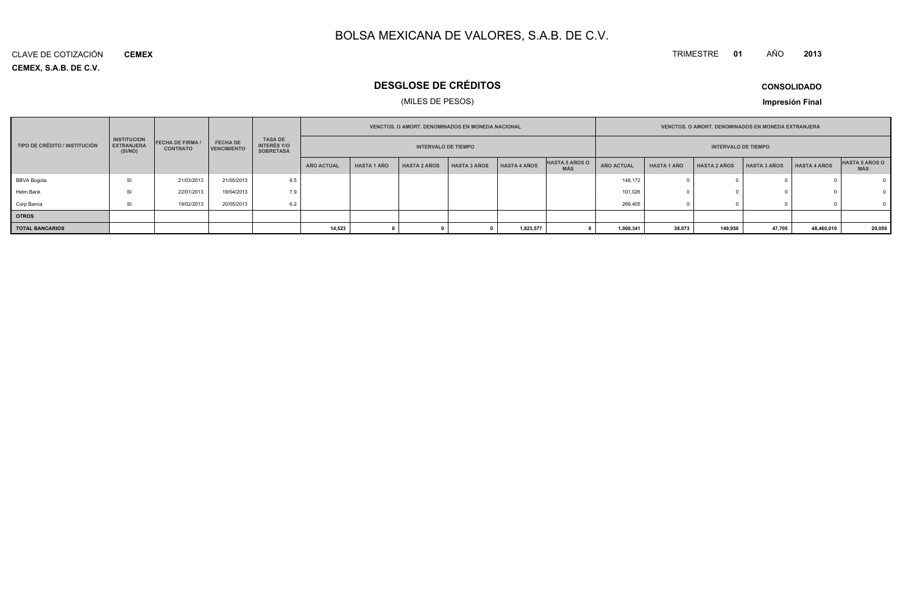# BOLSA MEXICANA DE VALORES, S.A.B. DE C.V.

CLAVE DE COTIZACIÓN **CEMEX**

TRIMESTRE **01** AÑO **2013**

**CEMEX, S.A.B. DE C.V.**

## DESGLOSE DE CRÉDITOS

(MILES DE PESOS)

**CONSOLIDADO**

**Impresión Final**

| TIPO DE CRÉDITO / INSTITUCIÓN | INSTITUCION EXTRANJERA (SI/NO) | FECHA DE FIRMA / CONTRATO | FECHA DE VENCIMIENTO | TASA DE INTERÉS Y/O SOBRETASA | VENCTOS. O AMORT. DENOMINADOS EN MONEDA NACIONAL | | | | | | VENCTOS. O AMORT. DENOMINADOS EN MONEDA EXTRANJERA | | | | | |
|---|---|---|---|---|---|---|---|---|---|---|---|---|---|---|---|---|
| | | | | | INTERVALO DE TIEMPO | | | | | | INTERVALO DE TIEMPO | | | | | |
| | | | | | AÑO ACTUAL | HASTA 1 AÑO | HASTA 2 AÑOS | HASTA 3 AÑOS | HASTA 4 AÑOS | HASTA 5 AÑOS O MÁS | AÑO ACTUAL | HASTA 1 AÑO | HASTA 2 AÑOS | HASTA 3 AÑOS | HASTA 4 AÑOS | HASTA 5 AÑOS O MÁS |
| BBVA Bogota | SI | 21/03/2013 | 21/05/2013 | 6.5 | | | | | | | 148,172 | 0 | 0 | 0 | 0 | 0 |
| Helm Bank | SI | 22/01/2013 | 19/04/2013 | 7.9 | | | | | | | 101,026 | 0 | 0 | 0 | 0 | 0 |
| Corp Banca | SI | 19/02/2013 | 20/05/2013 | 6.2 | | | | | | | 269,405 | 0 | 0 | 0 | 0 | 0 |
| **OTROS** | | | | | | | | | | | | | | | | |
| **TOTAL BANCARIOS** | | | | | **14,523** | **0** | **0** | **0** | **1,823,577** | **0** | **1,000,341** | **38,073** | **149,950** | **47,705** | **48,460,010** | **20,059** |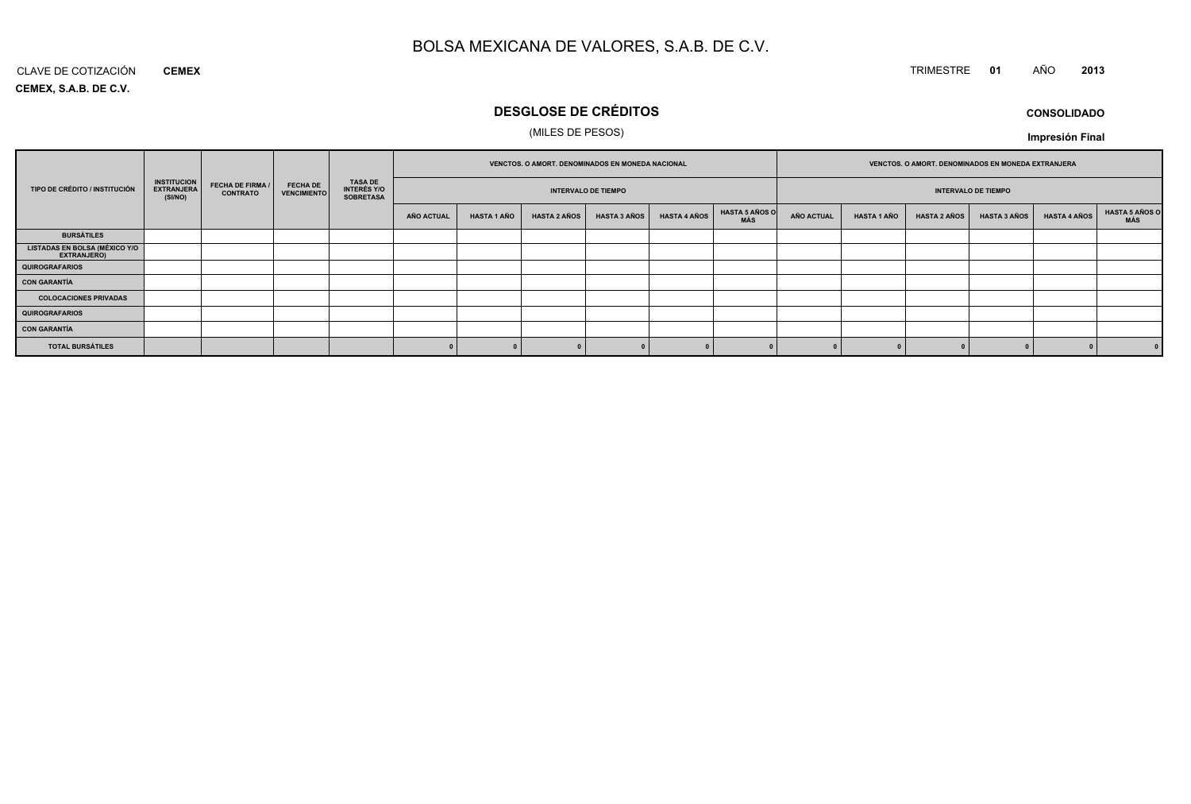# BOLSA MEXICANA DE VALORES, S.A.B. DE C.V.

CLAVE DE COTIZACIÓN **CEMEX**

**CEMEX, S.A.B. DE C.V.**

TRIMESTRE **01** AÑO **2013**

## DESGLOSE DE CRÉDITOS

(MILES DE PESOS)

**CONSOLIDADO**

**Impresión Final**

| TIPO DE CRÉDITO / INSTITUCIÓN | INSTITUCION EXTRANJERA (SI/NO) | FECHA DE FIRMA / CONTRATO | FECHA DE VENCIMIENTO | TASA DE INTERÉS Y/O SOBRETASA | VENCTOS. O AMORT. DENOMINADOS EN MONEDA NACIONAL | | | | | | VENCTOS. O AMORT. DENOMINADOS EN MONEDA EXTRANJERA | | | | | |
|---|---|---|---|---|---|---|---|---|---|---|---|---|---|---|---|---|
| | | | | | INTERVALO DE TIEMPO | | | | | | INTERVALO DE TIEMPO | | | | | |
| | | | | | AÑO ACTUAL | HASTA 1 AÑO | HASTA 2 AÑOS | HASTA 3 AÑOS | HASTA 4 AÑOS | HASTA 5 AÑOS O MÁS | AÑO ACTUAL | HASTA 1 AÑO | HASTA 2 AÑOS | HASTA 3 AÑOS | HASTA 4 AÑOS | HASTA 5 AÑOS O MÁS |
| **BURSÁTILES** | | | | | | | | | | | | | | | | |
| **LISTADAS EN BOLSA (MÉXICO Y/O EXTRANJERO)** | | | | | | | | | | | | | | | | |
| **QUIROGRAFARIOS** | | | | | | | | | | | | | | | | |
| **CON GARANTÍA** | | | | | | | | | | | | | | | | |
| **COLOCACIONES PRIVADAS** | | | | | | | | | | | | | | | | |
| **QUIROGRAFARIOS** | | | | | | | | | | | | | | | | |
| **CON GARANTÍA** | | | | | | | | | | | | | | | | |
| **TOTAL BURSÁTILES** | | | | | 0 | 0 | 0 | 0 | 0 | 0 | 0 | 0 | 0 | 0 | 0 | 0 |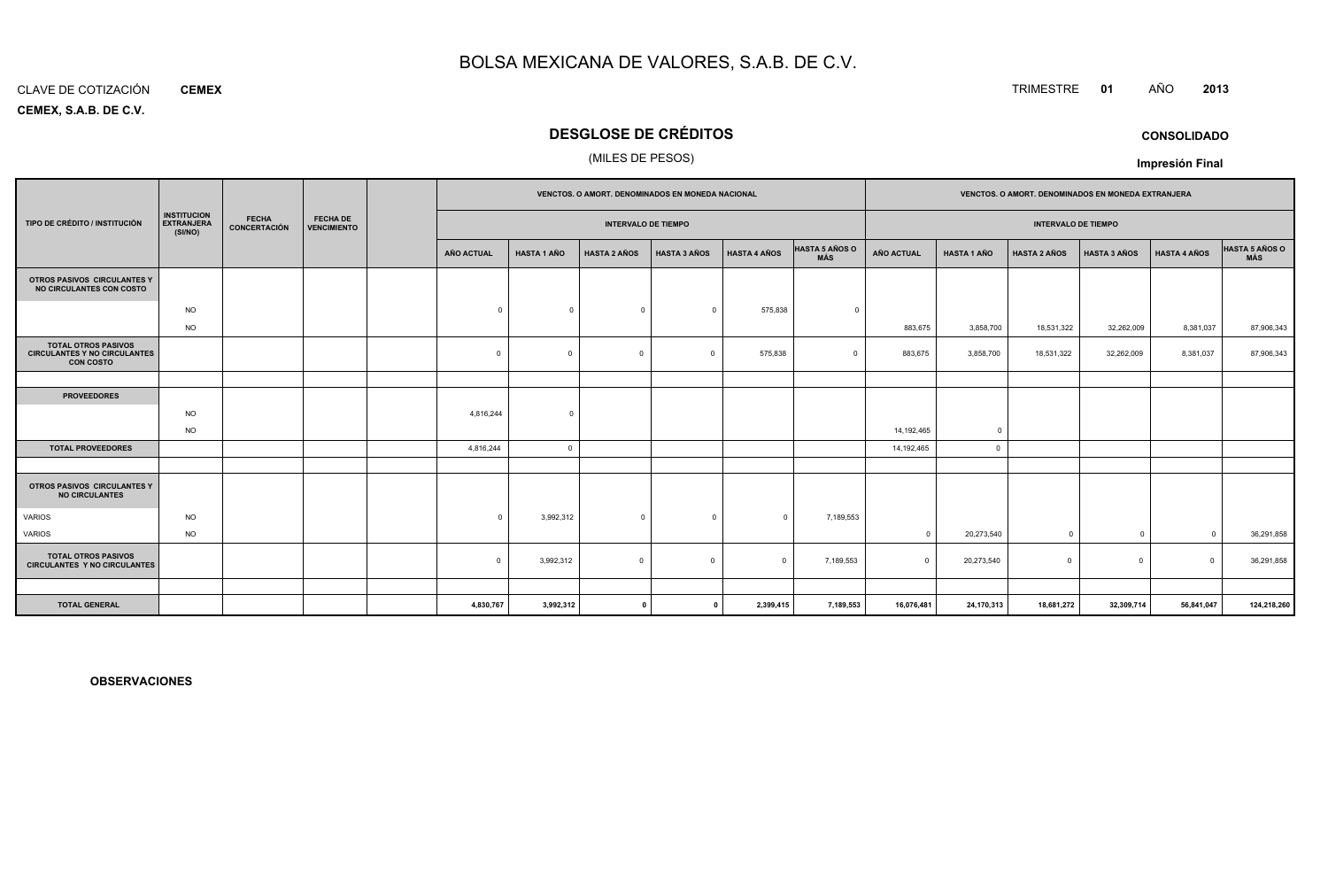# BOLSA MEXICANA DE VALORES, S.A.B. DE C.V.

CLAVE DE COTIZACIÓN **CEMEX**

TRIMESTRE **01** AÑO **2013**

**CEMEX, S.A.B. DE C.V.**

## DESGLOSE DE CRÉDITOS

(MILES DE PESOS)

**CONSOLIDADO**

**Impresión Final**

| TIPO DE CRÉDITO / INSTITUCIÓN | INSTITUCION EXTRANJERA (SI/NO) | FECHA CONCERTACIÓN | FECHA DE VENCIMIENTO | | VENCTOS. O AMORT. DENOMINADOS EN MONEDA NACIONAL | | | | | | VENCTOS. O AMORT. DENOMINADOS EN MONEDA EXTRANJERA | | | | | |
|---|---|---|---|---|---|---|---|---|---|---|---|---|---|---|---|---|
| | | | | | INTERVALO DE TIEMPO | | | | | | INTERVALO DE TIEMPO | | | | | |
| | | | | | AÑO ACTUAL | HASTA 1 AÑO | HASTA 2 AÑOS | HASTA 3 AÑOS | HASTA 4 AÑOS | HASTA 5 AÑOS O MÁS | AÑO ACTUAL | HASTA 1 AÑO | HASTA 2 AÑOS | HASTA 3 AÑOS | HASTA 4 AÑOS | HASTA 5 AÑOS O MÁS |
| **OTROS PASIVOS CIRCULANTES Y NO CIRCULANTES CON COSTO** | | | | | | | | | | | | | | | | |
| | NO | | | | 0 | 0 | 0 | 0 | 575,838 | 0 | | | | | | |
| | NO | | | | | | | | | | 883,675 | 3,858,700 | 18,531,322 | 32,262,009 | 8,381,037 | 87,906,343 |
| **TOTAL OTROS PASIVOS CIRCULANTES Y NO CIRCULANTES CON COSTO** | | | | | 0 | 0 | 0 | 0 | 575,838 | 0 | 883,675 | 3,858,700 | 18,531,322 | 32,262,009 | 8,381,037 | 87,906,343 |
| | | | | | | | | | | | | | | | | |
| **PROVEEDORES** | | | | | | | | | | | | | | | | |
| | NO | | | | 4,816,244 | 0 | | | | | | | | | | |
| | NO | | | | | | | | | | 14,192,465 | 0 | | | | |
| **TOTAL PROVEEDORES** | | | | | 4,816,244 | 0 | | | | | 14,192,465 | 0 | | | | |
| | | | | | | | | | | | | | | | | |
| **OTROS PASIVOS CIRCULANTES Y NO CIRCULANTES** | | | | | | | | | | | | | | | | |
| VARIOS | NO | | | | 0 | 3,992,312 | 0 | 0 | 0 | 7,189,553 | | | | | | |
| VARIOS | NO | | | | | | | | | | 0 | 20,273,540 | 0 | 0 | 0 | 36,291,858 |
| **TOTAL OTROS PASIVOS CIRCULANTES Y NO CIRCULANTES** | | | | | 0 | 3,992,312 | 0 | 0 | 0 | 7,189,553 | 0 | 20,273,540 | 0 | 0 | 0 | 36,291,858 |
| | | | | | | | | | | | | | | | | |
| **TOTAL GENERAL** | | | | | **4,830,767** | **3,992,312** | **0** | **0** | **2,399,415** | **7,189,553** | **16,076,481** | **24,170,313** | **18,681,272** | **32,309,714** | **56,841,047** | **124,218,260** |

**OBSERVACIONES**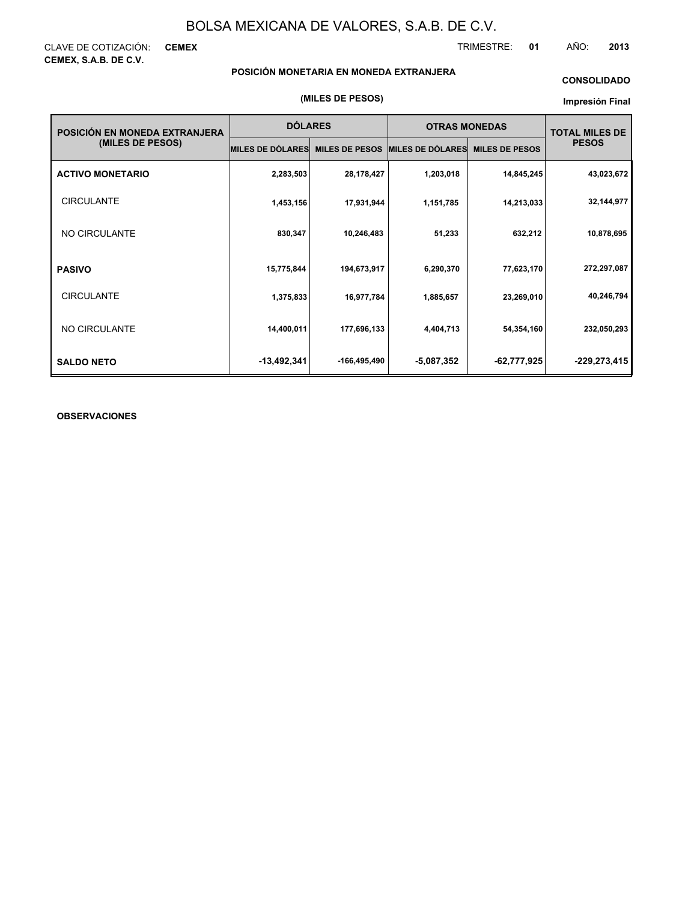# BOLSA MEXICANA DE VALORES, S.A.B. DE C.V.

CLAVE DE COTIZACIÓN: **CEMEX** TRIMESTRE: **01** AÑO: **2013**

**CEMEX, S.A.B. DE C.V.**

**POSICIÓN MONETARIA EN MONEDA EXTRANJERA**

**CONSOLIDADO**

**(MILES DE PESOS)**

**Impresión Final**

| POSICIÓN EN MONEDA EXTRANJERA (MILES DE PESOS) | DÓLARES | | OTRAS MONEDAS | | TOTAL MILES DE PESOS |
|---|---|---|---|---|---|
| | MILES DE DÓLARES | MILES DE PESOS | MILES DE DÓLARES | MILES DE PESOS | |
| **ACTIVO MONETARIO** | 2,283,503 | 28,178,427 | 1,203,018 | 14,845,245 | 43,023,672 |
| CIRCULANTE | 1,453,156 | 17,931,944 | 1,151,785 | 14,213,033 | 32,144,977 |
| NO CIRCULANTE | 830,347 | 10,246,483 | 51,233 | 632,212 | 10,878,695 |
| **PASIVO** | 15,775,844 | 194,673,917 | 6,290,370 | 77,623,170 | 272,297,087 |
| CIRCULANTE | 1,375,833 | 16,977,784 | 1,885,657 | 23,269,010 | 40,246,794 |
| NO CIRCULANTE | 14,400,011 | 177,696,133 | 4,404,713 | 54,354,160 | 232,050,293 |
| **SALDO NETO** | -13,492,341 | -166,495,490 | -5,087,352 | -62,777,925 | -229,273,415 |

**OBSERVACIONES**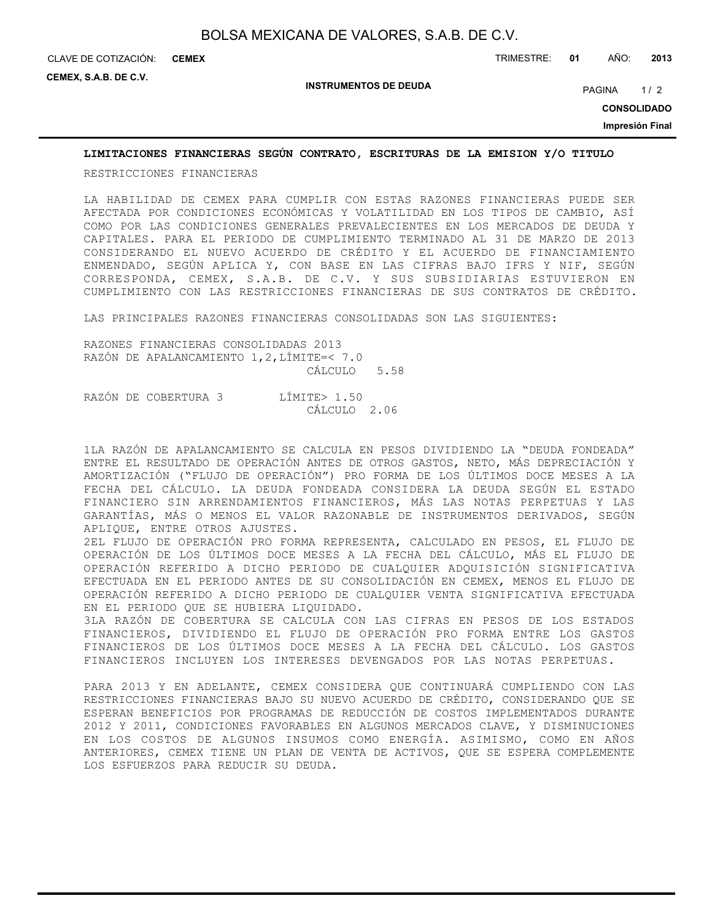## LIMITACIONES FINANCIERAS SEGÚN CONTRATO, ESCRITURAS DE LA EMISION Y/O TITULO

RESTRICCIONES FINANCIERAS

LA HABILIDAD DE CEMEX PARA CUMPLIR CON ESTAS RAZONES FINANCIERAS PUEDE SER AFECTADA POR CONDICIONES ECONÓMICAS Y VOLATILIDAD EN LOS TIPOS DE CAMBIO, ASÍ COMO POR LAS CONDICIONES GENERALES PREVALECIENTES EN LOS MERCADOS DE DEUDA Y CAPITALES. PARA EL PERIODO DE CUMPLIMIENTO TERMINADO AL 31 DE MARZO DE 2013 CONSIDERANDO EL NUEVO ACUERDO DE CRÉDITO Y EL ACUERDO DE FINANCIAMIENTO ENMENDADO, SEGÚN APLICA Y, CON BASE EN LAS CIFRAS BAJO IFRS Y NIF, SEGÚN CORRESPONDA, CEMEX, S.A.B. DE C.V. Y SUS SUBSIDIARIAS ESTUVIERON EN CUMPLIMIENTO CON LAS RESTRICCIONES FINANCIERAS DE SUS CONTRATOS DE CRÉDITO.

LAS PRINCIPALES RAZONES FINANCIERAS CONSOLIDADAS SON LAS SIGUIENTES:

RAZONES FINANCIERAS CONSOLIDADAS 2013

| | | |
|---|---|---|
| RAZÓN DE APALANCAMIENTO 1,2, | LÍMITE=< 7.0 | |
| | CÁLCULO | 5.58 |
| RAZÓN DE COBERTURA 3 | LÍMITE> 1.50 | |
| | CÁLCULO | 2.06 |

1LA RAZÓN DE APALANCAMIENTO SE CALCULA EN PESOS DIVIDIENDO LA “DEUDA FONDEADA” ENTRE EL RESULTADO DE OPERACIÓN ANTES DE OTROS GASTOS, NETO, MÁS DEPRECIACIÓN Y AMORTIZACIÓN (“FLUJO DE OPERACIÓN”) PRO FORMA DE LOS ÚLTIMOS DOCE MESES A LA FECHA DEL CÁLCULO. LA DEUDA FONDEADA CONSIDERA LA DEUDA SEGÚN EL ESTADO FINANCIERO SIN ARRENDAMIENTOS FINANCIEROS, MÁS LAS NOTAS PERPETUAS Y LAS GARANTÍAS, MÁS O MENOS EL VALOR RAZONABLE DE INSTRUMENTOS DERIVADOS, SEGÚN APLIQUE, ENTRE OTROS AJUSTES.

2EL FLUJO DE OPERACIÓN PRO FORMA REPRESENTA, CALCULADO EN PESOS, EL FLUJO DE OPERACIÓN DE LOS ÚLTIMOS DOCE MESES A LA FECHA DEL CÁLCULO, MÁS EL FLUJO DE OPERACIÓN REFERIDO A DICHO PERIODO DE CUALQUIER ADQUISICIÓN SIGNIFICATIVA EFECTUADA EN EL PERIODO ANTES DE SU CONSOLIDACIÓN EN CEMEX, MENOS EL FLUJO DE OPERACIÓN REFERIDO A DICHO PERIODO DE CUALQUIER VENTA SIGNIFICATIVA EFECTUADA EN EL PERIODO QUE SE HUBIERA LIQUIDADO.

3LA RAZÓN DE COBERTURA SE CALCULA CON LAS CIFRAS EN PESOS DE LOS ESTADOS FINANCIEROS, DIVIDIENDO EL FLUJO DE OPERACIÓN PRO FORMA ENTRE LOS GASTOS FINANCIEROS DE LOS ÚLTIMOS DOCE MESES A LA FECHA DEL CÁLCULO. LOS GASTOS FINANCIEROS INCLUYEN LOS INTERESES DEVENGADOS POR LAS NOTAS PERPETUAS.

PARA 2013 Y EN ADELANTE, CEMEX CONSIDERA QUE CONTINUARÁ CUMPLIENDO CON LAS RESTRICCIONES FINANCIERAS BAJO SU NUEVO ACUERDO DE CRÉDITO, CONSIDERANDO QUE SE ESPERAN BENEFICIOS POR PROGRAMAS DE REDUCCIÓN DE COSTOS IMPLEMENTADOS DURANTE 2012 Y 2011, CONDICIONES FAVORABLES EN ALGUNOS MERCADOS CLAVE, Y DISMINUCIONES EN LOS COSTOS DE ALGUNOS INSUMOS COMO ENERGÍA. ASIMISMO, COMO EN AÑOS ANTERIORES, CEMEX TIENE UN PLAN DE VENTA DE ACTIVOS, QUE SE ESPERA COMPLEMENTE LOS ESFUERZOS PARA REDUCIR SU DEUDA.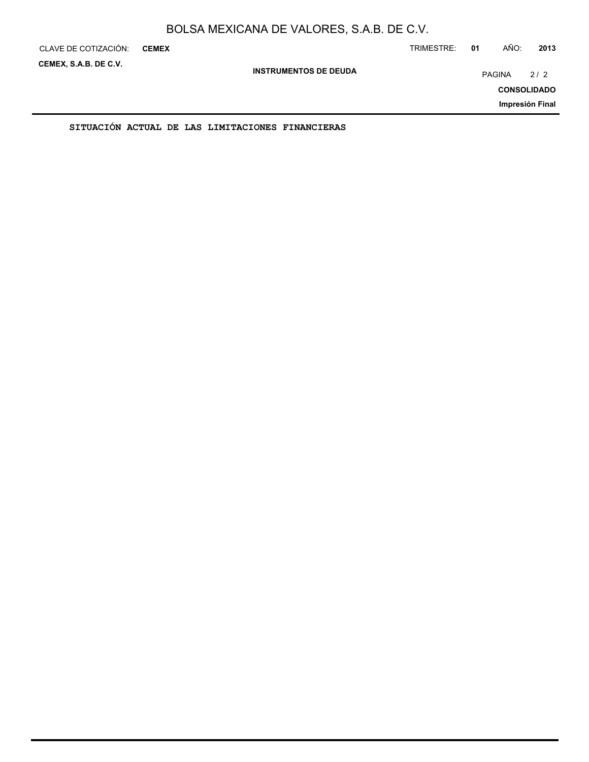**SITUACIÓN ACTUAL DE LAS LIMITACIONES FINANCIERAS**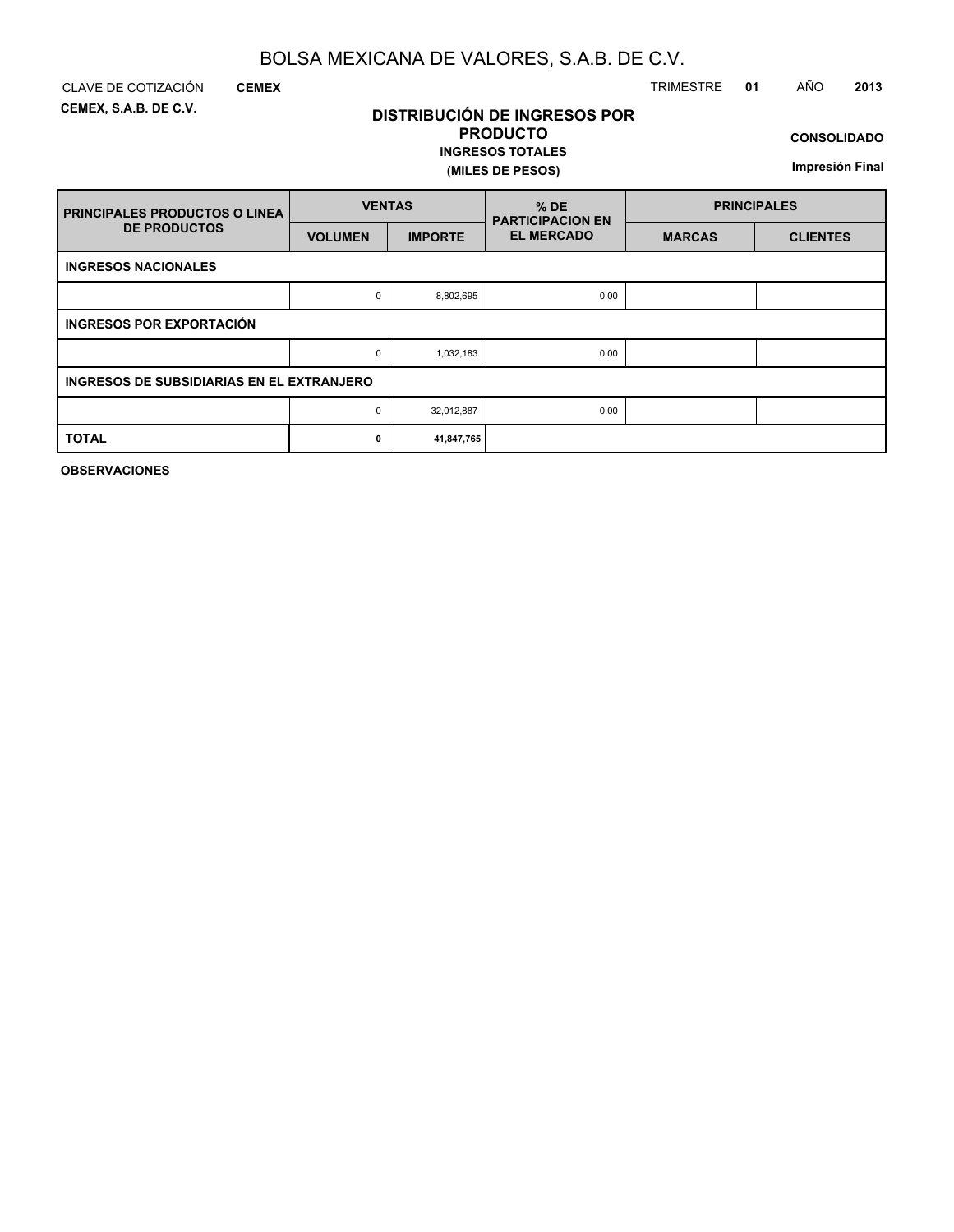# BOLSA MEXICANA DE VALORES, S.A.B. DE C.V.

CLAVE DE COTIZACIÓN **CEMEX** TRIMESTRE **01** AÑO **2013**

**CEMEX, S.A.B. DE C.V.**

## DISTRIBUCIÓN DE INGRESOS POR PRODUCTO

**INGRESOS TOTALES**

**(MILES DE PESOS)**

**CONSOLIDADO**

**Impresión Final**

| PRINCIPALES PRODUCTOS O LINEA DE PRODUCTOS | VENTAS | | % DE PARTICIPACION EN EL MERCADO | PRINCIPALES | |
|---|---|---|---|---|---|
| | VOLUMEN | IMPORTE | | MARCAS | CLIENTES |
| **INGRESOS NACIONALES** | | | | | |
| | 0 | 8,802,695 | 0.00 | | |
| **INGRESOS POR EXPORTACIÓN** | | | | | |
| | 0 | 1,032,183 | 0.00 | | |
| **INGRESOS DE SUBSIDIARIAS EN EL EXTRANJERO** | | | | | |
| | 0 | 32,012,887 | 0.00 | | |
| **TOTAL** | **0** | **41,847,765** | | | |

**OBSERVACIONES**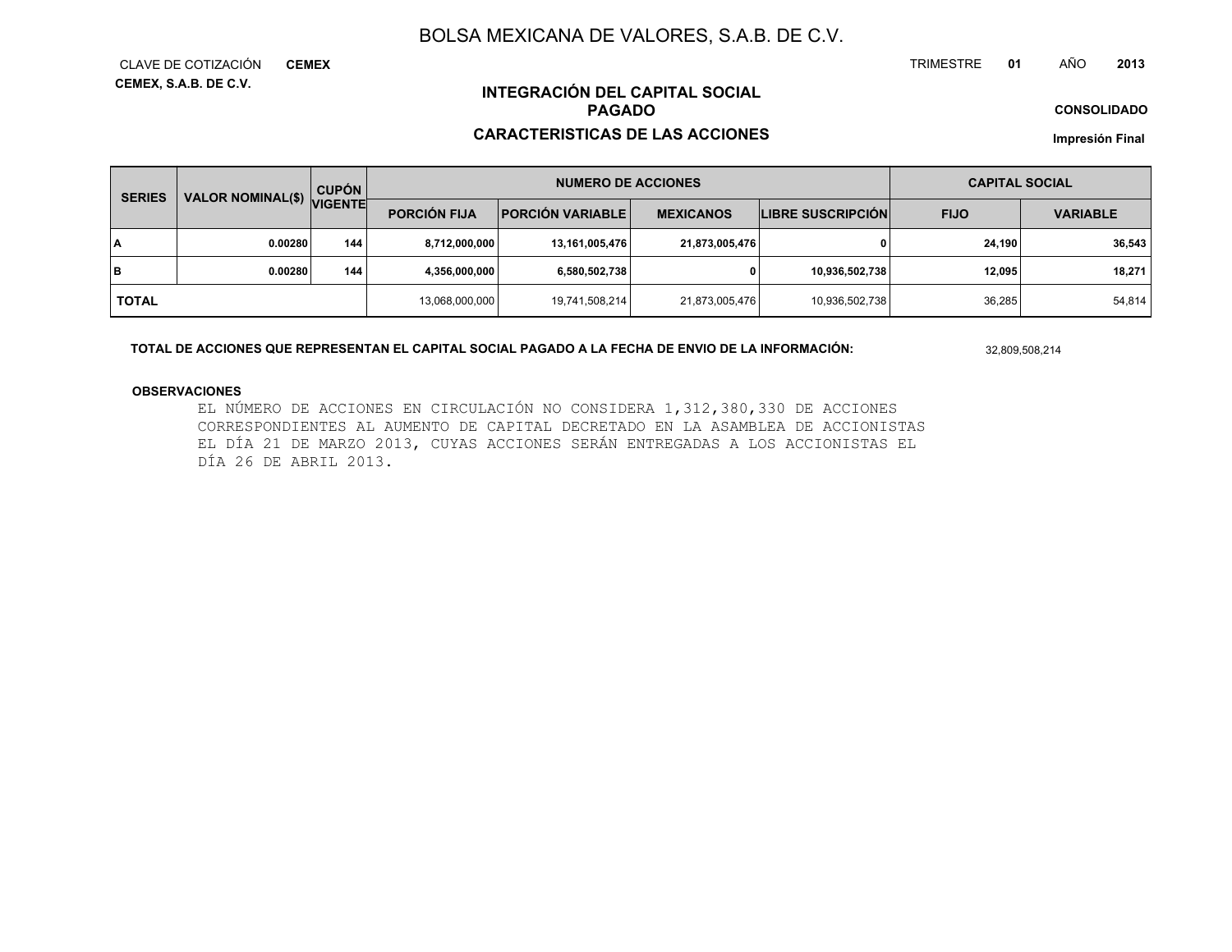# BOLSA MEXICANA DE VALORES, S.A.B. DE C.V.

CLAVE DE COTIZACIÓN **CEMEX**

**CEMEX, S.A.B. DE C.V.**

TRIMESTRE **01** AÑO **2013**

## INTEGRACIÓN DEL CAPITAL SOCIAL PAGADO

## CARACTERISTICAS DE LAS ACCIONES

**CONSOLIDADO**

**Impresión Final**

| SERIES | VALOR NOMINAL($) | CUPÓN VIGENTE | NUMERO DE ACCIONES | | | | CAPITAL SOCIAL | |
|---|---|---|---|---|---|---|---|---|
| | | | PORCIÓN FIJA | PORCIÓN VARIABLE | MEXICANOS | LIBRE SUSCRIPCIÓN | FIJO | VARIABLE |
| **A** | **0.00280** | **144** | **8,712,000,000** | **13,161,005,476** | **21,873,005,476** | **0** | **24,190** | **36,543** |
| **B** | **0.00280** | **144** | **4,356,000,000** | **6,580,502,738** | **0** | **10,936,502,738** | **12,095** | **18,271** |
| **TOTAL** | | | 13,068,000,000 | 19,741,508,214 | 21,873,005,476 | 10,936,502,738 | 36,285 | 54,814 |

**TOTAL DE ACCIONES QUE REPRESENTAN EL CAPITAL SOCIAL PAGADO A LA FECHA DE ENVIO DE LA INFORMACIÓN:** 32,809,508,214

**OBSERVACIONES**

EL NÚMERO DE ACCIONES EN CIRCULACIÓN NO CONSIDERA 1,312,380,330 DE ACCIONES CORRESPONDIENTES AL AUMENTO DE CAPITAL DECRETADO EN LA ASAMBLEA DE ACCIONISTAS EL DÍA 21 DE MARZO 2013, CUYAS ACCIONES SERÁN ENTREGADAS A LOS ACCIONISTAS EL DÍA 26 DE ABRIL 2013.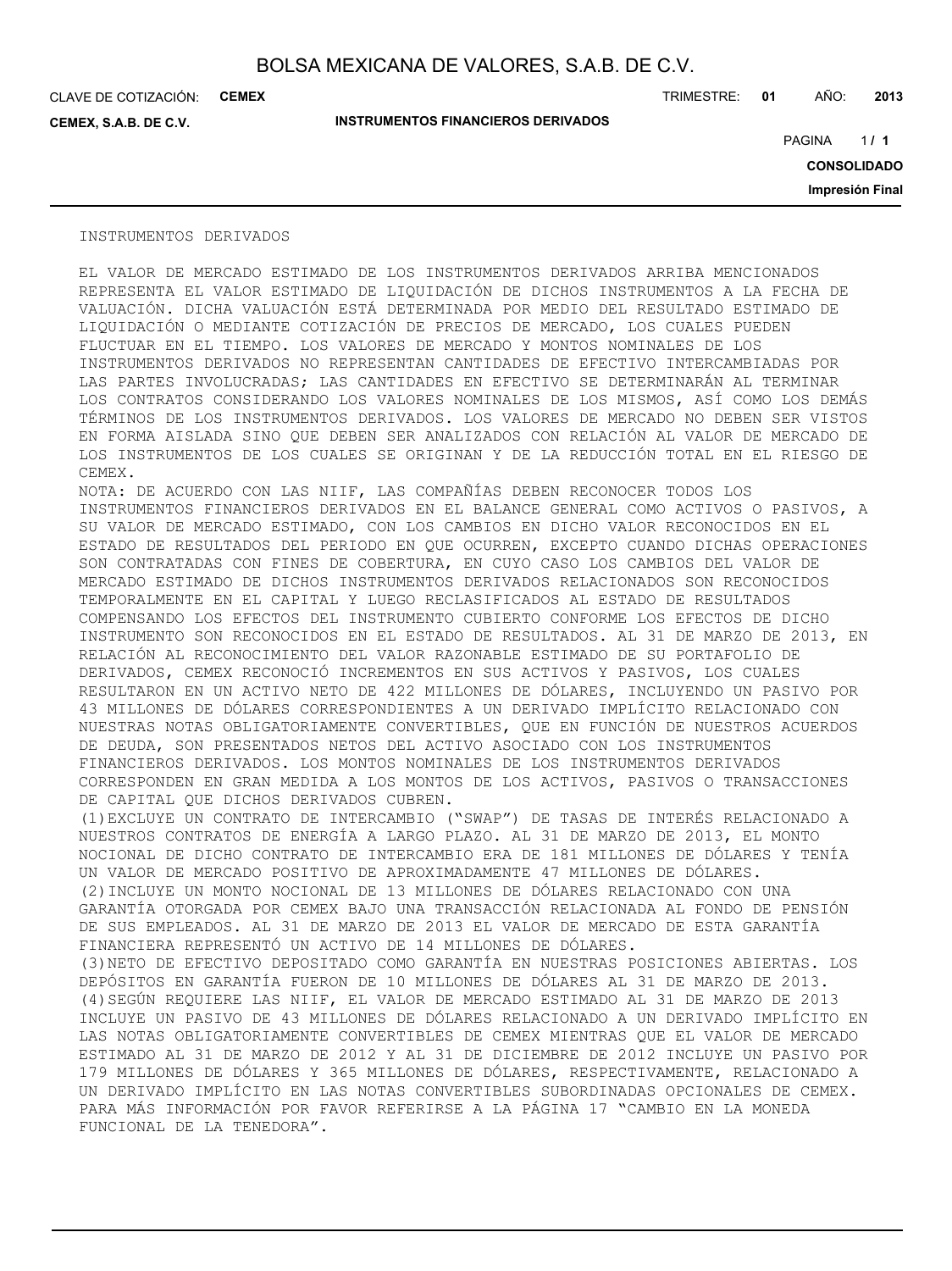INSTRUMENTOS DERIVADOS

EL VALOR DE MERCADO ESTIMADO DE LOS INSTRUMENTOS DERIVADOS ARRIBA MENCIONADOS REPRESENTA EL VALOR ESTIMADO DE LIQUIDACIÓN DE DICHOS INSTRUMENTOS A LA FECHA DE VALUACIÓN. DICHA VALUACIÓN ESTÁ DETERMINADA POR MEDIO DEL RESULTADO ESTIMADO DE LIQUIDACIÓN O MEDIANTE COTIZACIÓN DE PRECIOS DE MERCADO, LOS CUALES PUEDEN FLUCTUAR EN EL TIEMPO. LOS VALORES DE MERCADO Y MONTOS NOMINALES DE LOS INSTRUMENTOS DERIVADOS NO REPRESENTAN CANTIDADES DE EFECTIVO INTERCAMBIADAS POR LAS PARTES INVOLUCRADAS; LAS CANTIDADES EN EFECTIVO SE DETERMINARÁN AL TERMINAR LOS CONTRATOS CONSIDERANDO LOS VALORES NOMINALES DE LOS MISMOS, ASÍ COMO LOS DEMÁS TÉRMINOS DE LOS INSTRUMENTOS DERIVADOS. LOS VALORES DE MERCADO NO DEBEN SER VISTOS EN FORMA AISLADA SINO QUE DEBEN SER ANALIZADOS CON RELACIÓN AL VALOR DE MERCADO DE LOS INSTRUMENTOS DE LOS CUALES SE ORIGINAN Y DE LA REDUCCIÓN TOTAL EN EL RIESGO DE CEMEX.

NOTA: DE ACUERDO CON LAS NIIF, LAS COMPAÑÍAS DEBEN RECONOCER TODOS LOS INSTRUMENTOS FINANCIEROS DERIVADOS EN EL BALANCE GENERAL COMO ACTIVOS O PASIVOS, A SU VALOR DE MERCADO ESTIMADO, CON LOS CAMBIOS EN DICHO VALOR RECONOCIDOS EN EL ESTADO DE RESULTADOS DEL PERIODO EN QUE OCURREN, EXCEPTO CUANDO DICHAS OPERACIONES SON CONTRATADAS CON FINES DE COBERTURA, EN CUYO CASO LOS CAMBIOS DEL VALOR DE MERCADO ESTIMADO DE DICHOS INSTRUMENTOS DERIVADOS RELACIONADOS SON RECONOCIDOS TEMPORALMENTE EN EL CAPITAL Y LUEGO RECLASIFICADOS AL ESTADO DE RESULTADOS COMPENSANDO LOS EFECTOS DEL INSTRUMENTO CUBIERTO CONFORME LOS EFECTOS DE DICHO INSTRUMENTO SON RECONOCIDOS EN EL ESTADO DE RESULTADOS. AL 31 DE MARZO DE 2013, EN RELACIÓN AL RECONOCIMIENTO DEL VALOR RAZONABLE ESTIMADO DE SU PORTAFOLIO DE DERIVADOS, CEMEX RECONOCIÓ INCREMENTOS EN SUS ACTIVOS Y PASIVOS, LOS CUALES RESULTARON EN UN ACTIVO NETO DE 422 MILLONES DE DÓLARES, INCLUYENDO UN PASIVO POR 43 MILLONES DE DÓLARES CORRESPONDIENTES A UN DERIVADO IMPLÍCITO RELACIONADO CON NUESTRAS NOTAS OBLIGATORIAMENTE CONVERTIBLES, QUE EN FUNCIÓN DE NUESTROS ACUERDOS DE DEUDA, SON PRESENTADOS NETOS DEL ACTIVO ASOCIADO CON LOS INSTRUMENTOS FINANCIEROS DERIVADOS. LOS MONTOS NOMINALES DE LOS INSTRUMENTOS DERIVADOS CORRESPONDEN EN GRAN MEDIDA A LOS MONTOS DE LOS ACTIVOS, PASIVOS O TRANSACCIONES DE CAPITAL QUE DICHOS DERIVADOS CUBREN.

(1) EXCLUYE UN CONTRATO DE INTERCAMBIO ("SWAP") DE TASAS DE INTERÉS RELACIONADO A NUESTROS CONTRATOS DE ENERGÍA A LARGO PLAZO. AL 31 DE MARZO DE 2013, EL MONTO NOCIONAL DE DICHO CONTRATO DE INTERCAMBIO ERA DE 181 MILLONES DE DÓLARES Y TENÍA UN VALOR DE MERCADO POSITIVO DE APROXIMADAMENTE 47 MILLONES DE DÓLARES.

(2) INCLUYE UN MONTO NOCIONAL DE 13 MILLONES DE DÓLARES RELACIONADO CON UNA GARANTÍA OTORGADA POR CEMEX BAJO UNA TRANSACCIÓN RELACIONADA AL FONDO DE PENSIÓN DE SUS EMPLEADOS. AL 31 DE MARZO DE 2013 EL VALOR DE MERCADO DE ESTA GARANTÍA FINANCIERA REPRESENTÓ UN ACTIVO DE 14 MILLONES DE DÓLARES.

(3) NETO DE EFECTIVO DEPOSITADO COMO GARANTÍA EN NUESTRAS POSICIONES ABIERTAS. LOS DEPÓSITOS EN GARANTÍA FUERON DE 10 MILLONES DE DÓLARES AL 31 DE MARZO DE 2013.

(4) SEGÚN REQUIERE LAS NIIF, EL VALOR DE MERCADO ESTIMADO AL 31 DE MARZO DE 2013 INCLUYE UN PASIVO DE 43 MILLONES DE DÓLARES RELACIONADO A UN DERIVADO IMPLÍCITO EN LAS NOTAS OBLIGATORIAMENTE CONVERTIBLES DE CEMEX MIENTRAS QUE EL VALOR DE MERCADO ESTIMADO AL 31 DE MARZO DE 2012 Y AL 31 DE DICIEMBRE DE 2012 INCLUYE UN PASIVO POR 179 MILLONES DE DÓLARES Y 365 MILLONES DE DÓLARES, RESPECTIVAMENTE, RELACIONADO A UN DERIVADO IMPLÍCITO EN LAS NOTAS CONVERTIBLES SUBORDINADAS OPCIONALES DE CEMEX. PARA MÁS INFORMACIÓN POR FAVOR REFERIRSE A LA PÁGINA 17 "CAMBIO EN LA MONEDA FUNCIONAL DE LA TENEDORA".